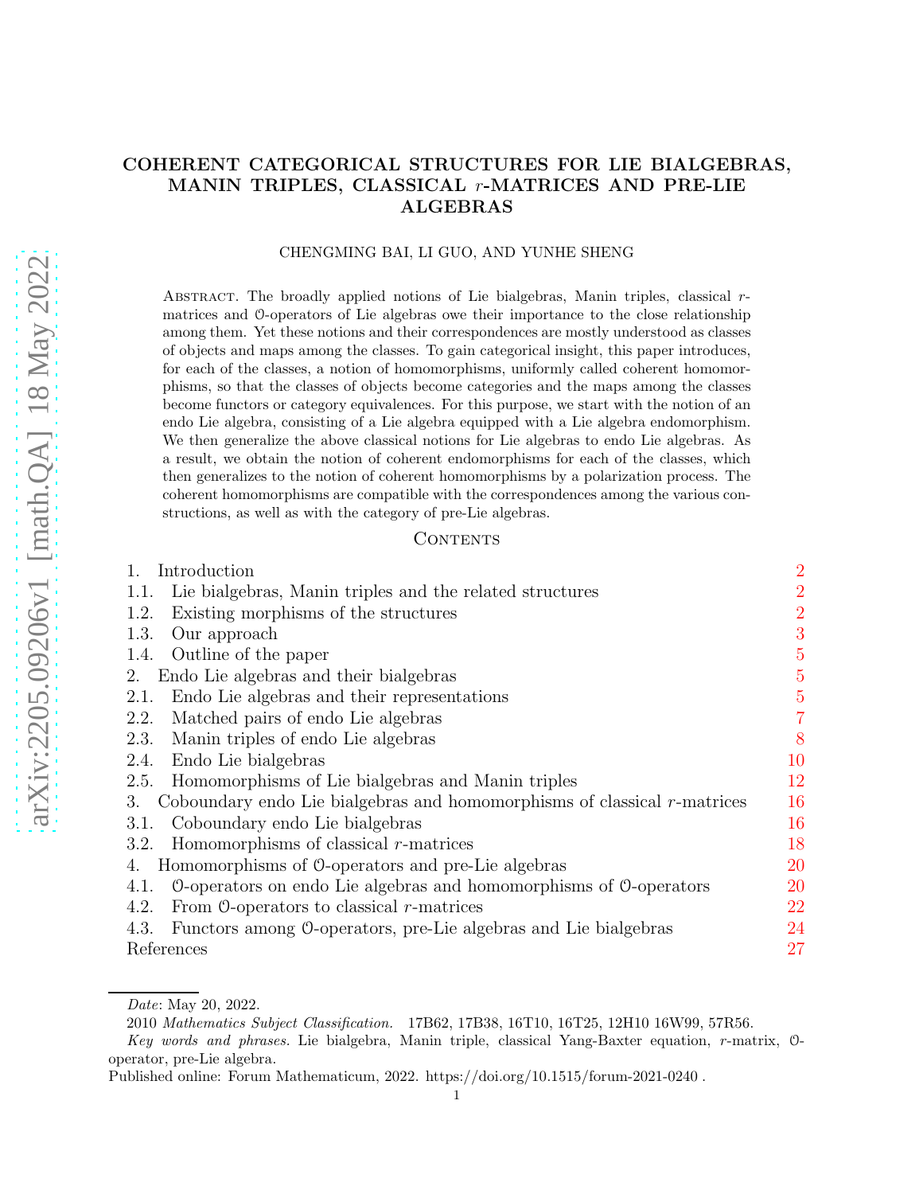# COHERENT CATEGORICAL STRUCTURES FOR LIE BIALGEBRAS, MANIN TRIPLES, CLASSICAL $r$-MATRICES AND PRE-LIE ALGEBRAS

CHENGMING BAI, LI GUO, AND YUNHE SHENG

Abstract. The broadly applied notions of Lie bialgebras, Manin triples, classical $r$-matrices and $\mathcal{O}$-operators of Lie algebras owe their importance to the close relationship among them. Yet these notions and their correspondences are mostly understood as classes of objects and maps among the classes. To gain categorical insight, this paper introduces, for each of the classes, a notion of homomorphisms, uniformly called coherent homomorphisms, so that the classes of objects become categories and the maps among the classes become functors or category equivalences. For this purpose, we start with the notion of an endo Lie algebra, consisting of a Lie algebra equipped with a Lie algebra endomorphism. We then generalize the above classical notions for Lie algebras to endo Lie algebras. As a result, we obtain the notion of coherent endomorphisms for each of the classes, which then generalizes to the notion of coherent homomorphisms by a polarization process. The coherent homomorphisms are compatible with the correspondences among the various constructions, as well as with the category of pre-Lie algebras.

## Contents

1. Introduction — 2
   - 1.1. Lie bialgebras, Manin triples and the related structures — 2
   - 1.2. Existing morphisms of the structures — 2
   - 1.3. Our approach — 3
   - 1.4. Outline of the paper — 5
2. Endo Lie algebras and their bialgebras — 5
   - 2.1. Endo Lie algebras and their representations — 5
   - 2.2. Matched pairs of endo Lie algebras — 7
   - 2.3. Manin triples of endo Lie algebras — 8
   - 2.4. Endo Lie bialgebras — 10
   - 2.5. Homomorphisms of Lie bialgebras and Manin triples — 12
3. Coboundary endo Lie bialgebras and homomorphisms of classical $r$-matrices — 16
   - 3.1. Coboundary endo Lie bialgebras — 16
   - 3.2. Homomorphisms of classical $r$-matrices — 18
4. Homomorphisms of $\mathcal{O}$-operators and pre-Lie algebras — 20
   - 4.1. $\mathcal{O}$-operators on endo Lie algebras and homomorphisms of $\mathcal{O}$-operators — 20
   - 4.2. From $\mathcal{O}$-operators to classical $r$-matrices — 22
   - 4.3. Functors among $\mathcal{O}$-operators, pre-Lie algebras and Lie bialgebras — 24

References — 27

---

*Date*: May 20, 2022.

2010 *Mathematics Subject Classification.* 17B62, 17B38, 16T10, 16T25, 12H10 16W99, 57R56.

*Key words and phrases.* Lie bialgebra, Manin triple, classical Yang-Baxter equation, $r$-matrix, $\mathcal{O}$-operator, pre-Lie algebra.

Published online: Forum Mathematicum, 2022. https://doi.org/10.1515/forum-2021-0240 .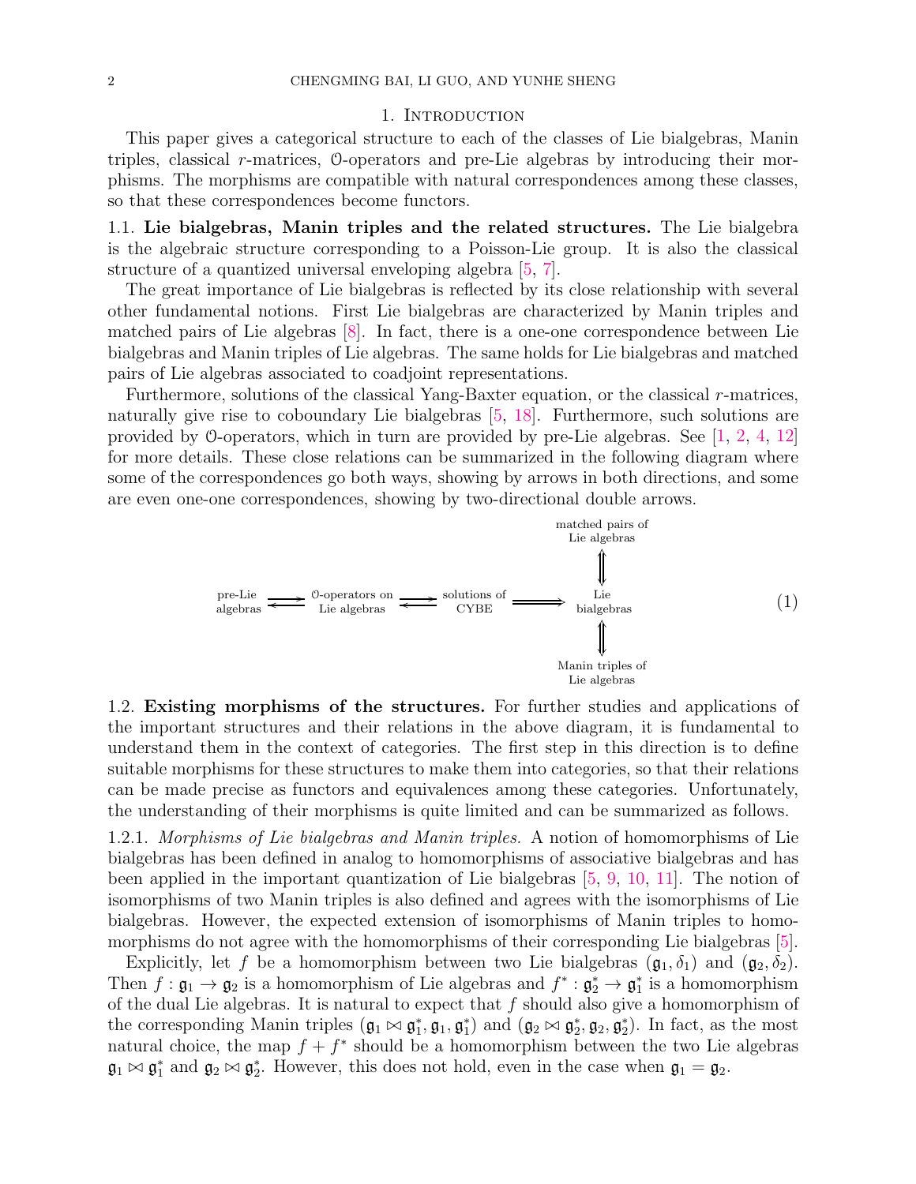## 1. Introduction

This paper gives a categorical structure to each of the classes of Lie bialgebras, Manin triples, classical $r$-matrices, $\mathcal{O}$-operators and pre-Lie algebras by introducing their morphisms. The morphisms are compatible with natural correspondences among these classes, so that these correspondences become functors.

### 1.1. Lie bialgebras, Manin triples and the related structures.

The Lie bialgebra is the algebraic structure corresponding to a Poisson-Lie group. It is also the classical structure of a quantized universal enveloping algebra [5, 7].

The great importance of Lie bialgebras is reflected by its close relationship with several other fundamental notions. First Lie bialgebras are characterized by Manin triples and matched pairs of Lie algebras [8]. In fact, there is a one-one correspondence between Lie bialgebras and Manin triples of Lie algebras. The same holds for Lie bialgebras and matched pairs of Lie algebras associated to coadjoint representations.

Furthermore, solutions of the classical Yang-Baxter equation, or the classical $r$-matrices, naturally give rise to coboundary Lie bialgebras [5, 18]. Furthermore, such solutions are provided by $\mathcal{O}$-operators, which in turn are provided by pre-Lie algebras. See [1, 2, 4, 12] for more details. These close relations can be summarized in the following diagram where some of the correspondences go both ways, showing by arrows in both directions, and some are even one-one correspondences, showing by two-directional double arrows.

$$
\begin{array}{ccccccc}
 & & & & & & \text{matched pairs of Lie algebras} \\
 & & & & & & \Updownarrow \\
\text{pre-Lie algebras} & \rightleftarrows & \mathcal{O}\text{-operators on Lie algebras} & \rightleftarrows & \text{solutions of CYBE} & \Longrightarrow & \text{Lie bialgebras} \\
 & & & & & & \Updownarrow \\
 & & & & & & \text{Manin triples of Lie algebras}
\end{array}
\tag{1}
$$

### 1.2. Existing morphisms of the structures.

For further studies and applications of the important structures and their relations in the above diagram, it is fundamental to understand them in the context of categories. The first step in this direction is to define suitable morphisms for these structures to make them into categories, so that their relations can be made precise as functors and equivalences among these categories. Unfortunately, the understanding of their morphisms is quite limited and can be summarized as follows.

1.2.1. *Morphisms of Lie bialgebras and Manin triples.* A notion of homomorphisms of Lie bialgebras has been defined in analog to homomorphisms of associative bialgebras and has been applied in the important quantization of Lie bialgebras [5, 9, 10, 11]. The notion of isomorphisms of two Manin triples is also defined and agrees with the isomorphisms of Lie bialgebras. However, the expected extension of isomorphisms of Manin triples to homomorphisms do not agree with the homomorphisms of their corresponding Lie bialgebras [5].

Explicitly, let $f$ be a homomorphism between two Lie bialgebras $(\mathfrak{g}_1, \delta_1)$ and $(\mathfrak{g}_2, \delta_2)$. Then $f : \mathfrak{g}_1 \to \mathfrak{g}_2$ is a homomorphism of Lie algebras and $f^* : \mathfrak{g}_2^* \to \mathfrak{g}_1^*$ is a homomorphism of the dual Lie algebras. It is natural to expect that $f$ should also give a homomorphism of the corresponding Manin triples $(\mathfrak{g}_1 \bowtie \mathfrak{g}_1^*, \mathfrak{g}_1, \mathfrak{g}_1^*)$ and $(\mathfrak{g}_2 \bowtie \mathfrak{g}_2^*, \mathfrak{g}_2, \mathfrak{g}_2^*)$. In fact, as the most natural choice, the map $f + f^*$ should be a homomorphism between the two Lie algebras $\mathfrak{g}_1 \bowtie \mathfrak{g}_1^*$ and $\mathfrak{g}_2 \bowtie \mathfrak{g}_2^*$. However, this does not hold, even in the case when $\mathfrak{g}_1 = \mathfrak{g}_2$.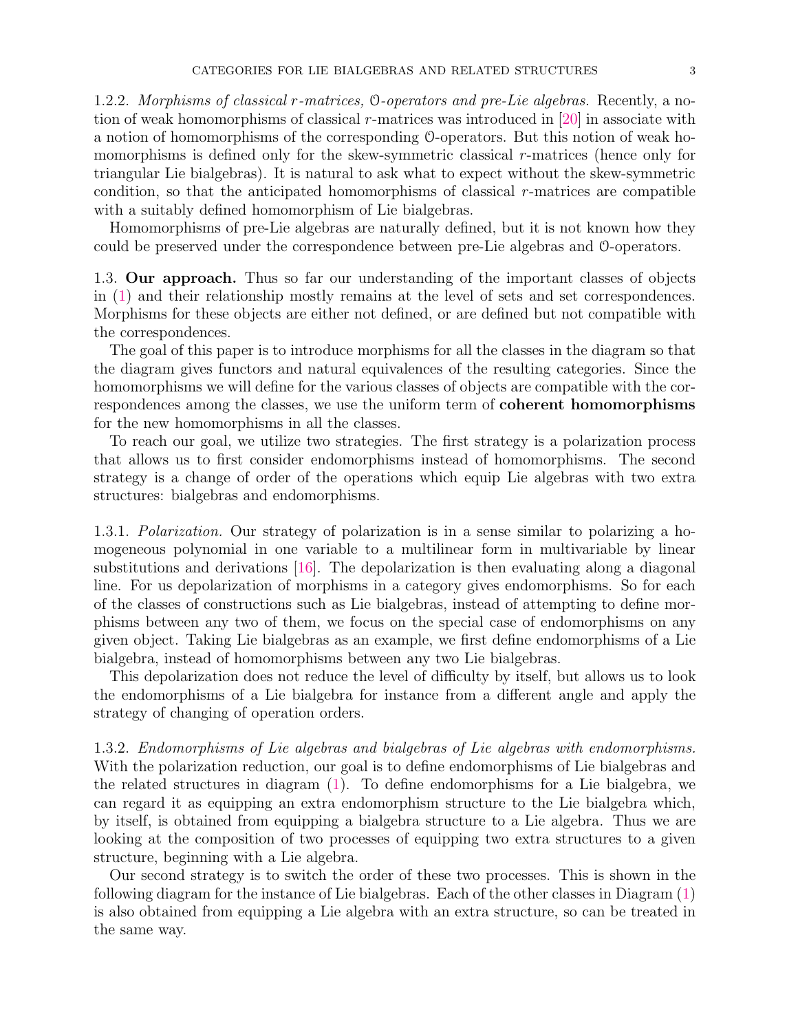1.2.2. *Morphisms of classical r-matrices, $\mathcal{O}$-operators and pre-Lie algebras.* Recently, a notion of weak homomorphisms of classical $r$-matrices was introduced in [20] in associate with a notion of homomorphisms of the corresponding $\mathcal{O}$-operators. But this notion of weak homomorphisms is defined only for the skew-symmetric classical $r$-matrices (hence only for triangular Lie bialgebras). It is natural to ask what to expect without the skew-symmetric condition, so that the anticipated homomorphisms of classical $r$-matrices are compatible with a suitably defined homomorphism of Lie bialgebras.

Homomorphisms of pre-Lie algebras are naturally defined, but it is not known how they could be preserved under the correspondence between pre-Lie algebras and $\mathcal{O}$-operators.

1.3. **Our approach.** Thus so far our understanding of the important classes of objects in (1) and their relationship mostly remains at the level of sets and set correspondences. Morphisms for these objects are either not defined, or are defined but not compatible with the correspondences.

The goal of this paper is to introduce morphisms for all the classes in the diagram so that the diagram gives functors and natural equivalences of the resulting categories. Since the homomorphisms we will define for the various classes of objects are compatible with the correspondences among the classes, we use the uniform term of **coherent homomorphisms** for the new homomorphisms in all the classes.

To reach our goal, we utilize two strategies. The first strategy is a polarization process that allows us to first consider endomorphisms instead of homomorphisms. The second strategy is a change of order of the operations which equip Lie algebras with two extra structures: bialgebras and endomorphisms.

1.3.1. *Polarization.* Our strategy of polarization is in a sense similar to polarizing a homogeneous polynomial in one variable to a multilinear form in multivariable by linear substitutions and derivations [16]. The depolarization is then evaluating along a diagonal line. For us depolarization of morphisms in a category gives endomorphisms. So for each of the classes of constructions such as Lie bialgebras, instead of attempting to define morphisms between any two of them, we focus on the special case of endomorphisms on any given object. Taking Lie bialgebras as an example, we first define endomorphisms of a Lie bialgebra, instead of homomorphisms between any two Lie bialgebras.

This depolarization does not reduce the level of difficulty by itself, but allows us to look the endomorphisms of a Lie bialgebra for instance from a different angle and apply the strategy of changing of operation orders.

1.3.2. *Endomorphisms of Lie algebras and bialgebras of Lie algebras with endomorphisms.* With the polarization reduction, our goal is to define endomorphisms of Lie bialgebras and the related structures in diagram (1). To define endomorphisms for a Lie bialgebra, we can regard it as equipping an extra endomorphism structure to the Lie bialgebra which, by itself, is obtained from equipping a bialgebra structure to a Lie algebra. Thus we are looking at the composition of two processes of equipping two extra structures to a given structure, beginning with a Lie algebra.

Our second strategy is to switch the order of these two processes. This is shown in the following diagram for the instance of Lie bialgebras. Each of the other classes in Diagram (1) is also obtained from equipping a Lie algebra with an extra structure, so can be treated in the same way.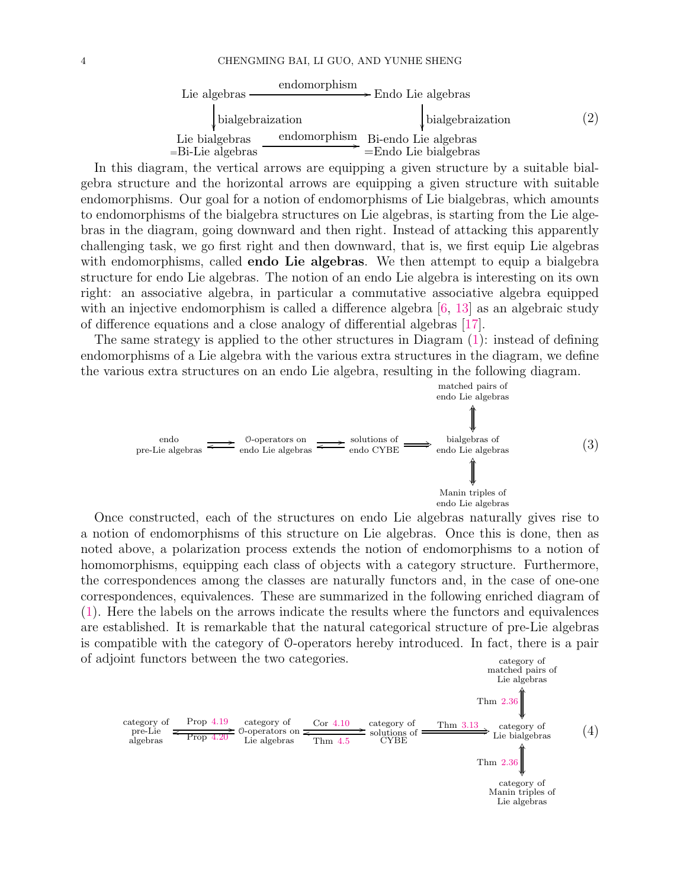$$
\begin{array}{ccc}
\text{Lie algebras} & \xrightarrow{\text{endomorphism}} & \text{Endo Lie algebras} \\
\Big\downarrow \text{bialgebraization} & & \Big\downarrow \text{bialgebraization} \\
\begin{array}{c}\text{Lie bialgebras}\\ =\text{Bi-Lie algebras}\end{array} & \xrightarrow{\text{endomorphism}} & \begin{array}{c}\text{Bi-endo Lie algebras}\\ =\text{Endo Lie bialgebras}\end{array}
\end{array}
\tag{2}
$$

In this diagram, the vertical arrows are equipping a given structure by a suitable bialgebra structure and the horizontal arrows are equipping a given structure with suitable endomorphisms. Our goal for a notion of endomorphisms of Lie bialgebras, which amounts to endomorphisms of the bialgebra structures on Lie algebras, is starting from the Lie algebras in the diagram, going downward and then right. Instead of attacking this apparently challenging task, we go first right and then downward, that is, we first equip Lie algebras with endomorphisms, called **endo Lie algebras**. We then attempt to equip a bialgebra structure for endo Lie algebras. The notion of an endo Lie algebra is interesting on its own right: an associative algebra, in particular a commutative associative algebra equipped with an injective endomorphism is called a difference algebra [6, 13] as an algebraic study of difference equations and a close analogy of differential algebras [17].

The same strategy is applied to the other structures in Diagram (1): instead of defining endomorphisms of a Lie algebra with the various extra structures in the diagram, we define the various extra structures on an endo Lie algebra, resulting in the following diagram.

$$
\begin{array}{ccccccc}
 & & & & & & \begin{array}{c}\text{matched pairs of}\\ \text{endo Lie algebras}\end{array} \\
 & & & & & & \Updownarrow \\
\begin{array}{c}\text{endo}\\ \text{pre-Lie algebras}\end{array} & \rightleftarrows & \begin{array}{c}\mathcal{O}\text{-operators on}\\ \text{endo Lie algebras}\end{array} & \rightleftarrows & \begin{array}{c}\text{solutions of}\\ \text{endo CYBE}\end{array} & \Longrightarrow & \begin{array}{c}\text{bialgebras of}\\ \text{endo Lie algebras}\end{array} \\
 & & & & & & \Updownarrow \\
 & & & & & & \begin{array}{c}\text{Manin triples of}\\ \text{endo Lie algebras}\end{array}
\end{array}
\tag{3}
$$

Once constructed, each of the structures on endo Lie algebras naturally gives rise to a notion of endomorphisms of this structure on Lie algebras. Once this is done, then as noted above, a polarization process extends the notion of endomorphisms to a notion of homomorphisms, equipping each class of objects with a category structure. Furthermore, the correspondences among the classes are naturally functors and, in the case of one-one correspondences, equivalences. These are summarized in the following enriched diagram of (1). Here the labels on the arrows indicate the results where the functors and equivalences are established. It is remarkable that the natural categorical structure of pre-Lie algebras is compatible with the category of $\mathcal{O}$-operators hereby introduced. In fact, there is a pair of adjoint functors between the two categories.

$$
\begin{array}{ccccccc}
 & & & & & & \begin{array}{c}\text{category of}\\ \text{matched pairs of}\\ \text{Lie algebras}\end{array} \\
 & & & & & & \text{Thm 2.36}\ \Updownarrow \\
\begin{array}{c}\text{category of}\\ \text{pre-Lie}\\ \text{algebras}\end{array} & \underset{\text{Prop 4.20}}{\overset{\text{Prop 4.19}}{\rightleftarrows}} & \begin{array}{c}\text{category of}\\ \mathcal{O}\text{-operators on}\\ \text{Lie algebras}\end{array} & \underset{\text{Thm 4.5}}{\overset{\text{Cor 4.10}}{\rightleftarrows}} & \begin{array}{c}\text{category of}\\ \text{solutions of}\\ \text{CYBE}\end{array} & \overset{\text{Thm 3.13}}{\Longrightarrow} & \begin{array}{c}\text{category of}\\ \text{Lie bialgebras}\end{array} \\
 & & & & & & \text{Thm 2.36}\ \Updownarrow \\
 & & & & & & \begin{array}{c}\text{category of}\\ \text{Manin triples of}\\ \text{Lie algebras}\end{array}
\end{array}
\tag{4}
$$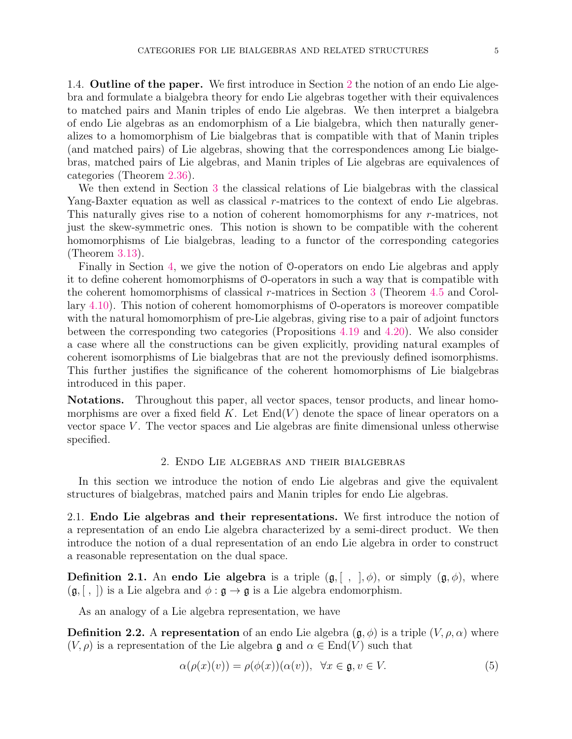1.4. **Outline of the paper.** We first introduce in Section 2 the notion of an endo Lie algebra and formulate a bialgebra theory for endo Lie algebras together with their equivalences to matched pairs and Manin triples of endo Lie algebras. We then interpret a bialgebra of endo Lie algebras as an endomorphism of a Lie bialgebra, which then naturally generalizes to a homomorphism of Lie bialgebras that is compatible with that of Manin triples (and matched pairs) of Lie algebras, showing that the correspondences among Lie bialgebras, matched pairs of Lie algebras, and Manin triples of Lie algebras are equivalences of categories (Theorem 2.36).

We then extend in Section 3 the classical relations of Lie bialgebras with the classical Yang-Baxter equation as well as classical $r$-matrices to the context of endo Lie algebras. This naturally gives rise to a notion of coherent homomorphisms for any $r$-matrices, not just the skew-symmetric ones. This notion is shown to be compatible with the coherent homomorphisms of Lie bialgebras, leading to a functor of the corresponding categories (Theorem 3.13).

Finally in Section 4, we give the notion of $\mathcal{O}$-operators on endo Lie algebras and apply it to define coherent homomorphisms of $\mathcal{O}$-operators in such a way that is compatible with the coherent homomorphisms of classical $r$-matrices in Section 3 (Theorem 4.5 and Corollary 4.10). This notion of coherent homomorphisms of $\mathcal{O}$-operators is moreover compatible with the natural homomorphism of pre-Lie algebras, giving rise to a pair of adjoint functors between the corresponding two categories (Propositions 4.19 and 4.20). We also consider a case where all the constructions can be given explicitly, providing natural examples of coherent isomorphisms of Lie bialgebras that are not the previously defined isomorphisms. This further justifies the significance of the coherent homomorphisms of Lie bialgebras introduced in this paper.

**Notations.** Throughout this paper, all vector spaces, tensor products, and linear homomorphisms are over a fixed field $K$. Let $\mathrm{End}(V)$ denote the space of linear operators on a vector space $V$. The vector spaces and Lie algebras are finite dimensional unless otherwise specified.

## 2. Endo Lie algebras and their bialgebras

In this section we introduce the notion of endo Lie algebras and give the equivalent structures of bialgebras, matched pairs and Manin triples for endo Lie algebras.

2.1. **Endo Lie algebras and their representations.** We first introduce the notion of a representation of an endo Lie algebra characterized by a semi-direct product. We then introduce the notion of a dual representation of an endo Lie algebra in order to construct a reasonable representation on the dual space.

**Definition 2.1.** An **endo Lie algebra** is a triple $(\mathfrak{g}, [\ ,\ ], \phi)$, or simply $(\mathfrak{g}, \phi)$, where $(\mathfrak{g}, [\ ,\ ])$ is a Lie algebra and $\phi : \mathfrak{g} \to \mathfrak{g}$ is a Lie algebra endomorphism.

As an analogy of a Lie algebra representation, we have

**Definition 2.2.** A **representation** of an endo Lie algebra $(\mathfrak{g}, \phi)$ is a triple $(V, \rho, \alpha)$ where $(V, \rho)$ is a representation of the Lie algebra $\mathfrak{g}$ and $\alpha \in \mathrm{End}(V)$ such that

$$\alpha(\rho(x)(v)) = \rho(\phi(x))(\alpha(v)), \quad \forall x \in \mathfrak{g}, v \in V. \tag{5}$$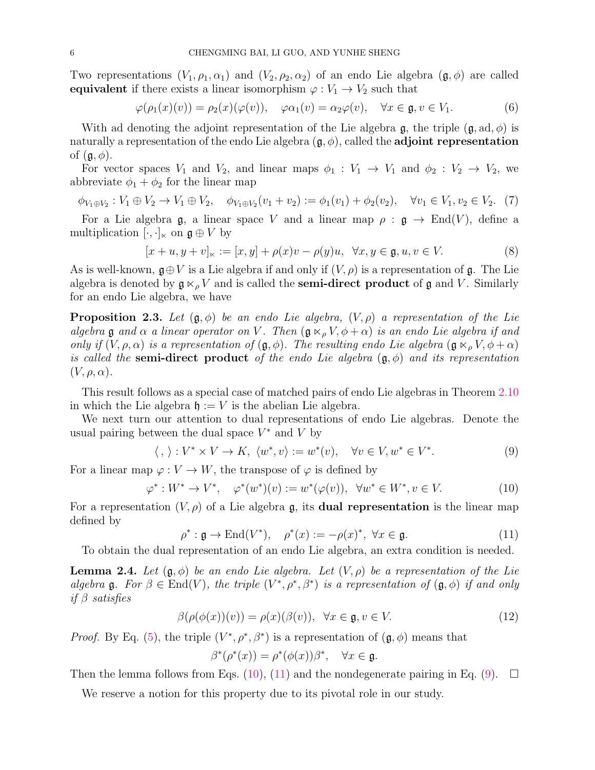Two representations $(V_1, \rho_1, \alpha_1)$ and $(V_2, \rho_2, \alpha_2)$ of an endo Lie algebra $(\mathfrak{g}, \phi)$ are called **equivalent** if there exists a linear isomorphism $\varphi : V_1 \to V_2$ such that

$$\varphi(\rho_1(x)(v)) = \rho_2(x)(\varphi(v)), \quad \varphi\alpha_1(v) = \alpha_2\varphi(v), \quad \forall x \in \mathfrak{g}, v \in V_1. \tag{6}$$

With ad denoting the adjoint representation of the Lie algebra $\mathfrak{g}$, the triple $(\mathfrak{g}, \mathrm{ad}, \phi)$ is naturally a representation of the endo Lie algebra $(\mathfrak{g}, \phi)$, called the **adjoint representation** of $(\mathfrak{g}, \phi)$.

For vector spaces $V_1$ and $V_2$, and linear maps $\phi_1 : V_1 \to V_1$ and $\phi_2 : V_2 \to V_2$, we abbreviate $\phi_1 + \phi_2$ for the linear map

$$\phi_{V_1 \oplus V_2} : V_1 \oplus V_2 \to V_1 \oplus V_2, \quad \phi_{V_1 \oplus V_2}(v_1 + v_2) := \phi_1(v_1) + \phi_2(v_2), \quad \forall v_1 \in V_1, v_2 \in V_2. \tag{7}$$

For a Lie algebra $\mathfrak{g}$, a linear space $V$ and a linear map $\rho : \mathfrak{g} \to \mathrm{End}(V)$, define a multiplication $[\cdot, \cdot]_\ltimes$ on $\mathfrak{g} \oplus V$ by

$$[x + u, y + v]_\ltimes := [x, y] + \rho(x)v - \rho(y)u, \ \ \forall x, y \in \mathfrak{g}, u, v \in V. \tag{8}$$

As is well-known, $\mathfrak{g} \oplus V$ is a Lie algebra if and only if $(V, \rho)$ is a representation of $\mathfrak{g}$. The Lie algebra is denoted by $\mathfrak{g} \ltimes_\rho V$ and is called the **semi-direct product** of $\mathfrak{g}$ and $V$. Similarly for an endo Lie algebra, we have

**Proposition 2.3.** *Let $(\mathfrak{g}, \phi)$ be an endo Lie algebra, $(V, \rho)$ a representation of the Lie algebra $\mathfrak{g}$ and $\alpha$ a linear operator on $V$. Then $(\mathfrak{g} \ltimes_\rho V, \phi + \alpha)$ is an endo Lie algebra if and only if $(V, \rho, \alpha)$ is a representation of $(\mathfrak{g}, \phi)$. The resulting endo Lie algebra $(\mathfrak{g} \ltimes_\rho V, \phi + \alpha)$ is called the* **semi-direct product** *of the endo Lie algebra $(\mathfrak{g}, \phi)$ and its representation $(V, \rho, \alpha)$.*

This result follows as a special case of matched pairs of endo Lie algebras in Theorem 2.10 in which the Lie algebra $\mathfrak{h} := V$ is the abelian Lie algebra.

We next turn our attention to dual representations of endo Lie algebras. Denote the usual pairing between the dual space $V^*$ and $V$ by

$$\langle \, , \, \rangle : V^* \times V \to K, \ \langle w^*, v \rangle := w^*(v), \quad \forall v \in V, w^* \in V^*. \tag{9}$$

For a linear map $\varphi : V \to W$, the transpose of $\varphi$ is defined by

$$\varphi^* : W^* \to V^*, \quad \varphi^*(w^*)(v) := w^*(\varphi(v)), \ \ \forall w^* \in W^*, v \in V. \tag{10}$$

For a representation $(V, \rho)$ of a Lie algebra $\mathfrak{g}$, its **dual representation** is the linear map defined by

$$\rho^* : \mathfrak{g} \to \mathrm{End}(V^*), \quad \rho^*(x) := -\rho(x)^*, \ \forall x \in \mathfrak{g}. \tag{11}$$

To obtain the dual representation of an endo Lie algebra, an extra condition is needed.

**Lemma 2.4.** *Let $(\mathfrak{g}, \phi)$ be an endo Lie algebra. Let $(V, \rho)$ be a representation of the Lie algebra $\mathfrak{g}$. For $\beta \in \mathrm{End}(V)$, the triple $(V^*, \rho^*, \beta^*)$ is a representation of $(\mathfrak{g}, \phi)$ if and only if $\beta$ satisfies*

$$\beta(\rho(\phi(x))(v)) = \rho(x)(\beta(v)), \ \ \forall x \in \mathfrak{g}, v \in V. \tag{12}$$

*Proof.* By Eq. (5), the triple $(V^*, \rho^*, \beta^*)$ is a representation of $(\mathfrak{g}, \phi)$ means that

$$\beta^*(\rho^*(x)) = \rho^*(\phi(x))\beta^*, \quad \forall x \in \mathfrak{g}.$$

Then the lemma follows from Eqs. (10), (11) and the nondegenerate pairing in Eq. (9). $\square$

We reserve a notion for this property due to its pivotal role in our study.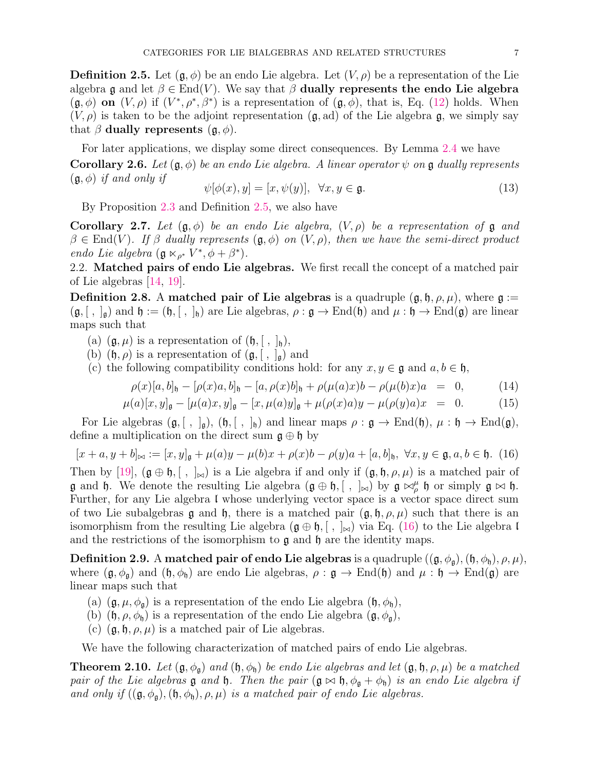**Definition 2.5.** Let $(\mathfrak{g}, \phi)$ be an endo Lie algebra. Let $(V, \rho)$ be a representation of the Lie algebra $\mathfrak{g}$ and let $\beta \in \operatorname{End}(V)$. We say that $\beta$ **dually represents the endo Lie algebra** $(\mathfrak{g}, \phi)$ **on** $(V, \rho)$ if $(V^*, \rho^*, \beta^*)$ is a representation of $(\mathfrak{g}, \phi)$, that is, Eq. (12) holds. When $(V, \rho)$ is taken to be the adjoint representation $(\mathfrak{g}, \operatorname{ad})$ of the Lie algebra $\mathfrak{g}$, we simply say that $\beta$ **dually represents** $(\mathfrak{g}, \phi)$.

For later applications, we display some direct consequences. By Lemma 2.4 we have

**Corollary 2.6.** *Let $(\mathfrak{g}, \phi)$ be an endo Lie algebra. A linear operator $\psi$ on $\mathfrak{g}$ dually represents $(\mathfrak{g}, \phi)$ if and only if*

$$\psi[\phi(x), y] = [x, \psi(y)], \quad \forall x, y \in \mathfrak{g}. \tag{13}$$

By Proposition 2.3 and Definition 2.5, we also have

**Corollary 2.7.** *Let $(\mathfrak{g}, \phi)$ be an endo Lie algebra, $(V, \rho)$ be a representation of $\mathfrak{g}$ and $\beta \in \operatorname{End}(V)$. If $\beta$ dually represents $(\mathfrak{g}, \phi)$ on $(V, \rho)$, then we have the semi-direct product endo Lie algebra $(\mathfrak{g} \ltimes_{\rho^*} V^*, \phi + \beta^*)$.*

## 2.2. Matched pairs of endo Lie algebras.

We first recall the concept of a matched pair of Lie algebras [14, 19].

**Definition 2.8.** A **matched pair of Lie algebras** is a quadruple $(\mathfrak{g}, \mathfrak{h}, \rho, \mu)$, where $\mathfrak{g} := (\mathfrak{g}, [\ ,\ ]_{\mathfrak{g}})$ and $\mathfrak{h} := (\mathfrak{h}, [\ ,\ ]_{\mathfrak{h}})$ are Lie algebras, $\rho : \mathfrak{g} \to \operatorname{End}(\mathfrak{h})$ and $\mu : \mathfrak{h} \to \operatorname{End}(\mathfrak{g})$ are linear maps such that

(a) $(\mathfrak{g}, \mu)$ is a representation of $(\mathfrak{h}, [\ ,\ ]_{\mathfrak{h}})$,
(b) $(\mathfrak{h}, \rho)$ is a representation of $(\mathfrak{g}, [\ ,\ ]_{\mathfrak{g}})$ and
(c) the following compatibility conditions hold: for any $x, y \in \mathfrak{g}$ and $a, b \in \mathfrak{h}$,

$$\rho(x)[a, b]_{\mathfrak{h}} - [\rho(x)a, b]_{\mathfrak{h}} - [a, \rho(x)b]_{\mathfrak{h}} + \rho(\mu(a)x)b - \rho(\mu(b)x)a = 0, \tag{14}$$

$$\mu(a)[x, y]_{\mathfrak{g}} - [\mu(a)x, y]_{\mathfrak{g}} - [x, \mu(a)y]_{\mathfrak{g}} + \mu(\rho(x)a)y - \mu(\rho(y)a)x = 0. \tag{15}$$

For Lie algebras $(\mathfrak{g}, [\ ,\ ]_{\mathfrak{g}})$, $(\mathfrak{h}, [\ ,\ ]_{\mathfrak{h}})$ and linear maps $\rho : \mathfrak{g} \to \operatorname{End}(\mathfrak{h})$, $\mu : \mathfrak{h} \to \operatorname{End}(\mathfrak{g})$, define a multiplication on the direct sum $\mathfrak{g} \oplus \mathfrak{h}$ by

$$[x + a, y + b]_{\bowtie} := [x, y]_{\mathfrak{g}} + \mu(a)y - \mu(b)x + \rho(x)b - \rho(y)a + [a, b]_{\mathfrak{h}}, \ \forall x, y \in \mathfrak{g}, a, b \in \mathfrak{h}. \tag{16}$$

Then by [19], $(\mathfrak{g} \oplus \mathfrak{h}, [\ ,\ ]_{\bowtie})$ is a Lie algebra if and only if $(\mathfrak{g}, \mathfrak{h}, \rho, \mu)$ is a matched pair of $\mathfrak{g}$ and $\mathfrak{h}$. We denote the resulting Lie algebra $(\mathfrak{g} \oplus \mathfrak{h}, [\ ,\ ]_{\bowtie})$ by $\mathfrak{g} \bowtie_{\rho}^{\mu} \mathfrak{h}$ or simply $\mathfrak{g} \bowtie \mathfrak{h}$. Further, for any Lie algebra $\mathfrak{l}$ whose underlying vector space is a vector space direct sum of two Lie subalgebras $\mathfrak{g}$ and $\mathfrak{h}$, there is a matched pair $(\mathfrak{g}, \mathfrak{h}, \rho, \mu)$ such that there is an isomorphism from the resulting Lie algebra $(\mathfrak{g} \oplus \mathfrak{h}, [\ ,\ ]_{\bowtie})$ via Eq. (16) to the Lie algebra $\mathfrak{l}$ and the restrictions of the isomorphism to $\mathfrak{g}$ and $\mathfrak{h}$ are the identity maps.

**Definition 2.9.** A **matched pair of endo Lie algebras** is a quadruple $((\mathfrak{g}, \phi_{\mathfrak{g}}), (\mathfrak{h}, \phi_{\mathfrak{h}}), \rho, \mu)$, where $(\mathfrak{g}, \phi_{\mathfrak{g}})$ and $(\mathfrak{h}, \phi_{\mathfrak{h}})$ are endo Lie algebras, $\rho : \mathfrak{g} \to \operatorname{End}(\mathfrak{h})$ and $\mu : \mathfrak{h} \to \operatorname{End}(\mathfrak{g})$ are linear maps such that

(a) $(\mathfrak{g}, \mu, \phi_{\mathfrak{g}})$ is a representation of the endo Lie algebra $(\mathfrak{h}, \phi_{\mathfrak{h}})$,
(b) $(\mathfrak{h}, \rho, \phi_{\mathfrak{h}})$ is a representation of the endo Lie algebra $(\mathfrak{g}, \phi_{\mathfrak{g}})$,
(c) $(\mathfrak{g}, \mathfrak{h}, \rho, \mu)$ is a matched pair of Lie algebras.

We have the following characterization of matched pairs of endo Lie algebras.

**Theorem 2.10.** *Let $(\mathfrak{g}, \phi_{\mathfrak{g}})$ and $(\mathfrak{h}, \phi_{\mathfrak{h}})$ be endo Lie algebras and let $(\mathfrak{g}, \mathfrak{h}, \rho, \mu)$ be a matched pair of the Lie algebras $\mathfrak{g}$ and $\mathfrak{h}$. Then the pair $(\mathfrak{g} \bowtie \mathfrak{h}, \phi_{\mathfrak{g}} + \phi_{\mathfrak{h}})$ is an endo Lie algebra if and only if $((\mathfrak{g}, \phi_{\mathfrak{g}}), (\mathfrak{h}, \phi_{\mathfrak{h}}), \rho, \mu)$ is a matched pair of endo Lie algebras.*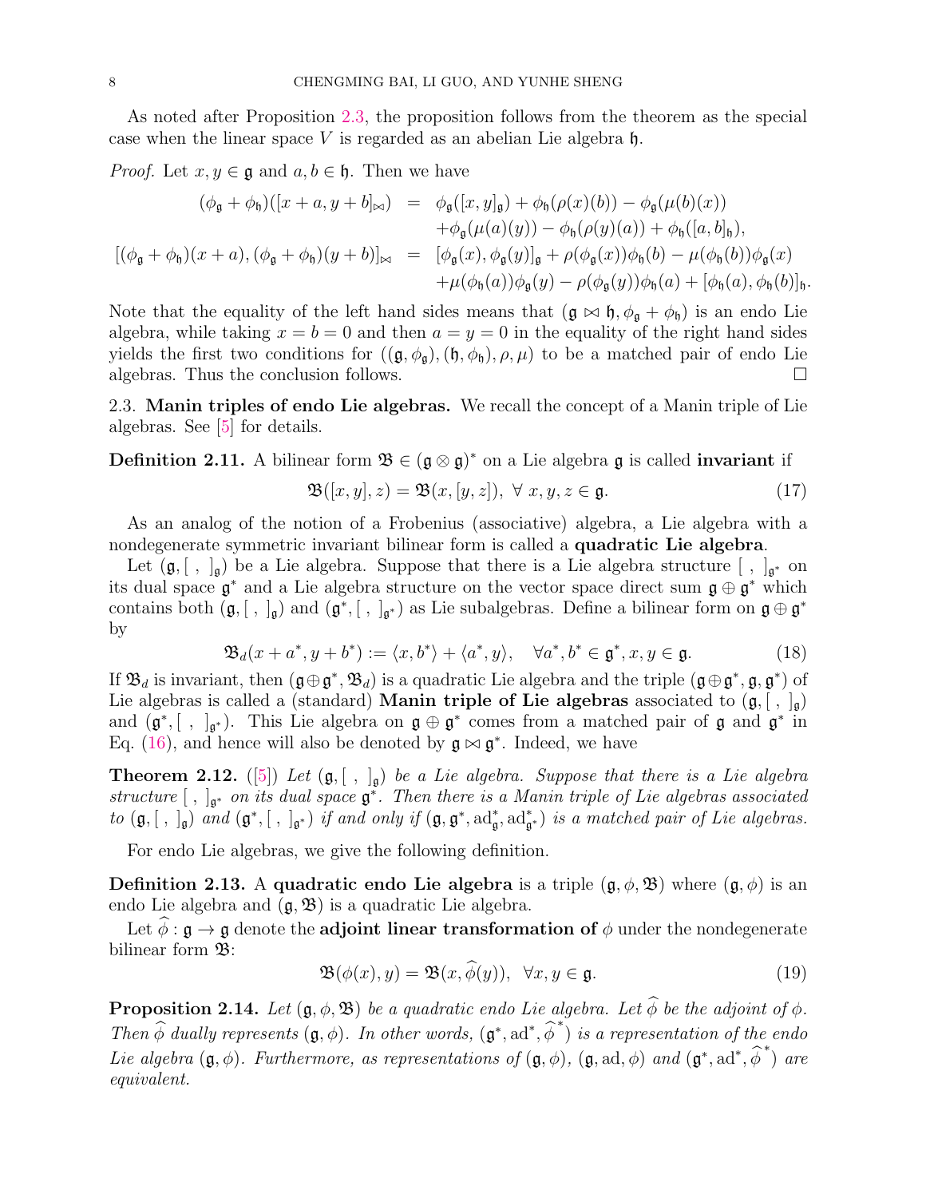As noted after Proposition 2.3, the proposition follows from the theorem as the special case when the linear space $V$ is regarded as an abelian Lie algebra $\mathfrak{h}$.

*Proof.* Let $x, y \in \mathfrak{g}$ and $a, b \in \mathfrak{h}$. Then we have

$$
\begin{aligned}
(\phi_{\mathfrak{g}} + \phi_{\mathfrak{h}})([x + a, y + b]_{\bowtie}) &= \phi_{\mathfrak{g}}([x, y]_{\mathfrak{g}}) + \phi_{\mathfrak{h}}(\rho(x)(b)) - \phi_{\mathfrak{g}}(\mu(b)(x)) \\
&\quad + \phi_{\mathfrak{g}}(\mu(a)(y)) - \phi_{\mathfrak{h}}(\rho(y)(a)) + \phi_{\mathfrak{h}}([a, b]_{\mathfrak{h}}), \\
[(\phi_{\mathfrak{g}} + \phi_{\mathfrak{h}})(x + a), (\phi_{\mathfrak{g}} + \phi_{\mathfrak{h}})(y + b)]_{\bowtie} &= [\phi_{\mathfrak{g}}(x), \phi_{\mathfrak{g}}(y)]_{\mathfrak{g}} + \rho(\phi_{\mathfrak{g}}(x))\phi_{\mathfrak{h}}(b) - \mu(\phi_{\mathfrak{h}}(b))\phi_{\mathfrak{g}}(x) \\
&\quad + \mu(\phi_{\mathfrak{h}}(a))\phi_{\mathfrak{g}}(y) - \rho(\phi_{\mathfrak{g}}(y))\phi_{\mathfrak{h}}(a) + [\phi_{\mathfrak{h}}(a), \phi_{\mathfrak{h}}(b)]_{\mathfrak{h}}.
\end{aligned}
$$

Note that the equality of the left hand sides means that $(\mathfrak{g} \bowtie \mathfrak{h}, \phi_{\mathfrak{g}} + \phi_{\mathfrak{h}})$ is an endo Lie algebra, while taking $x = b = 0$ and then $a = y = 0$ in the equality of the right hand sides yields the first two conditions for $((\mathfrak{g}, \phi_{\mathfrak{g}}), (\mathfrak{h}, \phi_{\mathfrak{h}}), \rho, \mu)$ to be a matched pair of endo Lie algebras. Thus the conclusion follows. $\square$

## 2.3. Manin triples of endo Lie algebras.

We recall the concept of a Manin triple of Lie algebras. See [5] for details.

**Definition 2.11.** A bilinear form $\mathfrak{B} \in (\mathfrak{g} \otimes \mathfrak{g})^*$ on a Lie algebra $\mathfrak{g}$ is called **invariant** if

$$
\mathfrak{B}([x, y], z) = \mathfrak{B}(x, [y, z]), \ \forall\, x, y, z \in \mathfrak{g}. \tag{17}
$$

As an analog of the notion of a Frobenius (associative) algebra, a Lie algebra with a nondegenerate symmetric invariant bilinear form is called a **quadratic Lie algebra**.

Let $(\mathfrak{g}, [\ ,\ ]_{\mathfrak{g}})$ be a Lie algebra. Suppose that there is a Lie algebra structure $[\ ,\ ]_{\mathfrak{g}^*}$ on its dual space $\mathfrak{g}^*$ and a Lie algebra structure on the vector space direct sum $\mathfrak{g} \oplus \mathfrak{g}^*$ which contains both $(\mathfrak{g}, [\ ,\ ]_{\mathfrak{g}})$ and $(\mathfrak{g}^*, [\ ,\ ]_{\mathfrak{g}^*})$ as Lie subalgebras. Define a bilinear form on $\mathfrak{g} \oplus \mathfrak{g}^*$ by

$$
\mathfrak{B}_d(x + a^*, y + b^*) := \langle x, b^* \rangle + \langle a^*, y \rangle, \quad \forall a^*, b^* \in \mathfrak{g}^*, x, y \in \mathfrak{g}. \tag{18}
$$

If $\mathfrak{B}_d$ is invariant, then $(\mathfrak{g} \oplus \mathfrak{g}^*, \mathfrak{B}_d)$ is a quadratic Lie algebra and the triple $(\mathfrak{g} \oplus \mathfrak{g}^*, \mathfrak{g}, \mathfrak{g}^*)$ of Lie algebras is called a (standard) **Manin triple of Lie algebras** associated to $(\mathfrak{g}, [\ ,\ ]_{\mathfrak{g}})$ and $(\mathfrak{g}^*, [\ ,\ ]_{\mathfrak{g}^*})$. This Lie algebra on $\mathfrak{g} \oplus \mathfrak{g}^*$ comes from a matched pair of $\mathfrak{g}$ and $\mathfrak{g}^*$ in Eq. (16), and hence will also be denoted by $\mathfrak{g} \bowtie \mathfrak{g}^*$. Indeed, we have

**Theorem 2.12.** ([5]) *Let $(\mathfrak{g}, [\ ,\ ]_{\mathfrak{g}})$ be a Lie algebra. Suppose that there is a Lie algebra structure $[\ ,\ ]_{\mathfrak{g}^*}$ on its dual space $\mathfrak{g}^*$. Then there is a Manin triple of Lie algebras associated to $(\mathfrak{g}, [\ ,\ ]_{\mathfrak{g}})$ and $(\mathfrak{g}^*, [\ ,\ ]_{\mathfrak{g}^*})$ if and only if $(\mathfrak{g}, \mathfrak{g}^*, \mathrm{ad}^*_{\mathfrak{g}}, \mathrm{ad}^*_{\mathfrak{g}^*})$ is a matched pair of Lie algebras.*

For endo Lie algebras, we give the following definition.

**Definition 2.13.** A **quadratic endo Lie algebra** is a triple $(\mathfrak{g}, \phi, \mathfrak{B})$ where $(\mathfrak{g}, \phi)$ is an endo Lie algebra and $(\mathfrak{g}, \mathfrak{B})$ is a quadratic Lie algebra.

Let $\widehat{\phi} : \mathfrak{g} \to \mathfrak{g}$ denote the **adjoint linear transformation of** $\phi$ under the nondegenerate bilinear form $\mathfrak{B}$:

$$
\mathfrak{B}(\phi(x), y) = \mathfrak{B}(x, \widehat{\phi}(y)), \ \ \forall x, y \in \mathfrak{g}. \tag{19}
$$

**Proposition 2.14.** *Let $(\mathfrak{g}, \phi, \mathfrak{B})$ be a quadratic endo Lie algebra. Let $\widehat{\phi}$ be the adjoint of $\phi$. Then $\widehat{\phi}$ dually represents $(\mathfrak{g}, \phi)$. In other words, $(\mathfrak{g}^*, \mathrm{ad}^*, \widehat{\phi}^*)$ is a representation of the endo Lie algebra $(\mathfrak{g}, \phi)$. Furthermore, as representations of $(\mathfrak{g}, \phi)$, $(\mathfrak{g}, \mathrm{ad}, \phi)$ and $(\mathfrak{g}^*, \mathrm{ad}^*, \widehat{\phi}^*)$ are equivalent.*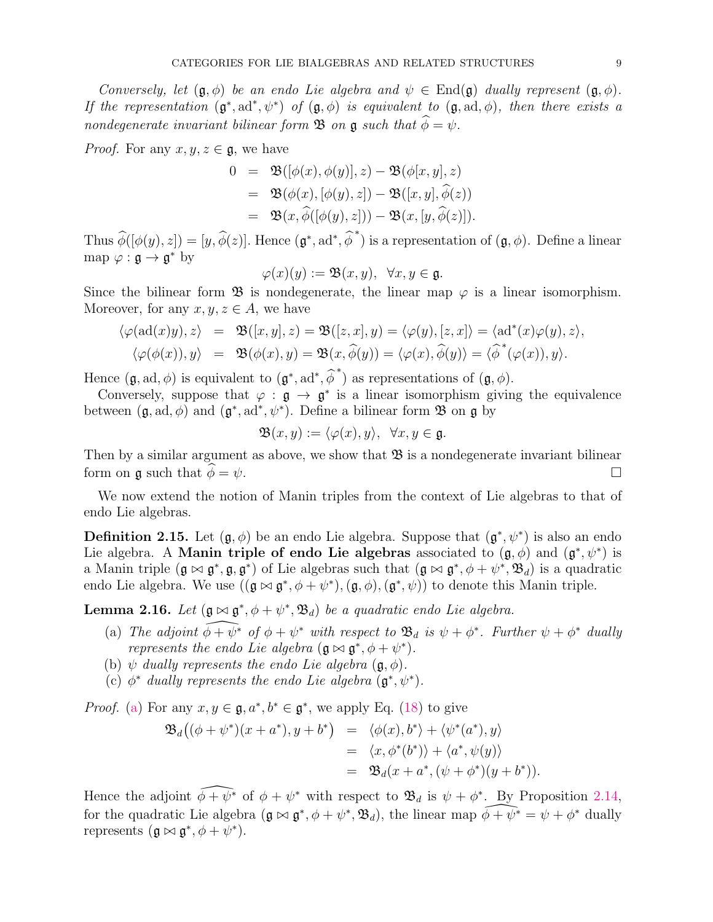*Conversely, let $(\mathfrak{g}, \phi)$ be an endo Lie algebra and $\psi \in \mathrm{End}(\mathfrak{g})$ dually represent $(\mathfrak{g}, \phi)$. If the representation $(\mathfrak{g}^*, \mathrm{ad}^*, \psi^*)$ of $(\mathfrak{g}, \phi)$ is equivalent to $(\mathfrak{g}, \mathrm{ad}, \phi)$, then there exists a nondegenerate invariant bilinear form $\mathfrak{B}$ on $\mathfrak{g}$ such that $\widehat{\phi} = \psi$.*

*Proof.* For any $x, y, z \in \mathfrak{g}$, we have

$$
\begin{aligned}
0 &= \mathfrak{B}([\phi(x), \phi(y)], z) - \mathfrak{B}(\phi[x, y], z) \\
&= \mathfrak{B}(\phi(x), [\phi(y), z]) - \mathfrak{B}([x, y], \widehat{\phi}(z)) \\
&= \mathfrak{B}(x, \widehat{\phi}([\phi(y), z])) - \mathfrak{B}(x, [y, \widehat{\phi}(z)]).
\end{aligned}
$$

Thus $\widehat{\phi}([\phi(y), z]) = [y, \widehat{\phi}(z)]$. Hence $(\mathfrak{g}^*, \mathrm{ad}^*, \widehat{\phi}^*)$ is a representation of $(\mathfrak{g}, \phi)$. Define a linear map $\varphi : \mathfrak{g} \to \mathfrak{g}^*$ by

$$
\varphi(x)(y) := \mathfrak{B}(x, y), \quad \forall x, y \in \mathfrak{g}.
$$

Since the bilinear form $\mathfrak{B}$ is nondegenerate, the linear map $\varphi$ is a linear isomorphism. Moreover, for any $x, y, z \in A$, we have

$$
\begin{aligned}
\langle \varphi(\mathrm{ad}(x)y), z \rangle &= \mathfrak{B}([x, y], z) = \mathfrak{B}([z, x], y) = \langle \varphi(y), [z, x] \rangle = \langle \mathrm{ad}^*(x)\varphi(y), z \rangle, \\
\langle \varphi(\phi(x)), y \rangle &= \mathfrak{B}(\phi(x), y) = \mathfrak{B}(x, \widehat{\phi}(y)) = \langle \varphi(x), \widehat{\phi}(y) \rangle = \langle \widehat{\phi}^*(\varphi(x)), y \rangle.
\end{aligned}
$$

Hence $(\mathfrak{g}, \mathrm{ad}, \phi)$ is equivalent to $(\mathfrak{g}^*, \mathrm{ad}^*, \widehat{\phi}^*)$ as representations of $(\mathfrak{g}, \phi)$.

Conversely, suppose that $\varphi : \mathfrak{g} \to \mathfrak{g}^*$ is a linear isomorphism giving the equivalence between $(\mathfrak{g}, \mathrm{ad}, \phi)$ and $(\mathfrak{g}^*, \mathrm{ad}^*, \psi^*)$. Define a bilinear form $\mathfrak{B}$ on $\mathfrak{g}$ by

$$
\mathfrak{B}(x, y) := \langle \varphi(x), y \rangle, \quad \forall x, y \in \mathfrak{g}.
$$

Then by a similar argument as above, we show that $\mathfrak{B}$ is a nondegenerate invariant bilinear form on $\mathfrak{g}$ such that $\widehat{\phi} = \psi$. $\square$

We now extend the notion of Manin triples from the context of Lie algebras to that of endo Lie algebras.

**Definition 2.15.** Let $(\mathfrak{g}, \phi)$ be an endo Lie algebra. Suppose that $(\mathfrak{g}^*, \psi^*)$ is also an endo Lie algebra. A **Manin triple of endo Lie algebras** associated to $(\mathfrak{g}, \phi)$ and $(\mathfrak{g}^*, \psi^*)$ is a Manin triple $(\mathfrak{g} \bowtie \mathfrak{g}^*, \mathfrak{g}, \mathfrak{g}^*)$ of Lie algebras such that $(\mathfrak{g} \bowtie \mathfrak{g}^*, \phi + \psi^*, \mathfrak{B}_d)$ is a quadratic endo Lie algebra. We use $((\mathfrak{g} \bowtie \mathfrak{g}^*, \phi + \psi^*), (\mathfrak{g}, \phi), (\mathfrak{g}^*, \psi))$ to denote this Manin triple.

**Lemma 2.16.** *Let $(\mathfrak{g} \bowtie \mathfrak{g}^*, \phi + \psi^*, \mathfrak{B}_d)$ be a quadratic endo Lie algebra.*

- (a) *The adjoint $\widehat{\phi + \psi^*}$ of $\phi + \psi^*$ with respect to $\mathfrak{B}_d$ is $\psi + \phi^*$. Further $\psi + \phi^*$ dually represents the endo Lie algebra $(\mathfrak{g} \bowtie \mathfrak{g}^*, \phi + \psi^*)$.*
- (b) *$\psi$ dually represents the endo Lie algebra $(\mathfrak{g}, \phi)$.*
- (c) *$\phi^*$ dually represents the endo Lie algebra $(\mathfrak{g}^*, \psi^*)$.*

*Proof.* (a) For any $x, y \in \mathfrak{g}, a^*, b^* \in \mathfrak{g}^*$, we apply Eq. (18) to give

$$
\begin{aligned}
\mathfrak{B}_d\big((\phi + \psi^*)(x + a^*), y + b^*\big) &= \langle \phi(x), b^* \rangle + \langle \psi^*(a^*), y \rangle \\
&= \langle x, \phi^*(b^*) \rangle + \langle a^*, \psi(y) \rangle \\
&= \mathfrak{B}_d(x + a^*, (\psi + \phi^*)(y + b^*)).
\end{aligned}
$$

Hence the adjoint $\widehat{\phi + \psi^*}$ of $\phi + \psi^*$ with respect to $\mathfrak{B}_d$ is $\psi + \phi^*$. By Proposition 2.14, for the quadratic Lie algebra $(\mathfrak{g} \bowtie \mathfrak{g}^*, \phi + \psi^*, \mathfrak{B}_d)$, the linear map $\widehat{\phi + \psi^*} = \psi + \phi^*$ dually represents $(\mathfrak{g} \bowtie \mathfrak{g}^*, \phi + \psi^*)$.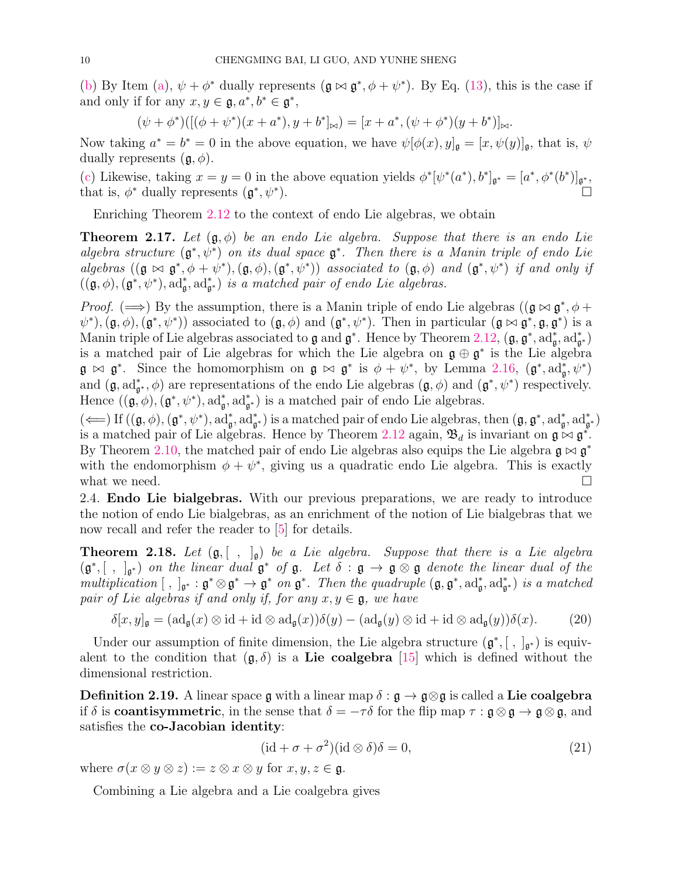(b) By Item (a), $\psi + \phi^*$ dually represents $(\mathfrak{g} \bowtie \mathfrak{g}^*, \phi + \psi^*)$. By Eq. (13), this is the case if and only if for any $x, y \in \mathfrak{g}, a^*, b^* \in \mathfrak{g}^*$,

$$(\psi + \phi^*)([(\phi + \psi^*)(x + a^*), y + b^*]_{\bowtie}) = [x + a^*, (\psi + \phi^*)(y + b^*)]_{\bowtie}.$$

Now taking $a^* = b^* = 0$ in the above equation, we have $\psi[\phi(x), y]_{\mathfrak{g}} = [x, \psi(y)]_{\mathfrak{g}}$, that is, $\psi$ dually represents $(\mathfrak{g}, \phi)$.

(c) Likewise, taking $x = y = 0$ in the above equation yields $\phi^*[\psi^*(a^*), b^*]_{\mathfrak{g}^*} = [a^*, \phi^*(b^*)]_{\mathfrak{g}^*}$, that is, $\phi^*$ dually represents $(\mathfrak{g}^*, \psi^*)$. □

Enriching Theorem 2.12 to the context of endo Lie algebras, we obtain

**Theorem 2.17.** *Let $(\mathfrak{g}, \phi)$ be an endo Lie algebra. Suppose that there is an endo Lie algebra structure $(\mathfrak{g}^*, \psi^*)$ on its dual space $\mathfrak{g}^*$. Then there is a Manin triple of endo Lie algebras $((\mathfrak{g} \bowtie \mathfrak{g}^*, \phi + \psi^*), (\mathfrak{g}, \phi), (\mathfrak{g}^*, \psi^*))$ associated to $(\mathfrak{g}, \phi)$ and $(\mathfrak{g}^*, \psi^*)$ if and only if $((\mathfrak{g}, \phi), (\mathfrak{g}^*, \psi^*), \mathrm{ad}^*_{\mathfrak{g}}, \mathrm{ad}^*_{\mathfrak{g}^*})$ is a matched pair of endo Lie algebras.*

*Proof.* $(\Longrightarrow)$ By the assumption, there is a Manin triple of endo Lie algebras $((\mathfrak{g} \bowtie \mathfrak{g}^*, \phi + \psi^*), (\mathfrak{g}, \phi), (\mathfrak{g}^*, \psi^*))$ associated to $(\mathfrak{g}, \phi)$ and $(\mathfrak{g}^*, \psi^*)$. Then in particular $(\mathfrak{g} \bowtie \mathfrak{g}^*, \mathfrak{g}, \mathfrak{g}^*)$ is a Manin triple of Lie algebras associated to $\mathfrak{g}$ and $\mathfrak{g}^*$. Hence by Theorem 2.12, $(\mathfrak{g}, \mathfrak{g}^*, \mathrm{ad}^*_{\mathfrak{g}}, \mathrm{ad}^*_{\mathfrak{g}^*})$ is a matched pair of Lie algebras for which the Lie algebra on $\mathfrak{g} \oplus \mathfrak{g}^*$ is the Lie algebra $\mathfrak{g} \bowtie \mathfrak{g}^*$. Since the homomorphism on $\mathfrak{g} \bowtie \mathfrak{g}^*$ is $\phi + \psi^*$, by Lemma 2.16, $(\mathfrak{g}^*, \mathrm{ad}^*_{\mathfrak{g}}, \psi^*)$ and $(\mathfrak{g}, \mathrm{ad}^*_{\mathfrak{g}^*}, \phi)$ are representations of the endo Lie algebras $(\mathfrak{g}, \phi)$ and $(\mathfrak{g}^*, \psi^*)$ respectively. Hence $((\mathfrak{g}, \phi), (\mathfrak{g}^*, \psi^*), \mathrm{ad}^*_{\mathfrak{g}}, \mathrm{ad}^*_{\mathfrak{g}^*})$ is a matched pair of endo Lie algebras.

$(\Longleftarrow)$ If $((\mathfrak{g}, \phi), (\mathfrak{g}^*, \psi^*), \mathrm{ad}^*_{\mathfrak{g}}, \mathrm{ad}^*_{\mathfrak{g}^*})$ is a matched pair of endo Lie algebras, then $(\mathfrak{g}, \mathfrak{g}^*, \mathrm{ad}^*_{\mathfrak{g}}, \mathrm{ad}^*_{\mathfrak{g}^*})$ is a matched pair of Lie algebras. Hence by Theorem 2.12 again, $\mathfrak{B}_d$ is invariant on $\mathfrak{g} \bowtie \mathfrak{g}^*$. By Theorem 2.10, the matched pair of endo Lie algebras also equips the Lie algebra $\mathfrak{g} \bowtie \mathfrak{g}^*$ with the endomorphism $\phi + \psi^*$, giving us a quadratic endo Lie algebra. This is exactly what we need. □

2.4. **Endo Lie bialgebras.** With our previous preparations, we are ready to introduce the notion of endo Lie bialgebras, as an enrichment of the notion of Lie bialgebras that we now recall and refer the reader to [5] for details.

**Theorem 2.18.** *Let $(\mathfrak{g}, [\ ,\ ]_{\mathfrak{g}})$ be a Lie algebra. Suppose that there is a Lie algebra $(\mathfrak{g}^*, [\ ,\ ]_{\mathfrak{g}^*})$ on the linear dual $\mathfrak{g}^*$ of $\mathfrak{g}$. Let $\delta : \mathfrak{g} \to \mathfrak{g} \otimes \mathfrak{g}$ denote the linear dual of the multiplication $[\ ,\ ]_{\mathfrak{g}^*} : \mathfrak{g}^* \otimes \mathfrak{g}^* \to \mathfrak{g}^*$ on $\mathfrak{g}^*$. Then the quadruple $(\mathfrak{g}, \mathfrak{g}^*, \mathrm{ad}^*_{\mathfrak{g}}, \mathrm{ad}^*_{\mathfrak{g}^*})$ is a matched pair of Lie algebras if and only if, for any $x, y \in \mathfrak{g}$, we have*

$$\delta[x, y]_{\mathfrak{g}} = (\mathrm{ad}_{\mathfrak{g}}(x) \otimes \mathrm{id} + \mathrm{id} \otimes \mathrm{ad}_{\mathfrak{g}}(x))\delta(y) - (\mathrm{ad}_{\mathfrak{g}}(y) \otimes \mathrm{id} + \mathrm{id} \otimes \mathrm{ad}_{\mathfrak{g}}(y))\delta(x). \tag{20}$$

Under our assumption of finite dimension, the Lie algebra structure $(\mathfrak{g}^*, [\ ,\ ]_{\mathfrak{g}^*})$ is equivalent to the condition that $(\mathfrak{g}, \delta)$ is a **Lie coalgebra** [15] which is defined without the dimensional restriction.

**Definition 2.19.** A linear space $\mathfrak{g}$ with a linear map $\delta : \mathfrak{g} \to \mathfrak{g} \otimes \mathfrak{g}$ is called a **Lie coalgebra** if $\delta$ is **coantisymmetric**, in the sense that $\delta = -\tau\delta$ for the flip map $\tau : \mathfrak{g} \otimes \mathfrak{g} \to \mathfrak{g} \otimes \mathfrak{g}$, and satisfies the **co-Jacobian identity**:

$$(\mathrm{id} + \sigma + \sigma^2)(\mathrm{id} \otimes \delta)\delta = 0, \tag{21}$$

where $\sigma(x \otimes y \otimes z) := z \otimes x \otimes y$ for $x, y, z \in \mathfrak{g}$.

Combining a Lie algebra and a Lie coalgebra gives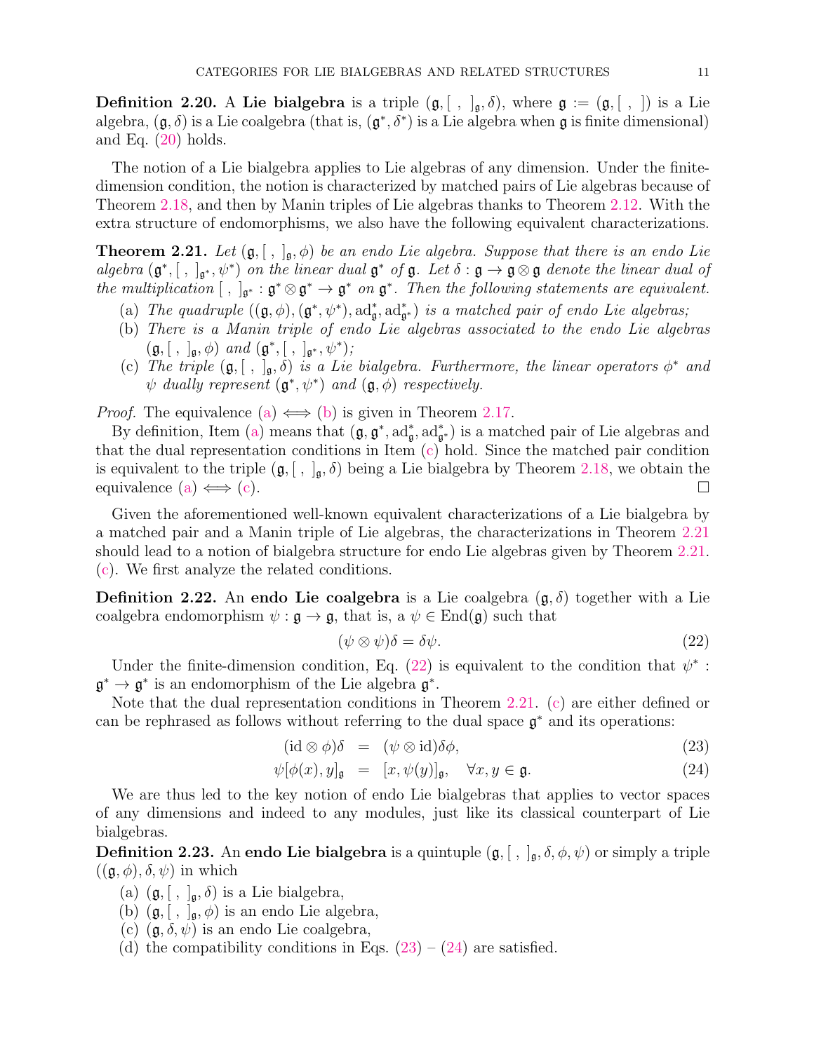**Definition 2.20.** A **Lie bialgebra** is a triple $(\mathfrak{g}, [\ ,\ ]_{\mathfrak{g}}, \delta)$, where $\mathfrak{g} := (\mathfrak{g}, [\ ,\ ])$ is a Lie algebra, $(\mathfrak{g}, \delta)$ is a Lie coalgebra (that is, $(\mathfrak{g}^*, \delta^*)$ is a Lie algebra when $\mathfrak{g}$ is finite dimensional) and Eq. (20) holds.

The notion of a Lie bialgebra applies to Lie algebras of any dimension. Under the finite-dimension condition, the notion is characterized by matched pairs of Lie algebras because of Theorem 2.18, and then by Manin triples of Lie algebras thanks to Theorem 2.12. With the extra structure of endomorphisms, we also have the following equivalent characterizations.

**Theorem 2.21.** *Let $(\mathfrak{g}, [\ ,\ ]_{\mathfrak{g}}, \phi)$ be an endo Lie algebra. Suppose that there is an endo Lie algebra $(\mathfrak{g}^*, [\ ,\ ]_{\mathfrak{g}^*}, \psi^*)$ on the linear dual $\mathfrak{g}^*$ of $\mathfrak{g}$. Let $\delta : \mathfrak{g} \to \mathfrak{g} \otimes \mathfrak{g}$ denote the linear dual of the multiplication $[\ ,\ ]_{\mathfrak{g}^*} : \mathfrak{g}^* \otimes \mathfrak{g}^* \to \mathfrak{g}^*$ on $\mathfrak{g}^*$. Then the following statements are equivalent.*

(a) *The quadruple $((\mathfrak{g}, \phi), (\mathfrak{g}^*, \psi^*), \mathrm{ad}^*_{\mathfrak{g}}, \mathrm{ad}^*_{\mathfrak{g}^*})$ is a matched pair of endo Lie algebras;*
(b) *There is a Manin triple of endo Lie algebras associated to the endo Lie algebras $(\mathfrak{g}, [\ ,\ ]_{\mathfrak{g}}, \phi)$ and $(\mathfrak{g}^*, [\ ,\ ]_{\mathfrak{g}^*}, \psi^*)$;*
(c) *The triple $(\mathfrak{g}, [\ ,\ ]_{\mathfrak{g}}, \delta)$ is a Lie bialgebra. Furthermore, the linear operators $\phi^*$ and $\psi$ dually represent $(\mathfrak{g}^*, \psi^*)$ and $(\mathfrak{g}, \phi)$ respectively.*

*Proof.* The equivalence (a) $\iff$ (b) is given in Theorem 2.17.

By definition, Item (a) means that $(\mathfrak{g}, \mathfrak{g}^*, \mathrm{ad}^*_{\mathfrak{g}}, \mathrm{ad}^*_{\mathfrak{g}^*})$ is a matched pair of Lie algebras and that the dual representation conditions in Item (c) hold. Since the matched pair condition is equivalent to the triple $(\mathfrak{g}, [\ ,\ ]_{\mathfrak{g}}, \delta)$ being a Lie bialgebra by Theorem 2.18, we obtain the equivalence (a) $\iff$ (c). $\square$

Given the aforementioned well-known equivalent characterizations of a Lie bialgebra by a matched pair and a Manin triple of Lie algebras, the characterizations in Theorem 2.21 should lead to a notion of bialgebra structure for endo Lie algebras given by Theorem 2.21. (c). We first analyze the related conditions.

**Definition 2.22.** An **endo Lie coalgebra** is a Lie coalgebra $(\mathfrak{g}, \delta)$ together with a Lie coalgebra endomorphism $\psi : \mathfrak{g} \to \mathfrak{g}$, that is, a $\psi \in \mathrm{End}(\mathfrak{g})$ such that

$$(\psi \otimes \psi)\delta = \delta\psi. \tag{22}$$

Under the finite-dimension condition, Eq. (22) is equivalent to the condition that $\psi^* : \mathfrak{g}^* \to \mathfrak{g}^*$ is an endomorphism of the Lie algebra $\mathfrak{g}^*$.

Note that the dual representation conditions in Theorem 2.21. (c) are either defined or can be rephrased as follows without referring to the dual space $\mathfrak{g}^*$ and its operations:

$$(\mathrm{id} \otimes \phi)\delta = (\psi \otimes \mathrm{id})\delta\phi, \tag{23}$$

$$\psi[\phi(x), y]_{\mathfrak{g}} = [x, \psi(y)]_{\mathfrak{g}}, \quad \forall x, y \in \mathfrak{g}. \tag{24}$$

We are thus led to the key notion of endo Lie bialgebras that applies to vector spaces of any dimensions and indeed to any modules, just like its classical counterpart of Lie bialgebras.

**Definition 2.23.** An **endo Lie bialgebra** is a quintuple $(\mathfrak{g}, [\ ,\ ]_{\mathfrak{g}}, \delta, \phi, \psi)$ or simply a triple $((\mathfrak{g}, \phi), \delta, \psi)$ in which

(a) $(\mathfrak{g}, [\ ,\ ]_{\mathfrak{g}}, \delta)$ is a Lie bialgebra,
(b) $(\mathfrak{g}, [\ ,\ ]_{\mathfrak{g}}, \phi)$ is an endo Lie algebra,
(c) $(\mathfrak{g}, \delta, \psi)$ is an endo Lie coalgebra,
(d) the compatibility conditions in Eqs. (23) – (24) are satisfied.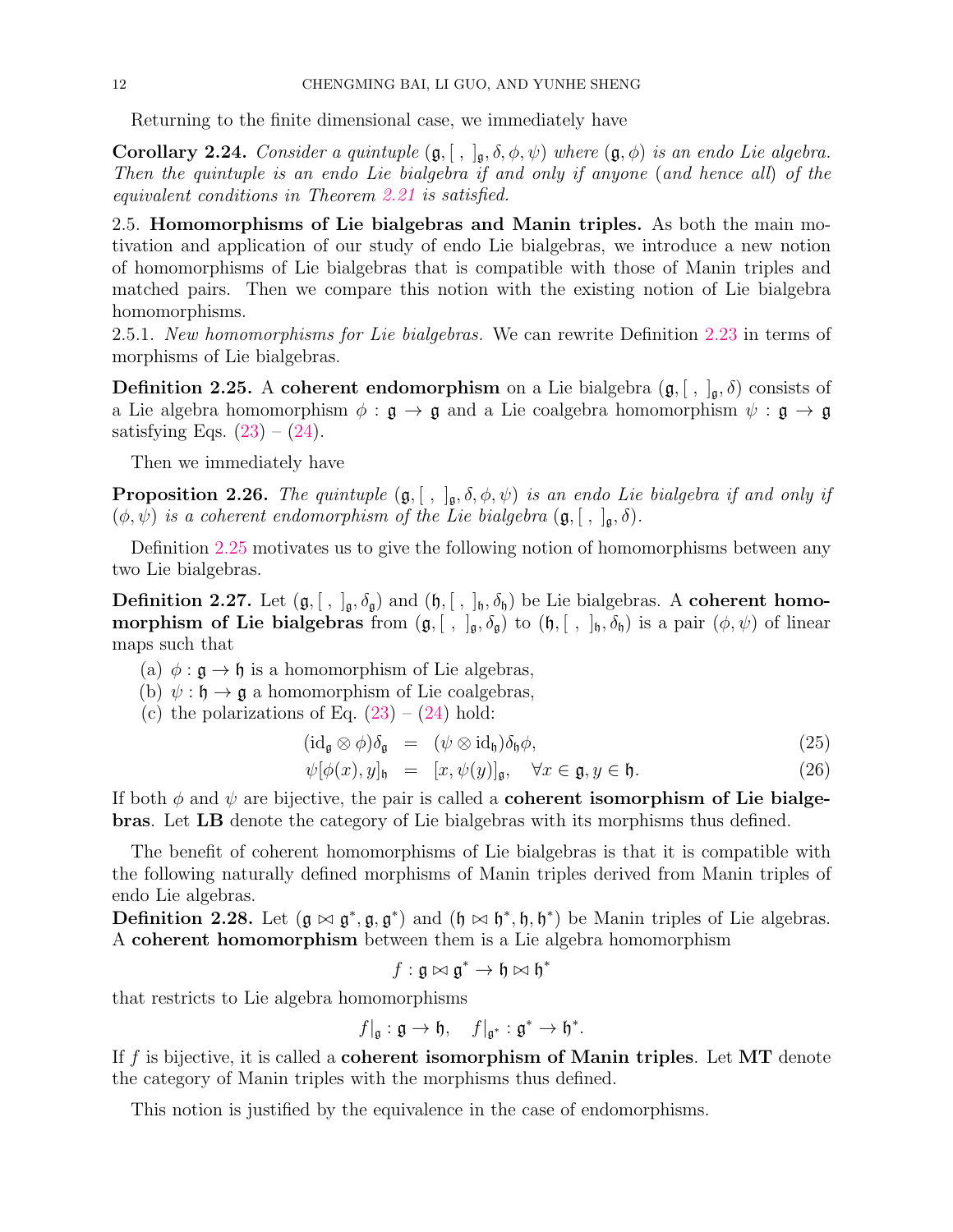Returning to the finite dimensional case, we immediately have

**Corollary 2.24.** *Consider a quintuple $(\mathfrak{g}, [\ ,\ ]_\mathfrak{g}, \delta, \phi, \psi)$ where $(\mathfrak{g}, \phi)$ is an endo Lie algebra. Then the quintuple is an endo Lie bialgebra if and only if anyone (and hence all) of the equivalent conditions in Theorem 2.21 is satisfied.*

2.5. **Homomorphisms of Lie bialgebras and Manin triples.** As both the main motivation and application of our study of endo Lie bialgebras, we introduce a new notion of homomorphisms of Lie bialgebras that is compatible with those of Manin triples and matched pairs. Then we compare this notion with the existing notion of Lie bialgebra homomorphisms.

2.5.1. *New homomorphisms for Lie bialgebras.* We can rewrite Definition 2.23 in terms of morphisms of Lie bialgebras.

**Definition 2.25.** A **coherent endomorphism** on a Lie bialgebra $(\mathfrak{g}, [\ ,\ ]_\mathfrak{g}, \delta)$ consists of a Lie algebra homomorphism $\phi : \mathfrak{g} \to \mathfrak{g}$ and a Lie coalgebra homomorphism $\psi : \mathfrak{g} \to \mathfrak{g}$ satisfying Eqs. (23) – (24).

Then we immediately have

**Proposition 2.26.** *The quintuple $(\mathfrak{g}, [\ ,\ ]_\mathfrak{g}, \delta, \phi, \psi)$ is an endo Lie bialgebra if and only if $(\phi, \psi)$ is a coherent endomorphism of the Lie bialgebra $(\mathfrak{g}, [\ ,\ ]_\mathfrak{g}, \delta)$.*

Definition 2.25 motivates us to give the following notion of homomorphisms between any two Lie bialgebras.

**Definition 2.27.** Let $(\mathfrak{g}, [\ ,\ ]_\mathfrak{g}, \delta_\mathfrak{g})$ and $(\mathfrak{h}, [\ ,\ ]_\mathfrak{h}, \delta_\mathfrak{h})$ be Lie bialgebras. A **coherent homomorphism of Lie bialgebras** from $(\mathfrak{g}, [\ ,\ ]_\mathfrak{g}, \delta_\mathfrak{g})$ to $(\mathfrak{h}, [\ ,\ ]_\mathfrak{h}, \delta_\mathfrak{h})$ is a pair $(\phi, \psi)$ of linear maps such that

(a) $\phi : \mathfrak{g} \to \mathfrak{h}$ is a homomorphism of Lie algebras,
(b) $\psi : \mathfrak{h} \to \mathfrak{g}$ a homomorphism of Lie coalgebras,
(c) the polarizations of Eq. (23) – (24) hold:

$$(\mathrm{id}_\mathfrak{g} \otimes \phi)\delta_\mathfrak{g} = (\psi \otimes \mathrm{id}_\mathfrak{h})\delta_\mathfrak{h}\phi, \tag{25}$$

$$\psi[\phi(x), y]_\mathfrak{h} = [x, \psi(y)]_\mathfrak{g}, \quad \forall x \in \mathfrak{g}, y \in \mathfrak{h}. \tag{26}$$

If both $\phi$ and $\psi$ are bijective, the pair is called a **coherent isomorphism of Lie bialgebras**. Let **LB** denote the category of Lie bialgebras with its morphisms thus defined.

The benefit of coherent homomorphisms of Lie bialgebras is that it is compatible with the following naturally defined morphisms of Manin triples derived from Manin triples of endo Lie algebras.

**Definition 2.28.** Let $(\mathfrak{g} \bowtie \mathfrak{g}^*, \mathfrak{g}, \mathfrak{g}^*)$ and $(\mathfrak{h} \bowtie \mathfrak{h}^*, \mathfrak{h}, \mathfrak{h}^*)$ be Manin triples of Lie algebras. A **coherent homomorphism** between them is a Lie algebra homomorphism

$$f : \mathfrak{g} \bowtie \mathfrak{g}^* \to \mathfrak{h} \bowtie \mathfrak{h}^*$$

that restricts to Lie algebra homomorphisms

$$f|_\mathfrak{g} : \mathfrak{g} \to \mathfrak{h}, \quad f|_{\mathfrak{g}^*} : \mathfrak{g}^* \to \mathfrak{h}^*.$$

If $f$ is bijective, it is called a **coherent isomorphism of Manin triples**. Let **MT** denote the category of Manin triples with the morphisms thus defined.

This notion is justified by the equivalence in the case of endomorphisms.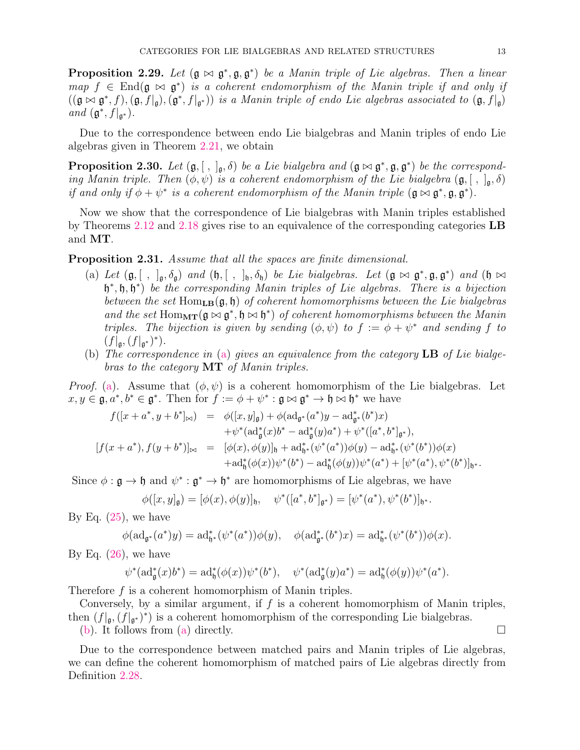**Proposition 2.29.** *Let $(\mathfrak{g}\bowtie\mathfrak{g}^*,\mathfrak{g},\mathfrak{g}^*)$ be a Manin triple of Lie algebras. Then a linear map $f\in \mathrm{End}(\mathfrak{g}\bowtie\mathfrak{g}^*)$ is a coherent endomorphism of the Manin triple if and only if $((\mathfrak{g}\bowtie\mathfrak{g}^*,f),(\mathfrak{g},f|_{\mathfrak{g}}),(\mathfrak{g}^*,f|_{\mathfrak{g}^*}))$ is a Manin triple of endo Lie algebras associated to $(\mathfrak{g},f|_{\mathfrak{g}})$ and $(\mathfrak{g}^*,f|_{\mathfrak{g}^*})$.*

Due to the correspondence between endo Lie bialgebras and Manin triples of endo Lie algebras given in Theorem 2.21, we obtain

**Proposition 2.30.** *Let $(\mathfrak{g},[\ ,\ ]_{\mathfrak{g}},\delta)$ be a Lie bialgebra and $(\mathfrak{g}\bowtie\mathfrak{g}^*,\mathfrak{g},\mathfrak{g}^*)$ be the corresponding Manin triple. Then $(\phi,\psi)$ is a coherent endomorphism of the Lie bialgebra $(\mathfrak{g},[\ ,\ ]_{\mathfrak{g}},\delta)$ if and only if $\phi+\psi^*$ is a coherent endomorphism of the Manin triple $(\mathfrak{g}\bowtie\mathfrak{g}^*,\mathfrak{g},\mathfrak{g}^*)$.*

Now we show that the correspondence of Lie bialgebras with Manin triples established by Theorems 2.12 and 2.18 gives rise to an equivalence of the corresponding categories **LB** and **MT**.

**Proposition 2.31.** *Assume that all the spaces are finite dimensional.*

(a) *Let $(\mathfrak{g},[\ ,\ ]_{\mathfrak{g}},\delta_{\mathfrak{g}})$ and $(\mathfrak{h},[\ ,\ ]_{\mathfrak{h}},\delta_{\mathfrak{h}})$ be Lie bialgebras. Let $(\mathfrak{g}\bowtie\mathfrak{g}^*,\mathfrak{g},\mathfrak{g}^*)$ and $(\mathfrak{h}\bowtie\mathfrak{h}^*,\mathfrak{h},\mathfrak{h}^*)$ be the corresponding Manin triples of Lie algebras. There is a bijection between the set $\mathrm{Hom}_{\mathbf{LB}}(\mathfrak{g},\mathfrak{h})$ of coherent homomorphisms between the Lie bialgebras and the set $\mathrm{Hom}_{\mathbf{MT}}(\mathfrak{g}\bowtie\mathfrak{g}^*,\mathfrak{h}\bowtie\mathfrak{h}^*)$ of coherent homomorphisms between the Manin triples. The bijection is given by sending $(\phi,\psi)$ to $f:=\phi+\psi^*$ and sending $f$ to $(f|_{\mathfrak{g}},(f|_{\mathfrak{g}^*})^*)$.*

(b) *The correspondence in (a) gives an equivalence from the category **LB** of Lie bialgebras to the category **MT** of Manin triples.*

*Proof.* (a). Assume that $(\phi,\psi)$ is a coherent homomorphism of the Lie bialgebras. Let $x,y\in\mathfrak{g}$, $a^*,b^*\in\mathfrak{g}^*$. Then for $f:=\phi+\psi^*:\mathfrak{g}\bowtie\mathfrak{g}^*\to\mathfrak{h}\bowtie\mathfrak{h}^*$ we have

$$
\begin{aligned}
f([x+a^*,y+b^*]_{\bowtie}) &= \phi([x,y]_{\mathfrak{g}})+\phi(\mathrm{ad}_{\mathfrak{g}^*}(a^*)y-\mathrm{ad}^*_{\mathfrak{g}^*}(b^*)x)\\
&\quad+\psi^*(\mathrm{ad}^*_{\mathfrak{g}}(x)b^*-\mathrm{ad}^*_{\mathfrak{g}}(y)a^*)+\psi^*([a^*,b^*]_{\mathfrak{g}^*}),\\
[f(x+a^*),f(y+b^*)]_{\bowtie} &= [\phi(x),\phi(y)]_{\mathfrak{h}}+\mathrm{ad}^*_{\mathfrak{h}^*}(\psi^*(a^*))\phi(y)-\mathrm{ad}^*_{\mathfrak{h}^*}(\psi^*(b^*))\phi(x)\\
&\quad+\mathrm{ad}^*_{\mathfrak{h}}(\phi(x))\psi^*(b^*)-\mathrm{ad}^*_{\mathfrak{h}}(\phi(y))\psi^*(a^*)+[\psi^*(a^*),\psi^*(b^*)]_{\mathfrak{h}^*}.
\end{aligned}
$$

Since $\phi:\mathfrak{g}\to\mathfrak{h}$ and $\psi^*:\mathfrak{g}^*\to\mathfrak{h}^*$ are homomorphisms of Lie algebras, we have

$$\phi([x,y]_{\mathfrak{g}})=[\phi(x),\phi(y)]_{\mathfrak{h}},\quad \psi^*([a^*,b^*]_{\mathfrak{g}^*})=[\psi^*(a^*),\psi^*(b^*)]_{\mathfrak{h}^*}.$$

By Eq. (25), we have

$$\phi(\mathrm{ad}_{\mathfrak{g}^*}(a^*)y)=\mathrm{ad}^*_{\mathfrak{h}^*}(\psi^*(a^*))\phi(y),\quad \phi(\mathrm{ad}^*_{\mathfrak{g}^*}(b^*)x)=\mathrm{ad}^*_{\mathfrak{h}^*}(\psi^*(b^*))\phi(x).$$

By Eq. (26), we have

$$\psi^*(\mathrm{ad}^*_{\mathfrak{g}}(x)b^*)=\mathrm{ad}^*_{\mathfrak{h}}(\phi(x))\psi^*(b^*),\quad \psi^*(\mathrm{ad}^*_{\mathfrak{g}}(y)a^*)=\mathrm{ad}^*_{\mathfrak{h}}(\phi(y))\psi^*(a^*).$$

Therefore $f$ is a coherent homomorphism of Manin triples.

Conversely, by a similar argument, if $f$ is a coherent homomorphism of Manin triples, then $(f|_{\mathfrak{g}},(f|_{\mathfrak{g}^*})^*)$ is a coherent homomorphism of the corresponding Lie bialgebras.

(b). It follows from (a) directly. ◻

Due to the correspondence between matched pairs and Manin triples of Lie algebras, we can define the coherent homomorphism of matched pairs of Lie algebras directly from Definition 2.28.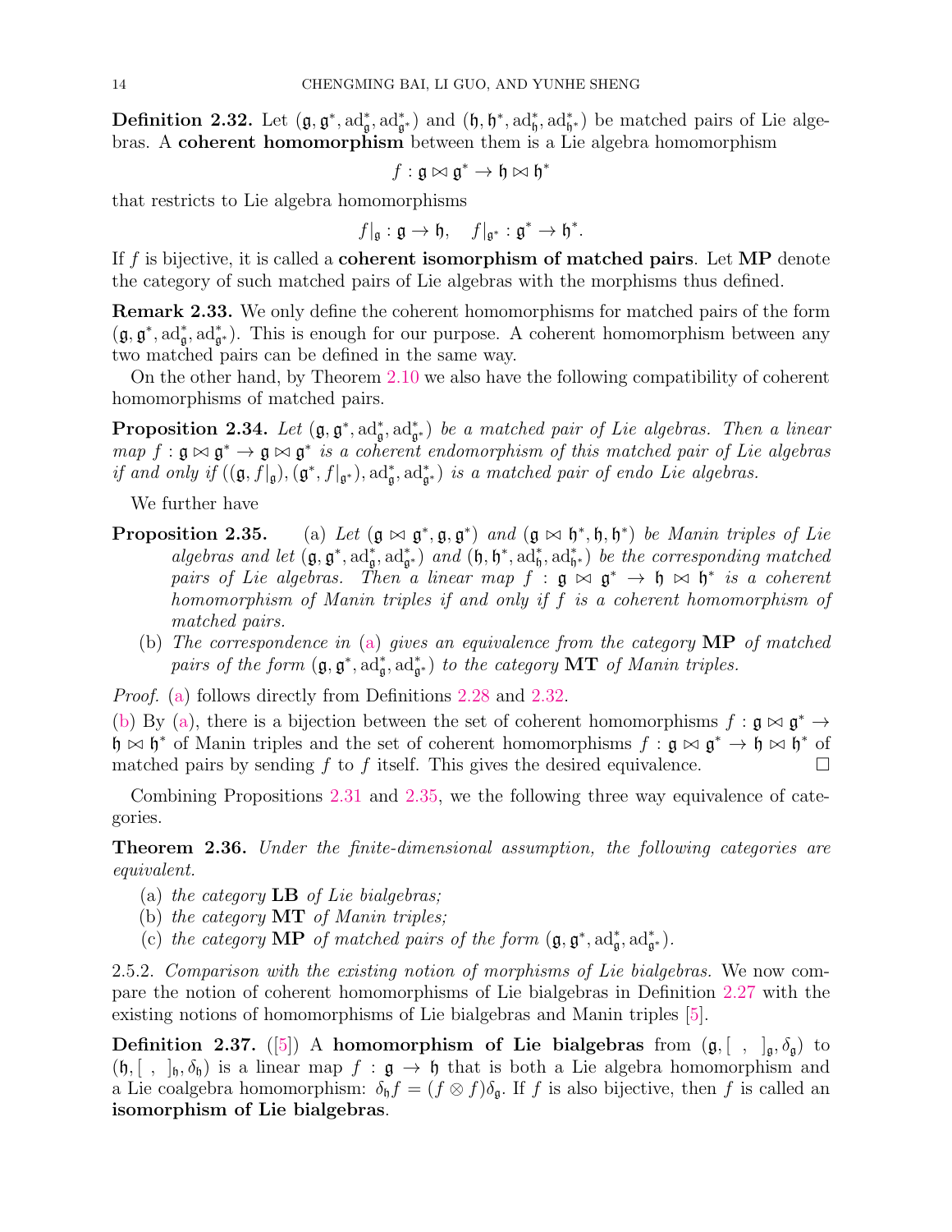**Definition 2.32.** Let $(\mathfrak{g}, \mathfrak{g}^*, \mathrm{ad}^*_{\mathfrak{g}}, \mathrm{ad}^*_{\mathfrak{g}^*})$ and $(\mathfrak{h}, \mathfrak{h}^*, \mathrm{ad}^*_{\mathfrak{h}}, \mathrm{ad}^*_{\mathfrak{h}^*})$ be matched pairs of Lie algebras. A **coherent homomorphism** between them is a Lie algebra homomorphism

$$f : \mathfrak{g} \bowtie \mathfrak{g}^* \to \mathfrak{h} \bowtie \mathfrak{h}^*$$

that restricts to Lie algebra homomorphisms

$$f|_{\mathfrak{g}} : \mathfrak{g} \to \mathfrak{h}, \quad f|_{\mathfrak{g}^*} : \mathfrak{g}^* \to \mathfrak{h}^*.$$

If $f$ is bijective, it is called a **coherent isomorphism of matched pairs**. Let **MP** denote the category of such matched pairs of Lie algebras with the morphisms thus defined.

**Remark 2.33.** We only define the coherent homomorphisms for matched pairs of the form $(\mathfrak{g}, \mathfrak{g}^*, \mathrm{ad}^*_{\mathfrak{g}}, \mathrm{ad}^*_{\mathfrak{g}^*})$. This is enough for our purpose. A coherent homomorphism between any two matched pairs can be defined in the same way.

On the other hand, by Theorem 2.10 we also have the following compatibility of coherent homomorphisms of matched pairs.

**Proposition 2.34.** *Let $(\mathfrak{g}, \mathfrak{g}^*, \mathrm{ad}^*_{\mathfrak{g}}, \mathrm{ad}^*_{\mathfrak{g}^*})$ be a matched pair of Lie algebras. Then a linear map $f : \mathfrak{g} \bowtie \mathfrak{g}^* \to \mathfrak{g} \bowtie \mathfrak{g}^*$ is a coherent endomorphism of this matched pair of Lie algebras if and only if $((\mathfrak{g}, f|_{\mathfrak{g}}), (\mathfrak{g}^*, f|_{\mathfrak{g}^*}), \mathrm{ad}^*_{\mathfrak{g}}, \mathrm{ad}^*_{\mathfrak{g}^*})$ is a matched pair of endo Lie algebras.*

We further have

**Proposition 2.35.**
(a) *Let $(\mathfrak{g} \bowtie \mathfrak{g}^*, \mathfrak{g}, \mathfrak{g}^*)$ and $(\mathfrak{g} \bowtie \mathfrak{h}^*, \mathfrak{h}, \mathfrak{h}^*)$ be Manin triples of Lie algebras and let $(\mathfrak{g}, \mathfrak{g}^*, \mathrm{ad}^*_{\mathfrak{g}}, \mathrm{ad}^*_{\mathfrak{g}^*})$ and $(\mathfrak{h}, \mathfrak{h}^*, \mathrm{ad}^*_{\mathfrak{h}}, \mathrm{ad}^*_{\mathfrak{h}^*})$ be the corresponding matched pairs of Lie algebras. Then a linear map $f : \mathfrak{g} \bowtie \mathfrak{g}^* \to \mathfrak{h} \bowtie \mathfrak{h}^*$ is a coherent homomorphism of Manin triples if and only if $f$ is a coherent homomorphism of matched pairs.*

(b) *The correspondence in (a) gives an equivalence from the category **MP** of matched pairs of the form $(\mathfrak{g}, \mathfrak{g}^*, \mathrm{ad}^*_{\mathfrak{g}}, \mathrm{ad}^*_{\mathfrak{g}^*})$ to the category **MT** of Manin triples.*

*Proof.* (a) follows directly from Definitions 2.28 and 2.32.

(b) By (a), there is a bijection between the set of coherent homomorphisms $f : \mathfrak{g} \bowtie \mathfrak{g}^* \to \mathfrak{h} \bowtie \mathfrak{h}^*$ of Manin triples and the set of coherent homomorphisms $f : \mathfrak{g} \bowtie \mathfrak{g}^* \to \mathfrak{h} \bowtie \mathfrak{h}^*$ of matched pairs by sending $f$ to $f$ itself. This gives the desired equivalence. □

Combining Propositions 2.31 and 2.35, we the following three way equivalence of categories.

**Theorem 2.36.** *Under the finite-dimensional assumption, the following categories are equivalent.*

(a) *the category **LB** of Lie bialgebras;*
(b) *the category **MT** of Manin triples;*
(c) *the category **MP** of matched pairs of the form $(\mathfrak{g}, \mathfrak{g}^*, \mathrm{ad}^*_{\mathfrak{g}}, \mathrm{ad}^*_{\mathfrak{g}^*})$.*

2.5.2. *Comparison with the existing notion of morphisms of Lie bialgebras.* We now compare the notion of coherent homomorphisms of Lie bialgebras in Definition 2.27 with the existing notions of homomorphisms of Lie bialgebras and Manin triples [5].

**Definition 2.37.** ([5]) A **homomorphism of Lie bialgebras** from $(\mathfrak{g}, [\ ,\ ]_{\mathfrak{g}}, \delta_{\mathfrak{g}})$ to $(\mathfrak{h}, [\ ,\ ]_{\mathfrak{h}}, \delta_{\mathfrak{h}})$ is a linear map $f : \mathfrak{g} \to \mathfrak{h}$ that is both a Lie algebra homomorphism and a Lie coalgebra homomorphism: $\delta_{\mathfrak{h}} f = (f \otimes f)\delta_{\mathfrak{g}}$. If $f$ is also bijective, then $f$ is called an **isomorphism of Lie bialgebras**.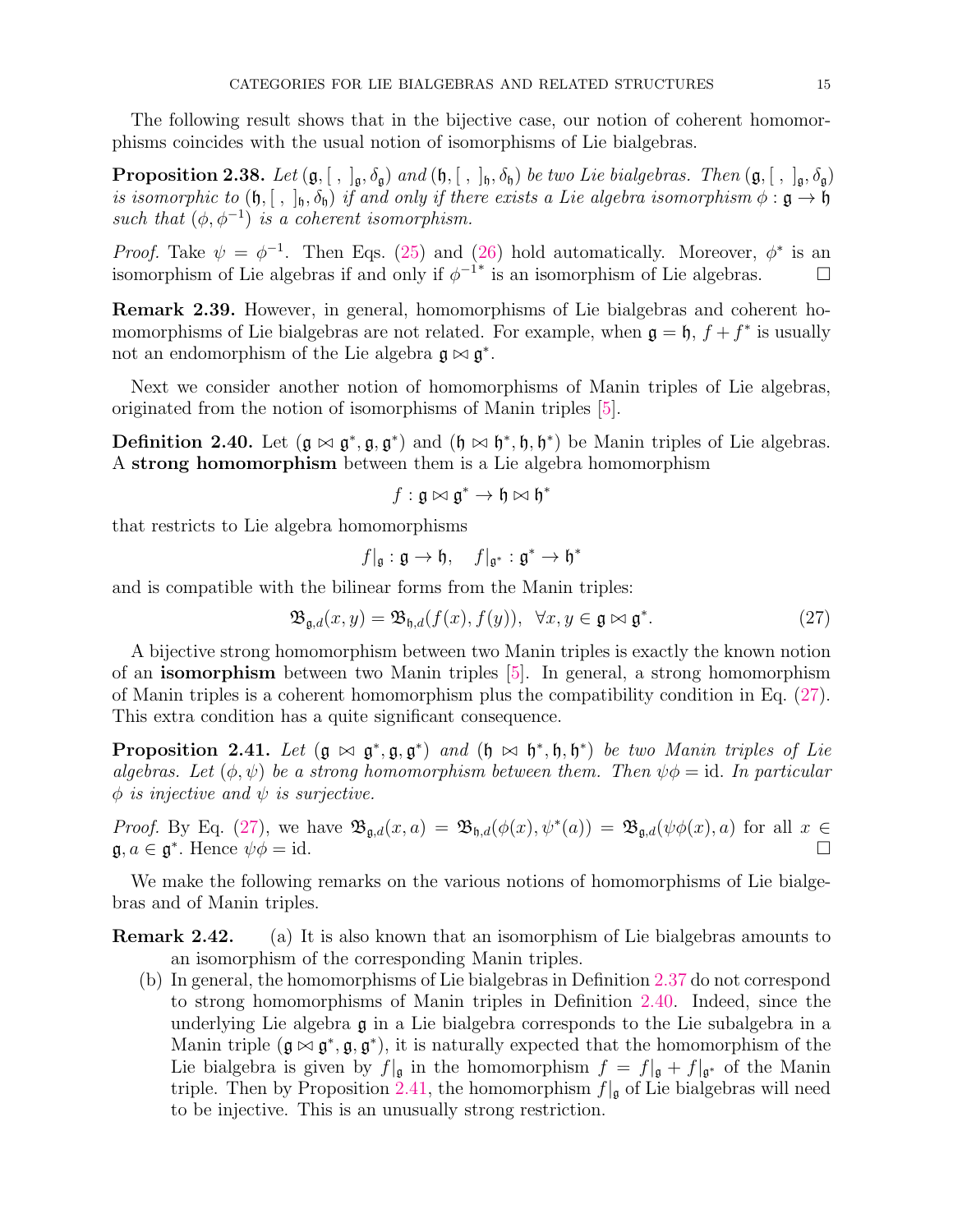The following result shows that in the bijective case, our notion of coherent homomorphisms coincides with the usual notion of isomorphisms of Lie bialgebras.

**Proposition 2.38.** *Let $(\mathfrak{g}, [\ ,\ ]_{\mathfrak{g}}, \delta_{\mathfrak{g}})$ and $(\mathfrak{h}, [\ ,\ ]_{\mathfrak{h}}, \delta_{\mathfrak{h}})$ be two Lie bialgebras. Then $(\mathfrak{g}, [\ ,\ ]_{\mathfrak{g}}, \delta_{\mathfrak{g}})$ is isomorphic to $(\mathfrak{h}, [\ ,\ ]_{\mathfrak{h}}, \delta_{\mathfrak{h}})$ if and only if there exists a Lie algebra isomorphism $\phi : \mathfrak{g} \to \mathfrak{h}$ such that $(\phi, \phi^{-1})$ is a coherent isomorphism.*

*Proof.* Take $\psi = \phi^{-1}$. Then Eqs. (25) and (26) hold automatically. Moreover, $\phi^*$ is an isomorphism of Lie algebras if and only if ${\phi^{-1}}^*$ is an isomorphism of Lie algebras. $\square$

**Remark 2.39.** However, in general, homomorphisms of Lie bialgebras and coherent homomorphisms of Lie bialgebras are not related. For example, when $\mathfrak{g} = \mathfrak{h}$, $f + f^*$ is usually not an endomorphism of the Lie algebra $\mathfrak{g} \bowtie \mathfrak{g}^*$.

Next we consider another notion of homomorphisms of Manin triples of Lie algebras, originated from the notion of isomorphisms of Manin triples [5].

**Definition 2.40.** Let $(\mathfrak{g} \bowtie \mathfrak{g}^*, \mathfrak{g}, \mathfrak{g}^*)$ and $(\mathfrak{h} \bowtie \mathfrak{h}^*, \mathfrak{h}, \mathfrak{h}^*)$ be Manin triples of Lie algebras. A **strong homomorphism** between them is a Lie algebra homomorphism

$$f : \mathfrak{g} \bowtie \mathfrak{g}^* \to \mathfrak{h} \bowtie \mathfrak{h}^*$$

that restricts to Lie algebra homomorphisms

$$f|_{\mathfrak{g}} : \mathfrak{g} \to \mathfrak{h}, \quad f|_{\mathfrak{g}^*} : \mathfrak{g}^* \to \mathfrak{h}^*$$

and is compatible with the bilinear forms from the Manin triples:

$$\mathfrak{B}_{\mathfrak{g},d}(x, y) = \mathfrak{B}_{\mathfrak{h},d}(f(x), f(y)), \ \ \forall x, y \in \mathfrak{g} \bowtie \mathfrak{g}^*. \tag{27}$$

A bijective strong homomorphism between two Manin triples is exactly the known notion of an **isomorphism** between two Manin triples [5]. In general, a strong homomorphism of Manin triples is a coherent homomorphism plus the compatibility condition in Eq. (27). This extra condition has a quite significant consequence.

**Proposition 2.41.** *Let $(\mathfrak{g} \bowtie \mathfrak{g}^*, \mathfrak{g}, \mathfrak{g}^*)$ and $(\mathfrak{h} \bowtie \mathfrak{h}^*, \mathfrak{h}, \mathfrak{h}^*)$ be two Manin triples of Lie algebras. Let $(\phi, \psi)$ be a strong homomorphism between them. Then $\psi\phi = \mathrm{id}$. In particular $\phi$ is injective and $\psi$ is surjective.*

*Proof.* By Eq. (27), we have $\mathfrak{B}_{\mathfrak{g},d}(x, a) = \mathfrak{B}_{\mathfrak{h},d}(\phi(x), \psi^*(a)) = \mathfrak{B}_{\mathfrak{g},d}(\psi\phi(x), a)$ for all $x \in \mathfrak{g}, a \in \mathfrak{g}^*$. Hence $\psi\phi = \mathrm{id}$. $\square$

We make the following remarks on the various notions of homomorphisms of Lie bialgebras and of Manin triples.

**Remark 2.42.**
(a) It is also known that an isomorphism of Lie bialgebras amounts to an isomorphism of the corresponding Manin triples.
(b) In general, the homomorphisms of Lie bialgebras in Definition 2.37 do not correspond to strong homomorphisms of Manin triples in Definition 2.40. Indeed, since the underlying Lie algebra $\mathfrak{g}$ in a Lie bialgebra corresponds to the Lie subalgebra in a Manin triple $(\mathfrak{g} \bowtie \mathfrak{g}^*, \mathfrak{g}, \mathfrak{g}^*)$, it is naturally expected that the homomorphism of the Lie bialgebra is given by $f|_{\mathfrak{g}}$ in the homomorphism $f = f|_{\mathfrak{g}} + f|_{\mathfrak{g}^*}$ of the Manin triple. Then by Proposition 2.41, the homomorphism $f|_{\mathfrak{g}}$ of Lie bialgebras will need to be injective. This is an unusually strong restriction.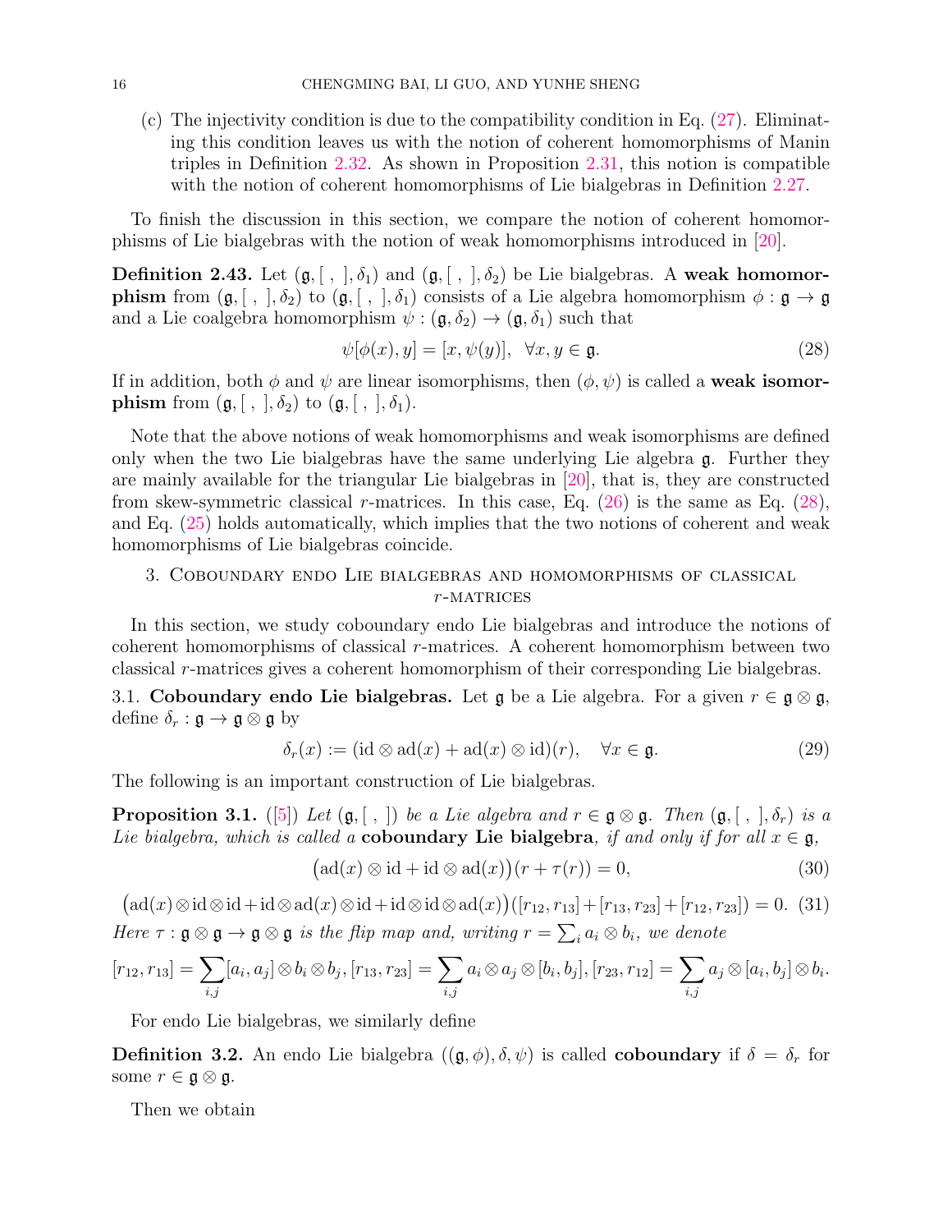(c) The injectivity condition is due to the compatibility condition in Eq. (27). Eliminating this condition leaves us with the notion of coherent homomorphisms of Manin triples in Definition 2.32. As shown in Proposition 2.31, this notion is compatible with the notion of coherent homomorphisms of Lie bialgebras in Definition 2.27.

To finish the discussion in this section, we compare the notion of coherent homomorphisms of Lie bialgebras with the notion of weak homomorphisms introduced in [20].

**Definition 2.43.** Let $(\mathfrak{g}, [\ ,\ ], \delta_1)$ and $(\mathfrak{g}, [\ ,\ ], \delta_2)$ be Lie bialgebras. A **weak homomorphism** from $(\mathfrak{g}, [\ ,\ ], \delta_2)$ to $(\mathfrak{g}, [\ ,\ ], \delta_1)$ consists of a Lie algebra homomorphism $\phi : \mathfrak{g} \to \mathfrak{g}$ and a Lie coalgebra homomorphism $\psi : (\mathfrak{g}, \delta_2) \to (\mathfrak{g}, \delta_1)$ such that

$$\psi[\phi(x), y] = [x, \psi(y)], \quad \forall x, y \in \mathfrak{g}. \tag{28}$$

If in addition, both $\phi$ and $\psi$ are linear isomorphisms, then $(\phi, \psi)$ is called a **weak isomorphism** from $(\mathfrak{g}, [\ ,\ ], \delta_2)$ to $(\mathfrak{g}, [\ ,\ ], \delta_1)$.

Note that the above notions of weak homomorphisms and weak isomorphisms are defined only when the two Lie bialgebras have the same underlying Lie algebra $\mathfrak{g}$. Further they are mainly available for the triangular Lie bialgebras in [20], that is, they are constructed from skew-symmetric classical $r$-matrices. In this case, Eq. (26) is the same as Eq. (28), and Eq. (25) holds automatically, which implies that the two notions of coherent and weak homomorphisms of Lie bialgebras coincide.

## 3. Coboundary endo Lie bialgebras and homomorphisms of classical $r$-matrices

In this section, we study coboundary endo Lie bialgebras and introduce the notions of coherent homomorphisms of classical $r$-matrices. A coherent homomorphism between two classical $r$-matrices gives a coherent homomorphism of their corresponding Lie bialgebras.

### 3.1. Coboundary endo Lie bialgebras.

Let $\mathfrak{g}$ be a Lie algebra. For a given $r \in \mathfrak{g} \otimes \mathfrak{g}$, define $\delta_r : \mathfrak{g} \to \mathfrak{g} \otimes \mathfrak{g}$ by

$$\delta_r(x) := (\mathrm{id} \otimes \mathrm{ad}(x) + \mathrm{ad}(x) \otimes \mathrm{id})(r), \quad \forall x \in \mathfrak{g}. \tag{29}$$

The following is an important construction of Lie bialgebras.

**Proposition 3.1.** ([5]) *Let $(\mathfrak{g}, [\ ,\ ])$ be a Lie algebra and $r \in \mathfrak{g} \otimes \mathfrak{g}$. Then $(\mathfrak{g}, [\ ,\ ], \delta_r)$ is a Lie bialgebra, which is called a* **coboundary Lie bialgebra**, *if and only if for all $x \in \mathfrak{g}$,*

$$\big(\mathrm{ad}(x) \otimes \mathrm{id} + \mathrm{id} \otimes \mathrm{ad}(x)\big)(r + \tau(r)) = 0, \tag{30}$$

$$\big(\mathrm{ad}(x) \otimes \mathrm{id} \otimes \mathrm{id} + \mathrm{id} \otimes \mathrm{ad}(x) \otimes \mathrm{id} + \mathrm{id} \otimes \mathrm{id} \otimes \mathrm{ad}(x)\big)([r_{12}, r_{13}] + [r_{13}, r_{23}] + [r_{12}, r_{23}]) = 0. \tag{31}$$

*Here $\tau : \mathfrak{g} \otimes \mathfrak{g} \to \mathfrak{g} \otimes \mathfrak{g}$ is the flip map and, writing $r = \sum_i a_i \otimes b_i$, we denote*

$$[r_{12}, r_{13}] = \sum_{i,j} [a_i, a_j] \otimes b_i \otimes b_j, [r_{13}, r_{23}] = \sum_{i,j} a_i \otimes a_j \otimes [b_i, b_j], [r_{23}, r_{12}] = \sum_{i,j} a_j \otimes [a_i, b_j] \otimes b_i.$$

For endo Lie bialgebras, we similarly define

**Definition 3.2.** An endo Lie bialgebra $((\mathfrak{g}, \phi), \delta, \psi)$ is called **coboundary** if $\delta = \delta_r$ for some $r \in \mathfrak{g} \otimes \mathfrak{g}$.

Then we obtain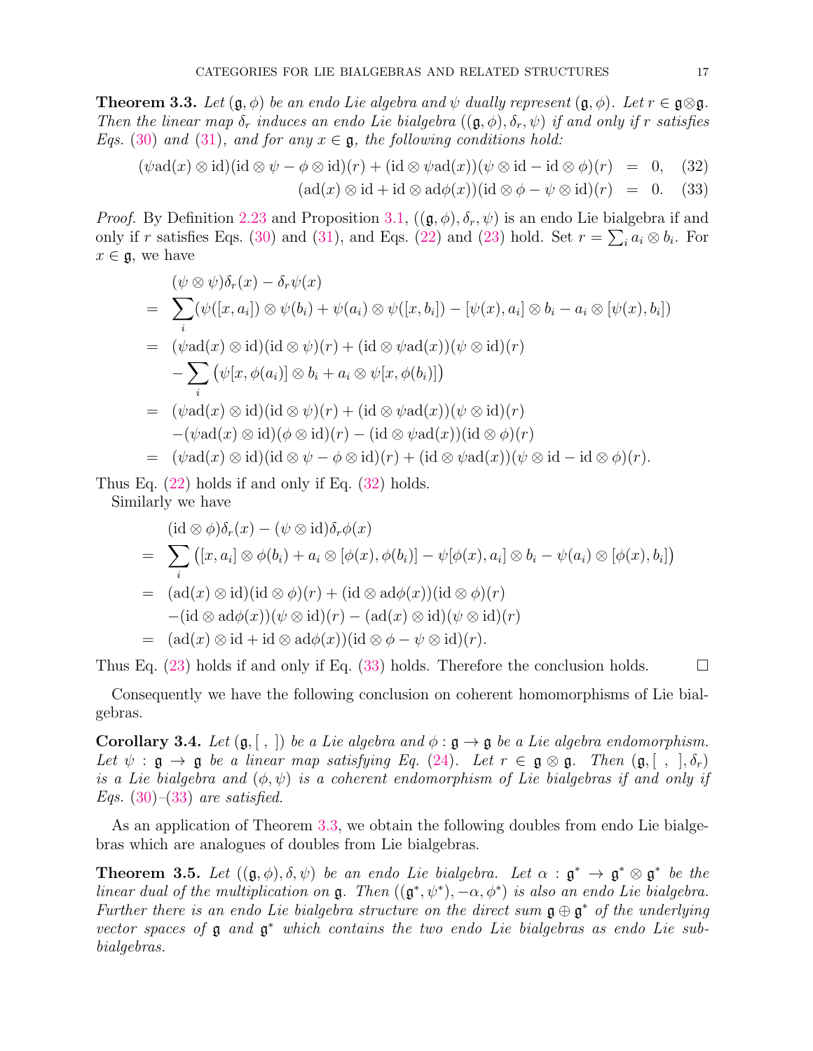**Theorem 3.3.** *Let $(\mathfrak{g},\phi)$ be an endo Lie algebra and $\psi$ dually represent $(\mathfrak{g},\phi)$. Let $r\in\mathfrak{g}\otimes\mathfrak{g}$. Then the linear map $\delta_r$ induces an endo Lie bialgebra $((\mathfrak{g},\phi),\delta_r,\psi)$ if and only if $r$ satisfies Eqs. (30) and (31), and for any $x\in\mathfrak{g}$, the following conditions hold:*

$$
\begin{aligned}
(\psi\mathrm{ad}(x)\otimes\mathrm{id})(\mathrm{id}\otimes\psi-\phi\otimes\mathrm{id})(r)+(\mathrm{id}\otimes\psi\mathrm{ad}(x))(\psi\otimes\mathrm{id}-\mathrm{id}\otimes\phi)(r) &= 0, \quad (32)\\
(\mathrm{ad}(x)\otimes\mathrm{id}+\mathrm{id}\otimes\mathrm{ad}\phi(x))(\mathrm{id}\otimes\phi-\psi\otimes\mathrm{id})(r) &= 0. \quad (33)
\end{aligned}
$$

*Proof.* By Definition 2.23 and Proposition 3.1, $((\mathfrak{g},\phi),\delta_r,\psi)$ is an endo Lie bialgebra if and only if $r$ satisfies Eqs. (30) and (31), and Eqs. (22) and (23) hold. Set $r=\sum_i a_i\otimes b_i$. For $x\in\mathfrak{g}$, we have

$$
\begin{aligned}
&(\psi\otimes\psi)\delta_r(x)-\delta_r\psi(x)\\
=\ &\sum_i(\psi([x,a_i])\otimes\psi(b_i)+\psi(a_i)\otimes\psi([x,b_i])-[\psi(x),a_i]\otimes b_i-a_i\otimes[\psi(x),b_i])\\
=\ &(\psi\mathrm{ad}(x)\otimes\mathrm{id})(\mathrm{id}\otimes\psi)(r)+(\mathrm{id}\otimes\psi\mathrm{ad}(x))(\psi\otimes\mathrm{id})(r)\\
&-\sum_i\big(\psi[x,\phi(a_i)]\otimes b_i+a_i\otimes\psi[x,\phi(b_i)]\big)\\
=\ &(\psi\mathrm{ad}(x)\otimes\mathrm{id})(\mathrm{id}\otimes\psi)(r)+(\mathrm{id}\otimes\psi\mathrm{ad}(x))(\psi\otimes\mathrm{id})(r)\\
&-(\psi\mathrm{ad}(x)\otimes\mathrm{id})(\phi\otimes\mathrm{id})(r)-(\mathrm{id}\otimes\psi\mathrm{ad}(x))(\mathrm{id}\otimes\phi)(r)\\
=\ &(\psi\mathrm{ad}(x)\otimes\mathrm{id})(\mathrm{id}\otimes\psi-\phi\otimes\mathrm{id})(r)+(\mathrm{id}\otimes\psi\mathrm{ad}(x))(\psi\otimes\mathrm{id}-\mathrm{id}\otimes\phi)(r).
\end{aligned}
$$

Thus Eq. (22) holds if and only if Eq. (32) holds.

Similarly we have

$$
\begin{aligned}
&(\mathrm{id}\otimes\phi)\delta_r(x)-(\psi\otimes\mathrm{id})\delta_r\phi(x)\\
=\ &\sum_i\big([x,a_i]\otimes\phi(b_i)+a_i\otimes[\phi(x),\phi(b_i)]-\psi[\phi(x),a_i]\otimes b_i-\psi(a_i)\otimes[\phi(x),b_i]\big)\\
=\ &(\mathrm{ad}(x)\otimes\mathrm{id})(\mathrm{id}\otimes\phi)(r)+(\mathrm{id}\otimes\mathrm{ad}\phi(x))(\mathrm{id}\otimes\phi)(r)\\
&-(\mathrm{id}\otimes\mathrm{ad}\phi(x))(\psi\otimes\mathrm{id})(r)-(\mathrm{ad}(x)\otimes\mathrm{id})(\psi\otimes\mathrm{id})(r)\\
=\ &(\mathrm{ad}(x)\otimes\mathrm{id}+\mathrm{id}\otimes\mathrm{ad}\phi(x))(\mathrm{id}\otimes\phi-\psi\otimes\mathrm{id})(r).
\end{aligned}
$$

Thus Eq. (23) holds if and only if Eq. (33) holds. Therefore the conclusion holds. □

Consequently we have the following conclusion on coherent homomorphisms of Lie bialgebras.

**Corollary 3.4.** *Let $(\mathfrak{g},[\ ,\ ])$ be a Lie algebra and $\phi:\mathfrak{g}\to\mathfrak{g}$ be a Lie algebra endomorphism. Let $\psi:\mathfrak{g}\to\mathfrak{g}$ be a linear map satisfying Eq. (24). Let $r\in\mathfrak{g}\otimes\mathfrak{g}$. Then $(\mathfrak{g},[\ ,\ ],\delta_r)$ is a Lie bialgebra and $(\phi,\psi)$ is a coherent endomorphism of Lie bialgebras if and only if Eqs. (30)–(33) are satisfied.*

As an application of Theorem 3.3, we obtain the following doubles from endo Lie bialgebras which are analogues of doubles from Lie bialgebras.

**Theorem 3.5.** *Let $((\mathfrak{g},\phi),\delta,\psi)$ be an endo Lie bialgebra. Let $\alpha:\mathfrak{g}^*\to\mathfrak{g}^*\otimes\mathfrak{g}^*$ be the linear dual of the multiplication on $\mathfrak{g}$. Then $((\mathfrak{g}^*,\psi^*),-\alpha,\phi^*)$ is also an endo Lie bialgebra. Further there is an endo Lie bialgebra structure on the direct sum $\mathfrak{g}\oplus\mathfrak{g}^*$ of the underlying vector spaces of $\mathfrak{g}$ and $\mathfrak{g}^*$ which contains the two endo Lie bialgebras as endo Lie subbialgebras.*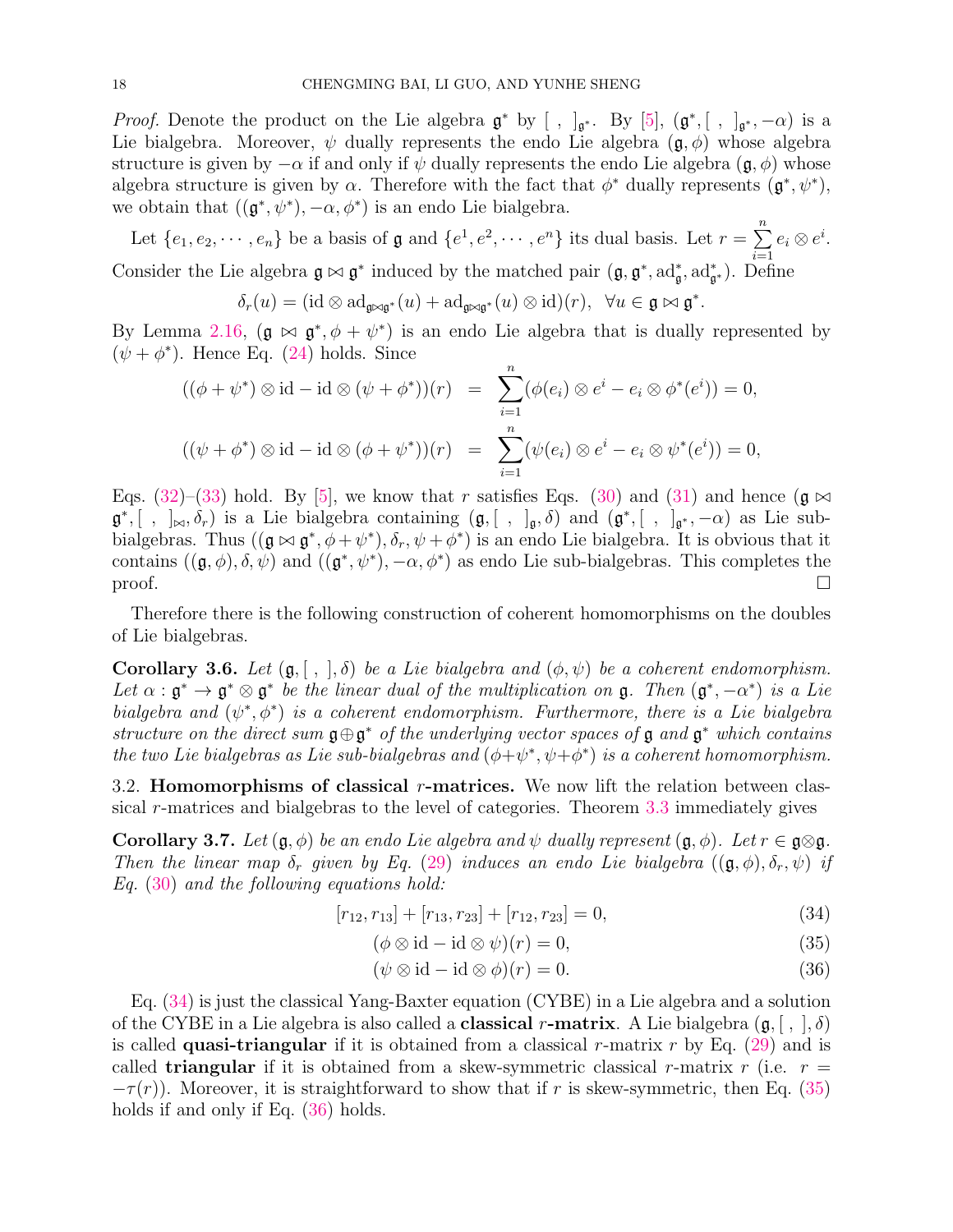*Proof.* Denote the product on the Lie algebra $\mathfrak{g}^*$ by $[\ ,\ ]_{\mathfrak{g}^*}$. By [5], $(\mathfrak{g}^*, [\ ,\ ]_{\mathfrak{g}^*}, -\alpha)$ is a Lie bialgebra. Moreover, $\psi$ dually represents the endo Lie algebra $(\mathfrak{g}, \phi)$ whose algebra structure is given by $-\alpha$ if and only if $\psi$ dually represents the endo Lie algebra $(\mathfrak{g}, \phi)$ whose algebra structure is given by $\alpha$. Therefore with the fact that $\phi^*$ dually represents $(\mathfrak{g}^*, \psi^*)$, we obtain that $((\mathfrak{g}^*, \psi^*), -\alpha, \phi^*)$ is an endo Lie bialgebra.

Let $\{e_1, e_2, \cdots, e_n\}$ be a basis of $\mathfrak{g}$ and $\{e^1, e^2, \cdots, e^n\}$ its dual basis. Let $r = \sum_{i=1}^{n} e_i \otimes e^i$. Consider the Lie algebra $\mathfrak{g} \bowtie \mathfrak{g}^*$ induced by the matched pair $(\mathfrak{g}, \mathfrak{g}^*, \mathrm{ad}^*_{\mathfrak{g}}, \mathrm{ad}^*_{\mathfrak{g}^*})$. Define

$$\delta_r(u) = (\mathrm{id} \otimes \mathrm{ad}_{\mathfrak{g}\bowtie\mathfrak{g}^*}(u) + \mathrm{ad}_{\mathfrak{g}\bowtie\mathfrak{g}^*}(u) \otimes \mathrm{id})(r), \quad \forall u \in \mathfrak{g} \bowtie \mathfrak{g}^*.$$

By Lemma 2.16, $(\mathfrak{g} \bowtie \mathfrak{g}^*, \phi + \psi^*)$ is an endo Lie algebra that is dually represented by $(\psi + \phi^*)$. Hence Eq. (24) holds. Since

$$\begin{aligned}
((\phi + \psi^*) \otimes \mathrm{id} - \mathrm{id} \otimes (\psi + \phi^*))(r) &= \sum_{i=1}^{n} (\phi(e_i) \otimes e^i - e_i \otimes \phi^*(e^i)) = 0, \\
((\psi + \phi^*) \otimes \mathrm{id} - \mathrm{id} \otimes (\phi + \psi^*))(r) &= \sum_{i=1}^{n} (\psi(e_i) \otimes e^i - e_i \otimes \psi^*(e^i)) = 0,
\end{aligned}$$

Eqs. (32)–(33) hold. By [5], we know that $r$ satisfies Eqs. (30) and (31) and hence $(\mathfrak{g} \bowtie \mathfrak{g}^*, [\ ,\ ]_{\bowtie}, \delta_r)$ is a Lie bialgebra containing $(\mathfrak{g}, [\ ,\ ]_{\mathfrak{g}}, \delta)$ and $(\mathfrak{g}^*, [\ ,\ ]_{\mathfrak{g}^*}, -\alpha)$ as Lie sub-bialgebras. Thus $((\mathfrak{g} \bowtie \mathfrak{g}^*, \phi + \psi^*), \delta_r, \psi + \phi^*)$ is an endo Lie bialgebra. It is obvious that it contains $((\mathfrak{g}, \phi), \delta, \psi)$ and $((\mathfrak{g}^*, \psi^*), -\alpha, \phi^*)$ as endo Lie sub-bialgebras. This completes the proof. $\square$

Therefore there is the following construction of coherent homomorphisms on the doubles of Lie bialgebras.

**Corollary 3.6.** *Let $(\mathfrak{g}, [\ ,\ ], \delta)$ be a Lie bialgebra and $(\phi, \psi)$ be a coherent endomorphism. Let $\alpha : \mathfrak{g}^* \to \mathfrak{g}^* \otimes \mathfrak{g}^*$ be the linear dual of the multiplication on $\mathfrak{g}$. Then $(\mathfrak{g}^*, -\alpha^*)$ is a Lie bialgebra and $(\psi^*, \phi^*)$ is a coherent endomorphism. Furthermore, there is a Lie bialgebra structure on the direct sum $\mathfrak{g} \oplus \mathfrak{g}^*$ of the underlying vector spaces of $\mathfrak{g}$ and $\mathfrak{g}^*$ which contains the two Lie bialgebras as Lie sub-bialgebras and $(\phi + \psi^*, \psi + \phi^*)$ is a coherent homomorphism.*

### 3.2. Homomorphisms of classical $r$-matrices.

We now lift the relation between classical $r$-matrices and bialgebras to the level of categories. Theorem 3.3 immediately gives

**Corollary 3.7.** *Let $(\mathfrak{g}, \phi)$ be an endo Lie algebra and $\psi$ dually represent $(\mathfrak{g}, \phi)$. Let $r \in \mathfrak{g} \otimes \mathfrak{g}$. Then the linear map $\delta_r$ given by Eq. (29) induces an endo Lie bialgebra $((\mathfrak{g}, \phi), \delta_r, \psi)$ if Eq. (30) and the following equations hold:*

$$[r_{12}, r_{13}] + [r_{13}, r_{23}] + [r_{12}, r_{23}] = 0, \tag{34}$$

$$(\phi \otimes \mathrm{id} - \mathrm{id} \otimes \psi)(r) = 0, \tag{35}$$

$$(\psi \otimes \mathrm{id} - \mathrm{id} \otimes \phi)(r) = 0. \tag{36}$$

Eq. (34) is just the classical Yang-Baxter equation (CYBE) in a Lie algebra and a solution of the CYBE in a Lie algebra is also called a **classical $r$-matrix**. A Lie bialgebra $(\mathfrak{g}, [\ ,\ ], \delta)$ is called **quasi-triangular** if it is obtained from a classical $r$-matrix $r$ by Eq. (29) and is called **triangular** if it is obtained from a skew-symmetric classical $r$-matrix $r$ (i.e. $r = -\tau(r)$). Moreover, it is straightforward to show that if $r$ is skew-symmetric, then Eq. (35) holds if and only if Eq. (36) holds.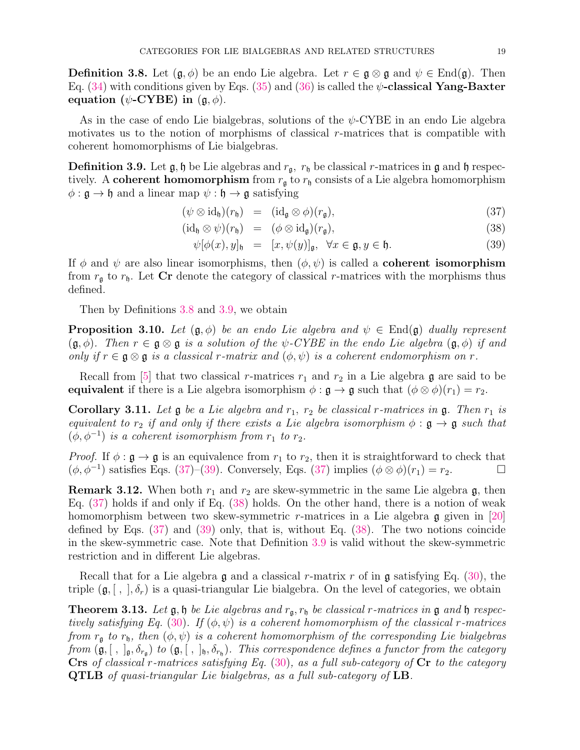**Definition 3.8.** Let $(\mathfrak{g}, \phi)$ be an endo Lie algebra. Let $r \in \mathfrak{g} \otimes \mathfrak{g}$ and $\psi \in \mathrm{End}(\mathfrak{g})$. Then Eq. (34) with conditions given by Eqs. (35) and (36) is called the **$\psi$-classical Yang-Baxter equation ($\psi$-CYBE) in $(\mathfrak{g}, \phi)$**.

As in the case of endo Lie bialgebras, solutions of the $\psi$-CYBE in an endo Lie algebra motivates us to the notion of morphisms of classical $r$-matrices that is compatible with coherent homomorphisms of Lie bialgebras.

**Definition 3.9.** Let $\mathfrak{g}, \mathfrak{h}$ be Lie algebras and $r_{\mathfrak{g}},\ r_{\mathfrak{h}}$ be classical $r$-matrices in $\mathfrak{g}$ and $\mathfrak{h}$ respectively. A **coherent homomorphism** from $r_{\mathfrak{g}}$ to $r_{\mathfrak{h}}$ consists of a Lie algebra homomorphism $\phi : \mathfrak{g} \to \mathfrak{h}$ and a linear map $\psi : \mathfrak{h} \to \mathfrak{g}$ satisfying

$$(\psi \otimes \mathrm{id}_{\mathfrak{h}})(r_{\mathfrak{h}}) = (\mathrm{id}_{\mathfrak{g}} \otimes \phi)(r_{\mathfrak{g}}), \tag{37}$$

$$(\mathrm{id}_{\mathfrak{h}} \otimes \psi)(r_{\mathfrak{h}}) = (\phi \otimes \mathrm{id}_{\mathfrak{g}})(r_{\mathfrak{g}}), \tag{38}$$

$$\psi[\phi(x), y]_{\mathfrak{h}} = [x, \psi(y)]_{\mathfrak{g}}, \quad \forall x \in \mathfrak{g}, y \in \mathfrak{h}. \tag{39}$$

If $\phi$ and $\psi$ are also linear isomorphisms, then $(\phi, \psi)$ is called a **coherent isomorphism** from $r_{\mathfrak{g}}$ to $r_{\mathfrak{h}}$. Let **Cr** denote the category of classical $r$-matrices with the morphisms thus defined.

Then by Definitions 3.8 and 3.9, we obtain

**Proposition 3.10.** *Let $(\mathfrak{g}, \phi)$ be an endo Lie algebra and $\psi \in \mathrm{End}(\mathfrak{g})$ dually represent $(\mathfrak{g}, \phi)$. Then $r \in \mathfrak{g} \otimes \mathfrak{g}$ is a solution of the $\psi$-CYBE in the endo Lie algebra $(\mathfrak{g}, \phi)$ if and only if $r \in \mathfrak{g} \otimes \mathfrak{g}$ is a classical $r$-matrix and $(\phi, \psi)$ is a coherent endomorphism on $r$.*

Recall from [5] that two classical $r$-matrices $r_1$ and $r_2$ in a Lie algebra $\mathfrak{g}$ are said to be **equivalent** if there is a Lie algebra isomorphism $\phi : \mathfrak{g} \to \mathfrak{g}$ such that $(\phi \otimes \phi)(r_1) = r_2$.

**Corollary 3.11.** *Let $\mathfrak{g}$ be a Lie algebra and $r_1,\ r_2$ be classical $r$-matrices in $\mathfrak{g}$. Then $r_1$ is equivalent to $r_2$ if and only if there exists a Lie algebra isomorphism $\phi : \mathfrak{g} \to \mathfrak{g}$ such that $(\phi, \phi^{-1})$ is a coherent isomorphism from $r_1$ to $r_2$.*

*Proof.* If $\phi : \mathfrak{g} \to \mathfrak{g}$ is an equivalence from $r_1$ to $r_2$, then it is straightforward to check that $(\phi, \phi^{-1})$ satisfies Eqs. (37)–(39). Conversely, Eqs. (37) implies $(\phi \otimes \phi)(r_1) = r_2$. ☐

**Remark 3.12.** When both $r_1$ and $r_2$ are skew-symmetric in the same Lie algebra $\mathfrak{g}$, then Eq. (37) holds if and only if Eq. (38) holds. On the other hand, there is a notion of weak homomorphism between two skew-symmetric $r$-matrices in a Lie algebra $\mathfrak{g}$ given in [20] defined by Eqs. (37) and (39) only, that is, without Eq. (38). The two notions coincide in the skew-symmetric case. Note that Definition 3.9 is valid without the skew-symmetric restriction and in different Lie algebras.

Recall that for a Lie algebra $\mathfrak{g}$ and a classical $r$-matrix $r$ of in $\mathfrak{g}$ satisfying Eq. (30), the triple $(\mathfrak{g}, [\ ,\ ], \delta_r)$ is a quasi-triangular Lie bialgebra. On the level of categories, we obtain

**Theorem 3.13.** *Let $\mathfrak{g}, \mathfrak{h}$ be Lie algebras and $r_{\mathfrak{g}}, r_{\mathfrak{h}}$ be classical $r$-matrices in $\mathfrak{g}$ and $\mathfrak{h}$ respectively satisfying Eq. (30). If $(\phi, \psi)$ is a coherent homomorphism of the classical $r$-matrices from $r_{\mathfrak{g}}$ to $r_{\mathfrak{h}}$, then $(\phi, \psi)$ is a coherent homomorphism of the corresponding Lie bialgebras from $(\mathfrak{g}, [\ ,\ ]_{\mathfrak{g}}, \delta_{r_{\mathfrak{g}}})$ to $(\mathfrak{g}, [\ ,\ ]_{\mathfrak{h}}, \delta_{r_{\mathfrak{h}}})$. This correspondence defines a functor from the category* **Crs** *of classical $r$-matrices satisfying Eq. (30), as a full sub-category of* **Cr** *to the category* **QTLB** *of quasi-triangular Lie bialgebras, as a full sub-category of* **LB**.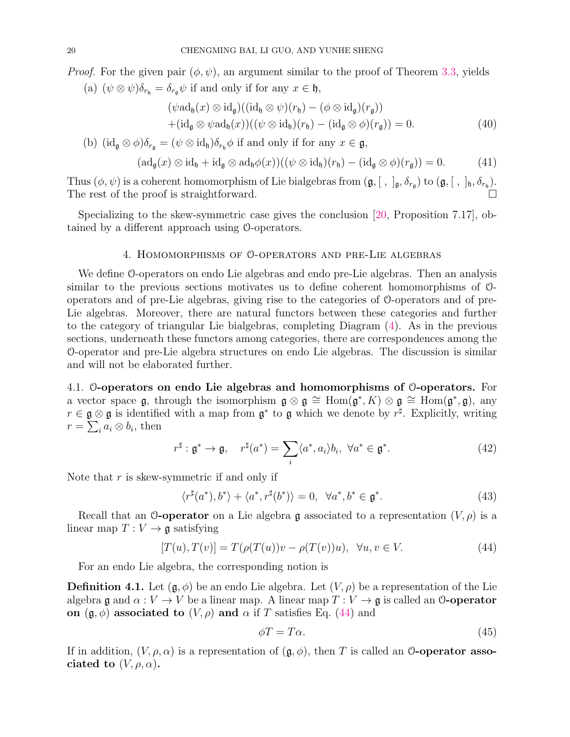*Proof.* For the given pair $(\phi, \psi)$, an argument similar to the proof of Theorem 3.3, yields

(a) $(\psi \otimes \psi)\delta_{r_{\mathfrak{h}}} = \delta_{r_{\mathfrak{g}}}\psi$ if and only if for any $x \in \mathfrak{h}$,

$$
\begin{aligned}
&(\psi \mathrm{ad}_{\mathfrak{h}}(x) \otimes \mathrm{id}_{\mathfrak{g}})((\mathrm{id}_{\mathfrak{h}} \otimes \psi)(r_{\mathfrak{h}}) - (\phi \otimes \mathrm{id}_{\mathfrak{g}})(r_{\mathfrak{g}})) \\
&+(\mathrm{id}_{\mathfrak{g}} \otimes \psi \mathrm{ad}_{\mathfrak{h}}(x))((\psi \otimes \mathrm{id}_{\mathfrak{h}})(r_{\mathfrak{h}}) - (\mathrm{id}_{\mathfrak{g}} \otimes \phi)(r_{\mathfrak{g}})) = 0. \qquad (40)
\end{aligned}
$$

(b) $(\mathrm{id}_{\mathfrak{g}} \otimes \phi)\delta_{r_{\mathfrak{g}}} = (\psi \otimes \mathrm{id}_{\mathfrak{h}})\delta_{r_{\mathfrak{h}}}\phi$ if and only if for any $x \in \mathfrak{g}$,

$$
(\mathrm{ad}_{\mathfrak{g}}(x) \otimes \mathrm{id}_{\mathfrak{h}} + \mathrm{id}_{\mathfrak{g}} \otimes \mathrm{ad}_{\mathfrak{h}}\phi(x))((\psi \otimes \mathrm{id}_{\mathfrak{h}})(r_{\mathfrak{h}}) - (\mathrm{id}_{\mathfrak{g}} \otimes \phi)(r_{\mathfrak{g}})) = 0. \qquad (41)
$$

Thus $(\phi, \psi)$ is a coherent homomorphism of Lie bialgebras from $(\mathfrak{g}, [\ ,\ ]_{\mathfrak{g}}, \delta_{r_{\mathfrak{g}}})$ to $(\mathfrak{g}, [\ ,\ ]_{\mathfrak{h}}, \delta_{r_{\mathfrak{h}}})$. The rest of the proof is straightforward. $\square$

Specializing to the skew-symmetric case gives the conclusion [20, Proposition 7.17], obtained by a different approach using $\mathcal{O}$-operators.

## 4. Homomorphisms of $\mathcal{O}$-operators and pre-Lie algebras

We define $\mathcal{O}$-operators on endo Lie algebras and endo pre-Lie algebras. Then an analysis similar to the previous sections motivates us to define coherent homomorphisms of $\mathcal{O}$-operators and of pre-Lie algebras, giving rise to the categories of $\mathcal{O}$-operators and of pre-Lie algebras. Moreover, there are natural functors between these categories and further to the category of triangular Lie bialgebras, completing Diagram (4). As in the previous sections, underneath these functors among categories, there are correspondences among the $\mathcal{O}$-operator and pre-Lie algebra structures on endo Lie algebras. The discussion is similar and will not be elaborated further.

**4.1. $\mathcal{O}$-operators on endo Lie algebras and homomorphisms of $\mathcal{O}$-operators.** For a vector space $\mathfrak{g}$, through the isomorphism $\mathfrak{g} \otimes \mathfrak{g} \cong \mathrm{Hom}(\mathfrak{g}^*, K) \otimes \mathfrak{g} \cong \mathrm{Hom}(\mathfrak{g}^*, \mathfrak{g})$, any $r \in \mathfrak{g} \otimes \mathfrak{g}$ is identified with a map from $\mathfrak{g}^*$ to $\mathfrak{g}$ which we denote by $r^\sharp$. Explicitly, writing $r = \sum_i a_i \otimes b_i$, then

$$
r^\sharp : \mathfrak{g}^* \to \mathfrak{g}, \quad r^\sharp(a^*) = \sum_i \langle a^*, a_i \rangle b_i, \ \forall a^* \in \mathfrak{g}^*. \qquad (42)
$$

Note that $r$ is skew-symmetric if and only if

$$
\langle r^\sharp(a^*), b^* \rangle + \langle a^*, r^\sharp(b^*) \rangle = 0, \ \ \forall a^*, b^* \in \mathfrak{g}^*. \qquad (43)
$$

Recall that an **$\mathcal{O}$-operator** on a Lie algebra $\mathfrak{g}$ associated to a representation $(V, \rho)$ is a linear map $T : V \to \mathfrak{g}$ satisfying

$$
[T(u), T(v)] = T(\rho(T(u))v - \rho(T(v))u), \ \ \forall u, v \in V. \qquad (44)
$$

For an endo Lie algebra, the corresponding notion is

**Definition 4.1.** Let $(\mathfrak{g}, \phi)$ be an endo Lie algebra. Let $(V, \rho)$ be a representation of the Lie algebra $\mathfrak{g}$ and $\alpha : V \to V$ be a linear map. A linear map $T : V \to \mathfrak{g}$ is called an **$\mathcal{O}$-operator on $(\mathfrak{g}, \phi)$ associated to $(V, \rho)$ and $\alpha$** if $T$ satisfies Eq. (44) and

$$
\phi T = T\alpha. \qquad (45)
$$

If in addition, $(V, \rho, \alpha)$ is a representation of $(\mathfrak{g}, \phi)$, then $T$ is called an **$\mathcal{O}$-operator associated to $(V, \rho, \alpha)$.**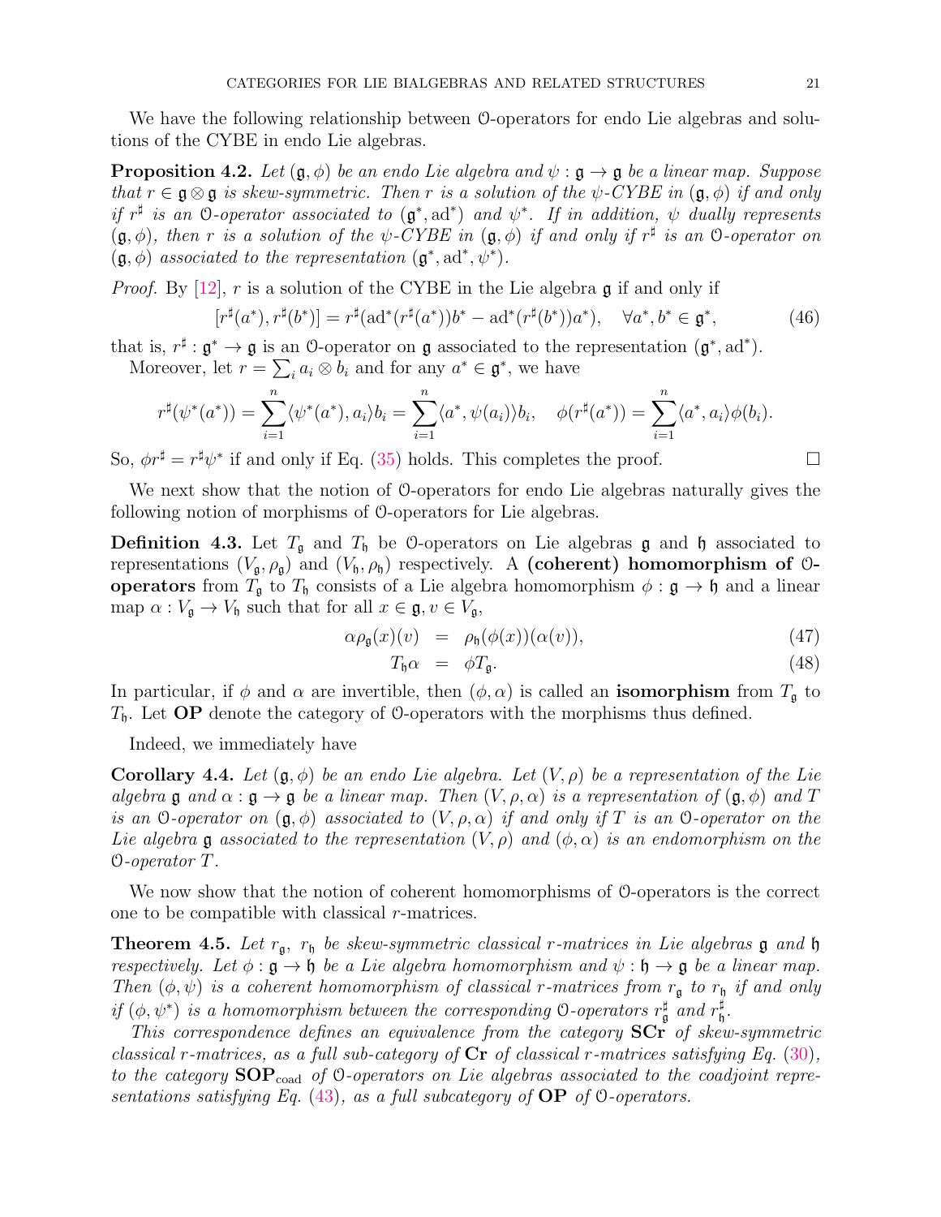We have the following relationship between $\mathcal{O}$-operators for endo Lie algebras and solutions of the CYBE in endo Lie algebras.

**Proposition 4.2.** *Let $(\mathfrak{g}, \phi)$ be an endo Lie algebra and $\psi : \mathfrak{g} \to \mathfrak{g}$ be a linear map. Suppose that $r \in \mathfrak{g} \otimes \mathfrak{g}$ is skew-symmetric. Then $r$ is a solution of the $\psi$-CYBE in $(\mathfrak{g}, \phi)$ if and only if $r^\sharp$ is an $\mathcal{O}$-operator associated to $(\mathfrak{g}^*, \mathrm{ad}^*)$ and $\psi^*$. If in addition, $\psi$ dually represents $(\mathfrak{g}, \phi)$, then $r$ is a solution of the $\psi$-CYBE in $(\mathfrak{g}, \phi)$ if and only if $r^\sharp$ is an $\mathcal{O}$-operator on $(\mathfrak{g}, \phi)$ associated to the representation $(\mathfrak{g}^*, \mathrm{ad}^*, \psi^*)$.*

*Proof.* By [12], $r$ is a solution of the CYBE in the Lie algebra $\mathfrak{g}$ if and only if

$$[r^\sharp(a^*), r^\sharp(b^*)] = r^\sharp(\mathrm{ad}^*(r^\sharp(a^*))b^* - \mathrm{ad}^*(r^\sharp(b^*))a^*), \quad \forall a^*, b^* \in \mathfrak{g}^*, \tag{46}$$

that is, $r^\sharp : \mathfrak{g}^* \to \mathfrak{g}$ is an $\mathcal{O}$-operator on $\mathfrak{g}$ associated to the representation $(\mathfrak{g}^*, \mathrm{ad}^*)$.

Moreover, let $r = \sum_i a_i \otimes b_i$ and for any $a^* \in \mathfrak{g}^*$, we have

$$r^\sharp(\psi^*(a^*)) = \sum_{i=1}^n \langle \psi^*(a^*), a_i \rangle b_i = \sum_{i=1}^n \langle a^*, \psi(a_i) \rangle b_i, \quad \phi(r^\sharp(a^*)) = \sum_{i=1}^n \langle a^*, a_i \rangle \phi(b_i).$$

So, $\phi r^\sharp = r^\sharp \psi^*$ if and only if Eq. (35) holds. This completes the proof. $\square$

We next show that the notion of $\mathcal{O}$-operators for endo Lie algebras naturally gives the following notion of morphisms of $\mathcal{O}$-operators for Lie algebras.

**Definition 4.3.** Let $T_\mathfrak{g}$ and $T_\mathfrak{h}$ be $\mathcal{O}$-operators on Lie algebras $\mathfrak{g}$ and $\mathfrak{h}$ associated to representations $(V_\mathfrak{g}, \rho_\mathfrak{g})$ and $(V_\mathfrak{h}, \rho_\mathfrak{h})$ respectively. A **(coherent) homomorphism of $\mathcal{O}$-operators** from $T_\mathfrak{g}$ to $T_\mathfrak{h}$ consists of a Lie algebra homomorphism $\phi : \mathfrak{g} \to \mathfrak{h}$ and a linear map $\alpha : V_\mathfrak{g} \to V_\mathfrak{h}$ such that for all $x \in \mathfrak{g}, v \in V_\mathfrak{g}$,

$$\alpha \rho_\mathfrak{g}(x)(v) = \rho_\mathfrak{h}(\phi(x))(\alpha(v)), \tag{47}$$

$$T_\mathfrak{h} \alpha = \phi T_\mathfrak{g}. \tag{48}$$

In particular, if $\phi$ and $\alpha$ are invertible, then $(\phi, \alpha)$ is called an **isomorphism** from $T_\mathfrak{g}$ to $T_\mathfrak{h}$. Let **OP** denote the category of $\mathcal{O}$-operators with the morphisms thus defined.

Indeed, we immediately have

**Corollary 4.4.** *Let $(\mathfrak{g}, \phi)$ be an endo Lie algebra. Let $(V, \rho)$ be a representation of the Lie algebra $\mathfrak{g}$ and $\alpha : \mathfrak{g} \to \mathfrak{g}$ be a linear map. Then $(V, \rho, \alpha)$ is a representation of $(\mathfrak{g}, \phi)$ and $T$ is an $\mathcal{O}$-operator on $(\mathfrak{g}, \phi)$ associated to $(V, \rho, \alpha)$ if and only if $T$ is an $\mathcal{O}$-operator on the Lie algebra $\mathfrak{g}$ associated to the representation $(V, \rho)$ and $(\phi, \alpha)$ is an endomorphism on the $\mathcal{O}$-operator $T$.*

We now show that the notion of coherent homomorphisms of $\mathcal{O}$-operators is the correct one to be compatible with classical $r$-matrices.

**Theorem 4.5.** *Let $r_\mathfrak{g}$, $r_\mathfrak{h}$ be skew-symmetric classical $r$-matrices in Lie algebras $\mathfrak{g}$ and $\mathfrak{h}$ respectively. Let $\phi : \mathfrak{g} \to \mathfrak{h}$ be a Lie algebra homomorphism and $\psi : \mathfrak{h} \to \mathfrak{g}$ be a linear map. Then $(\phi, \psi)$ is a coherent homomorphism of classical $r$-matrices from $r_\mathfrak{g}$ to $r_\mathfrak{h}$ if and only if $(\phi, \psi^*)$ is a homomorphism between the corresponding $\mathcal{O}$-operators $r_\mathfrak{g}^\sharp$ and $r_\mathfrak{h}^\sharp$.*

*This correspondence defines an equivalence from the category* **SCr** *of skew-symmetric classical $r$-matrices, as a full sub-category of* **Cr** *of classical $r$-matrices satisfying Eq. (30), to the category* $\mathbf{SOP}_{\text{coad}}$ *of $\mathcal{O}$-operators on Lie algebras associated to the coadjoint representations satisfying Eq. (43), as a full subcategory of* **OP** *of $\mathcal{O}$-operators.*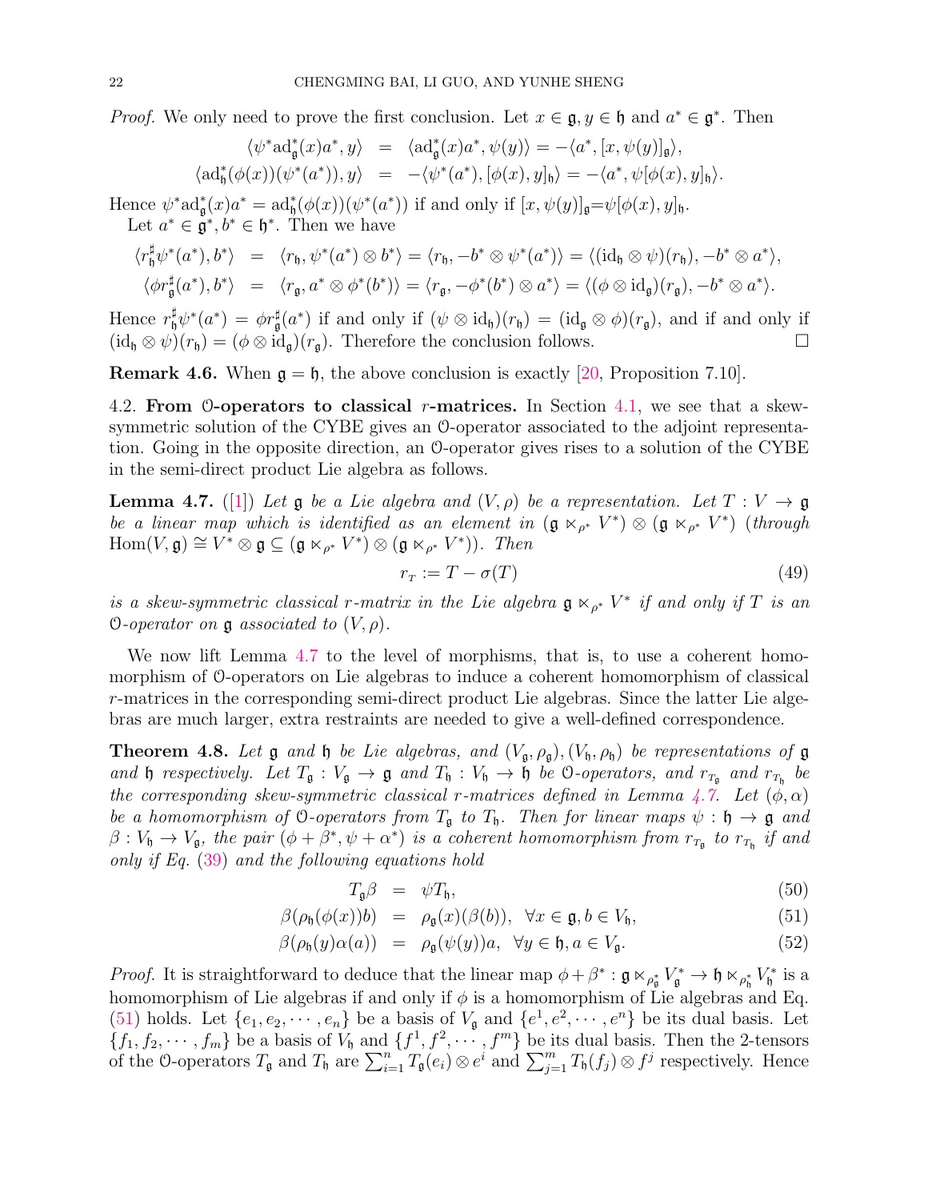*Proof.* We only need to prove the first conclusion. Let $x \in \mathfrak{g}, y \in \mathfrak{h}$ and $a^* \in \mathfrak{g}^*$. Then

$$
\begin{aligned}
\langle \psi^* \mathrm{ad}_{\mathfrak{g}}^*(x) a^*, y \rangle &= \langle \mathrm{ad}_{\mathfrak{g}}^*(x) a^*, \psi(y) \rangle = -\langle a^*, [x, \psi(y)]_{\mathfrak{g}} \rangle, \\
\langle \mathrm{ad}_{\mathfrak{h}}^*(\phi(x))(\psi^*(a^*)), y \rangle &= -\langle \psi^*(a^*), [\phi(x), y]_{\mathfrak{h}} \rangle = -\langle a^*, \psi[\phi(x), y]_{\mathfrak{h}} \rangle.
\end{aligned}
$$

Hence $\psi^* \mathrm{ad}_{\mathfrak{g}}^*(x) a^* = \mathrm{ad}_{\mathfrak{h}}^*(\phi(x))(\psi^*(a^*))$ if and only if $[x, \psi(y)]_{\mathfrak{g}} = \psi[\phi(x), y]_{\mathfrak{h}}$.

Let $a^* \in \mathfrak{g}^*, b^* \in \mathfrak{h}^*$. Then we have

$$
\begin{aligned}
\langle r_{\mathfrak{h}}^{\sharp} \psi^*(a^*), b^* \rangle &= \langle r_{\mathfrak{h}}, \psi^*(a^*) \otimes b^* \rangle = \langle r_{\mathfrak{h}}, -b^* \otimes \psi^*(a^*) \rangle = \langle (\mathrm{id}_{\mathfrak{h}} \otimes \psi)(r_{\mathfrak{h}}), -b^* \otimes a^* \rangle, \\
\langle \phi r_{\mathfrak{g}}^{\sharp}(a^*), b^* \rangle &= \langle r_{\mathfrak{g}}, a^* \otimes \phi^*(b^*) \rangle = \langle r_{\mathfrak{g}}, -\phi^*(b^*) \otimes a^* \rangle = \langle (\phi \otimes \mathrm{id}_{\mathfrak{g}})(r_{\mathfrak{g}}), -b^* \otimes a^* \rangle.
\end{aligned}
$$

Hence $r_{\mathfrak{h}}^{\sharp} \psi^*(a^*) = \phi r_{\mathfrak{g}}^{\sharp}(a^*)$ if and only if $(\psi \otimes \mathrm{id}_{\mathfrak{h}})(r_{\mathfrak{h}}) = (\mathrm{id}_{\mathfrak{g}} \otimes \phi)(r_{\mathfrak{g}})$, and if and only if $(\mathrm{id}_{\mathfrak{h}} \otimes \psi)(r_{\mathfrak{h}}) = (\phi \otimes \mathrm{id}_{\mathfrak{g}})(r_{\mathfrak{g}})$. Therefore the conclusion follows. □

**Remark 4.6.** When $\mathfrak{g} = \mathfrak{h}$, the above conclusion is exactly [20, Proposition 7.10].

## 4.2. From $\mathcal{O}$-operators to classical $r$-matrices.

In Section 4.1, we see that a skew-symmetric solution of the CYBE gives an $\mathcal{O}$-operator associated to the adjoint representation. Going in the opposite direction, an $\mathcal{O}$-operator gives rises to a solution of the CYBE in the semi-direct product Lie algebra as follows.

**Lemma 4.7.** ([1]) *Let $\mathfrak{g}$ be a Lie algebra and $(V, \rho)$ be a representation. Let $T : V \to \mathfrak{g}$ be a linear map which is identified as an element in $(\mathfrak{g} \ltimes_{\rho^*} V^*) \otimes (\mathfrak{g} \ltimes_{\rho^*} V^*)$ (through $\mathrm{Hom}(V, \mathfrak{g}) \cong V^* \otimes \mathfrak{g} \subseteq (\mathfrak{g} \ltimes_{\rho^*} V^*) \otimes (\mathfrak{g} \ltimes_{\rho^*} V^*)$). Then*

$$
r_T := T - \sigma(T) \tag{49}
$$

*is a skew-symmetric classical $r$-matrix in the Lie algebra $\mathfrak{g} \ltimes_{\rho^*} V^*$ if and only if $T$ is an $\mathcal{O}$-operator on $\mathfrak{g}$ associated to $(V, \rho)$.*

We now lift Lemma 4.7 to the level of morphisms, that is, to use a coherent homomorphism of $\mathcal{O}$-operators on Lie algebras to induce a coherent homomorphism of classical $r$-matrices in the corresponding semi-direct product Lie algebras. Since the latter Lie algebras are much larger, extra restraints are needed to give a well-defined correspondence.

**Theorem 4.8.** *Let $\mathfrak{g}$ and $\mathfrak{h}$ be Lie algebras, and $(V_{\mathfrak{g}}, \rho_{\mathfrak{g}}), (V_{\mathfrak{h}}, \rho_{\mathfrak{h}})$ be representations of $\mathfrak{g}$ and $\mathfrak{h}$ respectively. Let $T_{\mathfrak{g}} : V_{\mathfrak{g}} \to \mathfrak{g}$ and $T_{\mathfrak{h}} : V_{\mathfrak{h}} \to \mathfrak{h}$ be $\mathcal{O}$-operators, and $r_{T_{\mathfrak{g}}}$ and $r_{T_{\mathfrak{h}}}$ be the corresponding skew-symmetric classical $r$-matrices defined in Lemma 4.7. Let $(\phi, \alpha)$ be a homomorphism of $\mathcal{O}$-operators from $T_{\mathfrak{g}}$ to $T_{\mathfrak{h}}$. Then for linear maps $\psi : \mathfrak{h} \to \mathfrak{g}$ and $\beta : V_{\mathfrak{h}} \to V_{\mathfrak{g}}$, the pair $(\phi + \beta^*, \psi + \alpha^*)$ is a coherent homomorphism from $r_{T_{\mathfrak{g}}}$ to $r_{T_{\mathfrak{h}}}$ if and only if Eq. (39) and the following equations hold*

$$
\begin{aligned}
T_{\mathfrak{g}} \beta &= \psi T_{\mathfrak{h}}, & (50) \\
\beta(\rho_{\mathfrak{h}}(\phi(x)) b) &= \rho_{\mathfrak{g}}(x)(\beta(b)), \quad \forall x \in \mathfrak{g}, b \in V_{\mathfrak{h}}, & (51) \\
\beta(\rho_{\mathfrak{h}}(y) \alpha(a)) &= \rho_{\mathfrak{g}}(\psi(y)) a, \quad \forall y \in \mathfrak{h}, a \in V_{\mathfrak{g}}. & (52)
\end{aligned}
$$

*Proof.* It is straightforward to deduce that the linear map $\phi + \beta^* : \mathfrak{g} \ltimes_{\rho_{\mathfrak{g}}^*} V_{\mathfrak{g}}^* \to \mathfrak{h} \ltimes_{\rho_{\mathfrak{h}}^*} V_{\mathfrak{h}}^*$ is a homomorphism of Lie algebras if and only if $\phi$ is a homomorphism of Lie algebras and Eq. (51) holds. Let $\{e_1, e_2, \cdots, e_n\}$ be a basis of $V_{\mathfrak{g}}$ and $\{e^1, e^2, \cdots, e^n\}$ be its dual basis. Let $\{f_1, f_2, \cdots, f_m\}$ be a basis of $V_{\mathfrak{h}}$ and $\{f^1, f^2, \cdots, f^m\}$ be its dual basis. Then the 2-tensors of the $\mathcal{O}$-operators $T_{\mathfrak{g}}$ and $T_{\mathfrak{h}}$ are $\sum_{i=1}^n T_{\mathfrak{g}}(e_i) \otimes e^i$ and $\sum_{j=1}^m T_{\mathfrak{h}}(f_j) \otimes f^j$ respectively. Hence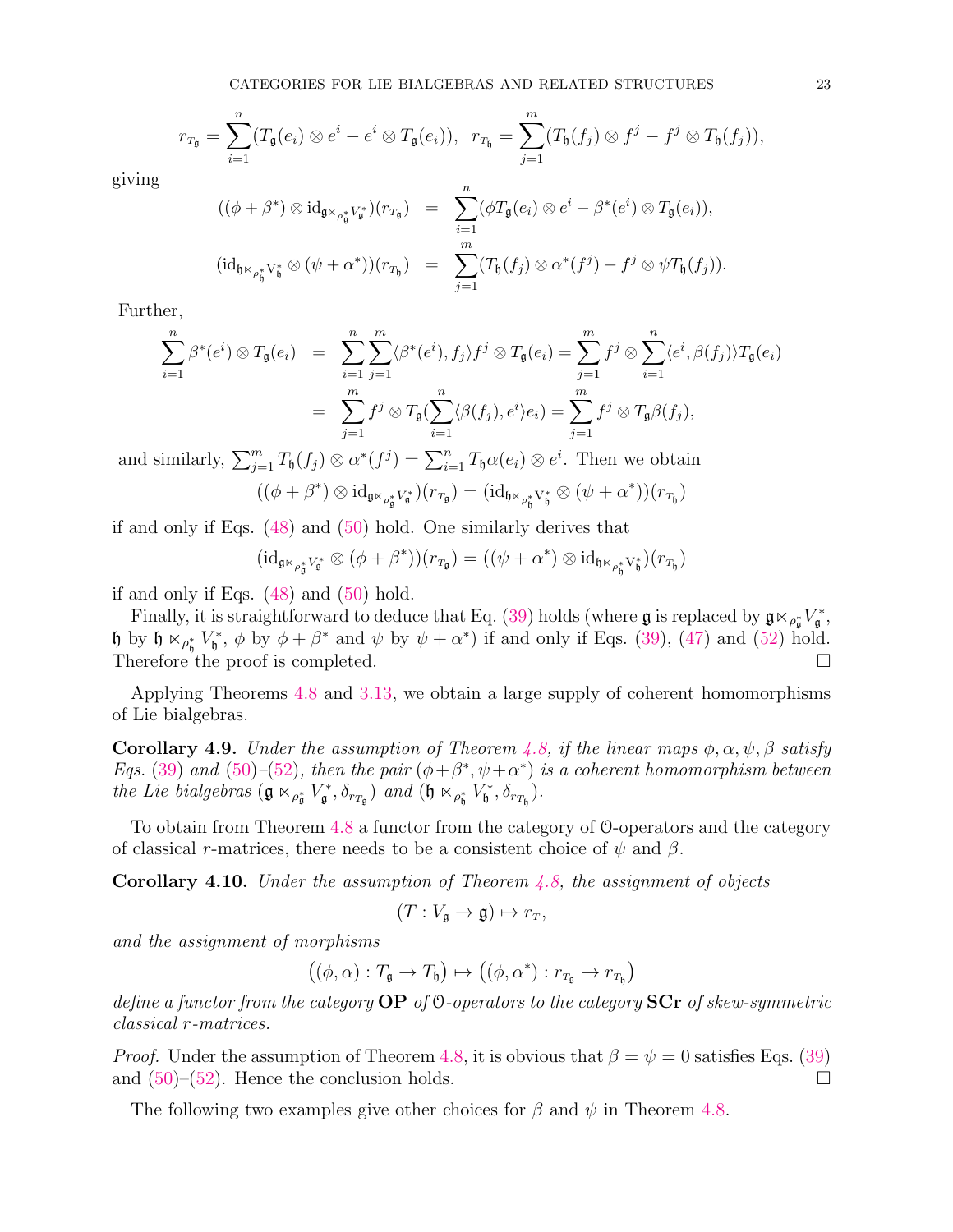$$r_{T_{\mathfrak g}} = \sum_{i=1}^{n}(T_{\mathfrak g}(e_i)\otimes e^i - e^i\otimes T_{\mathfrak g}(e_i)),\ \ r_{T_{\mathfrak h}} = \sum_{j=1}^{m}(T_{\mathfrak h}(f_j)\otimes f^j - f^j\otimes T_{\mathfrak h}(f_j)),$$

giving

$$\begin{aligned}
((\phi+\beta^*)\otimes \mathrm{id}_{\mathfrak g\ltimes_{\rho_{\mathfrak g}^*}V_{\mathfrak g}^*})(r_{T_{\mathfrak g}}) &= \sum_{i=1}^{n}(\phi T_{\mathfrak g}(e_i)\otimes e^i - \beta^*(e^i)\otimes T_{\mathfrak g}(e_i)),\\
(\mathrm{id}_{\mathfrak h\ltimes_{\rho_{\mathfrak h}^*}V_{\mathfrak h}^*}\otimes(\psi+\alpha^*))(r_{T_{\mathfrak h}}) &= \sum_{j=1}^{m}(T_{\mathfrak h}(f_j)\otimes \alpha^*(f^j) - f^j\otimes \psi T_{\mathfrak h}(f_j)).
\end{aligned}$$

Further,

$$\begin{aligned}
\sum_{i=1}^{n}\beta^*(e^i)\otimes T_{\mathfrak g}(e_i) &= \sum_{i=1}^{n}\sum_{j=1}^{m}\langle \beta^*(e^i), f_j\rangle f^j\otimes T_{\mathfrak g}(e_i) = \sum_{j=1}^{m} f^j\otimes \sum_{i=1}^{n}\langle e^i, \beta(f_j)\rangle T_{\mathfrak g}(e_i)\\
&= \sum_{j=1}^{m} f^j\otimes T_{\mathfrak g}(\sum_{i=1}^{n}\langle \beta(f_j), e^i\rangle e_i) = \sum_{j=1}^{m} f^j\otimes T_{\mathfrak g}\beta(f_j),
\end{aligned}$$

and similarly, $\sum_{j=1}^{m} T_{\mathfrak h}(f_j)\otimes \alpha^*(f^j) = \sum_{i=1}^{n} T_{\mathfrak h}\alpha(e_i)\otimes e^i$. Then we obtain

$$((\phi+\beta^*)\otimes \mathrm{id}_{\mathfrak g\ltimes_{\rho_{\mathfrak g}^*}V_{\mathfrak g}^*})(r_{T_{\mathfrak g}}) = (\mathrm{id}_{\mathfrak h\ltimes_{\rho_{\mathfrak h}^*}V_{\mathfrak h}^*}\otimes(\psi+\alpha^*))(r_{T_{\mathfrak h}})$$

if and only if Eqs. (48) and (50) hold. One similarly derives that

$$(\mathrm{id}_{\mathfrak g\ltimes_{\rho_{\mathfrak g}^*}V_{\mathfrak g}^*}\otimes(\phi+\beta^*))(r_{T_{\mathfrak g}}) = ((\psi+\alpha^*)\otimes \mathrm{id}_{\mathfrak h\ltimes_{\rho_{\mathfrak h}^*}V_{\mathfrak h}^*})(r_{T_{\mathfrak h}})$$

if and only if Eqs. (48) and (50) hold.

Finally, it is straightforward to deduce that Eq. (39) holds (where $\mathfrak g$ is replaced by $\mathfrak g\ltimes_{\rho_{\mathfrak g}^*}V_{\mathfrak g}^*$, $\mathfrak h$ by $\mathfrak h\ltimes_{\rho_{\mathfrak h}^*}V_{\mathfrak h}^*$, $\phi$ by $\phi+\beta^*$ and $\psi$ by $\psi+\alpha^*$) if and only if Eqs. (39), (47) and (52) hold. Therefore the proof is completed. □

Applying Theorems 4.8 and 3.13, we obtain a large supply of coherent homomorphisms of Lie bialgebras.

**Corollary 4.9.** *Under the assumption of Theorem 4.8, if the linear maps $\phi,\alpha,\psi,\beta$ satisfy Eqs. (39) and (50)–(52), then the pair $(\phi+\beta^*,\psi+\alpha^*)$ is a coherent homomorphism between the Lie bialgebras $(\mathfrak g\ltimes_{\rho_{\mathfrak g}^*}V_{\mathfrak g}^*,\delta_{r_{T_{\mathfrak g}}})$ and $(\mathfrak h\ltimes_{\rho_{\mathfrak h}^*}V_{\mathfrak h}^*,\delta_{r_{T_{\mathfrak h}}})$.*

To obtain from Theorem 4.8 a functor from the category of $\mathcal O$-operators and the category of classical $r$-matrices, there needs to be a consistent choice of $\psi$ and $\beta$.

**Corollary 4.10.** *Under the assumption of Theorem 4.8, the assignment of objects*

$$(T: V_{\mathfrak g}\to \mathfrak g)\mapsto r_T,$$

*and the assignment of morphisms*

$$\big((\phi,\alpha): T_{\mathfrak g}\to T_{\mathfrak h}\big)\mapsto \big((\phi,\alpha^*): r_{T_{\mathfrak g}}\to r_{T_{\mathfrak h}}\big)$$

*define a functor from the category* **OP** *of $\mathcal O$-operators to the category* **SCr** *of skew-symmetric classical $r$-matrices.*

*Proof.* Under the assumption of Theorem 4.8, it is obvious that $\beta=\psi=0$ satisfies Eqs. (39) and (50)–(52). Hence the conclusion holds. □

The following two examples give other choices for $\beta$ and $\psi$ in Theorem 4.8.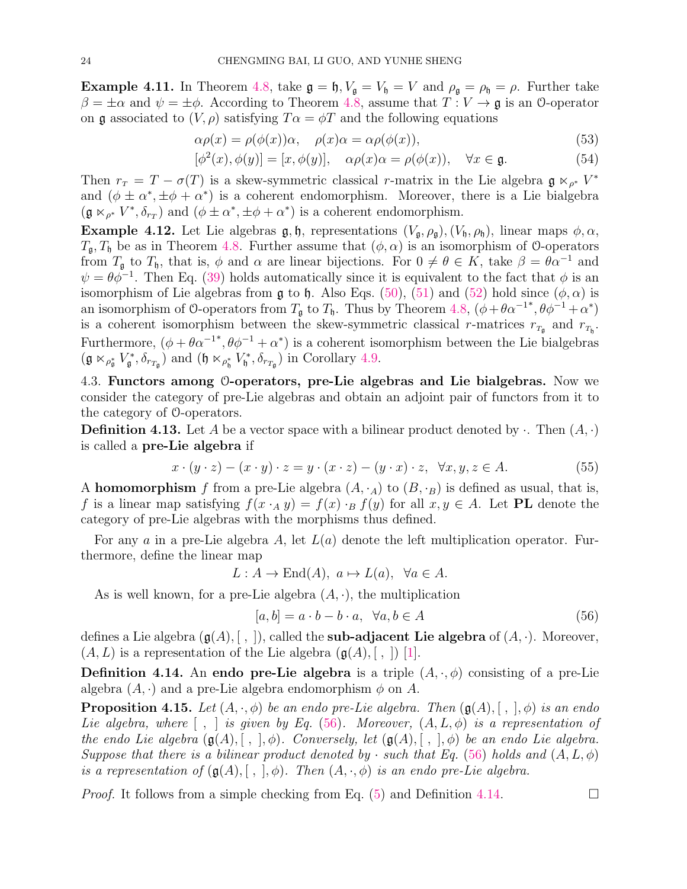**Example 4.11.** In Theorem 4.8, take $\mathfrak{g} = \mathfrak{h}, V_{\mathfrak{g}} = V_{\mathfrak{h}} = V$ and $\rho_{\mathfrak{g}} = \rho_{\mathfrak{h}} = \rho$. Further take $\beta = \pm\alpha$ and $\psi = \pm\phi$. According to Theorem 4.8, assume that $T : V \to \mathfrak{g}$ is an $\mathcal{O}$-operator on $\mathfrak{g}$ associated to $(V, \rho)$ satisfying $T\alpha = \phi T$ and the following equations

$$\alpha\rho(x) = \rho(\phi(x))\alpha, \quad \rho(x)\alpha = \alpha\rho(\phi(x)), \tag{53}$$

$$[\phi^2(x), \phi(y)] = [x, \phi(y)], \quad \alpha\rho(x)\alpha = \rho(\phi(x)), \quad \forall x \in \mathfrak{g}. \tag{54}$$

Then $r_T = T - \sigma(T)$ is a skew-symmetric classical $r$-matrix in the Lie algebra $\mathfrak{g} \ltimes_{\rho^*} V^*$ and $(\phi \pm \alpha^*, \pm\phi + \alpha^*)$ is a coherent endomorphism. Moreover, there is a Lie bialgebra $(\mathfrak{g} \ltimes_{\rho^*} V^*, \delta_{r_T})$ and $(\phi \pm \alpha^*, \pm\phi + \alpha^*)$ is a coherent endomorphism.

**Example 4.12.** Let Lie algebras $\mathfrak{g}, \mathfrak{h}$, representations $(V_{\mathfrak{g}}, \rho_{\mathfrak{g}}), (V_{\mathfrak{h}}, \rho_{\mathfrak{h}})$, linear maps $\phi, \alpha$, $T_{\mathfrak{g}}, T_{\mathfrak{h}}$ be as in Theorem 4.8. Further assume that $(\phi, \alpha)$ is an isomorphism of $\mathcal{O}$-operators from $T_{\mathfrak{g}}$ to $T_{\mathfrak{h}}$, that is, $\phi$ and $\alpha$ are linear bijections. For $0 \neq \theta \in K$, take $\beta = \theta\alpha^{-1}$ and $\psi = \theta\phi^{-1}$. Then Eq. (39) holds automatically since it is equivalent to the fact that $\phi$ is an isomorphism of Lie algebras from $\mathfrak{g}$ to $\mathfrak{h}$. Also Eqs. (50), (51) and (52) hold since $(\phi, \alpha)$ is an isomorphism of $\mathcal{O}$-operators from $T_{\mathfrak{g}}$ to $T_{\mathfrak{h}}$. Thus by Theorem 4.8, $(\phi + \theta\alpha^{-1*}, \theta\phi^{-1} + \alpha^*)$ is a coherent isomorphism between the skew-symmetric classical $r$-matrices $r_{T_{\mathfrak{g}}}$ and $r_{T_{\mathfrak{h}}}$. Furthermore, $(\phi + \theta\alpha^{-1*}, \theta\phi^{-1} + \alpha^*)$ is a coherent isomorphism between the Lie bialgebras $(\mathfrak{g} \ltimes_{\rho_{\mathfrak{g}}^*} V_{\mathfrak{g}}^*, \delta_{r_{T_{\mathfrak{g}}}})$ and $(\mathfrak{h} \ltimes_{\rho_{\mathfrak{h}}^*} V_{\mathfrak{h}}^*, \delta_{r_{T_{\mathfrak{g}}}})$ in Corollary 4.9.

### 4.3. Functors among $\mathcal{O}$-operators, pre-Lie algebras and Lie bialgebras.

Now we consider the category of pre-Lie algebras and obtain an adjoint pair of functors from it to the category of $\mathcal{O}$-operators.

**Definition 4.13.** Let $A$ be a vector space with a bilinear product denoted by $\cdot$. Then $(A, \cdot)$ is called a **pre-Lie algebra** if

$$x \cdot (y \cdot z) - (x \cdot y) \cdot z = y \cdot (x \cdot z) - (y \cdot x) \cdot z, \quad \forall x, y, z \in A. \tag{55}$$

A **homomorphism** $f$ from a pre-Lie algebra $(A, \cdot_A)$ to $(B, \cdot_B)$ is defined as usual, that is, $f$ is a linear map satisfying $f(x \cdot_A y) = f(x) \cdot_B f(y)$ for all $x, y \in A$. Let **PL** denote the category of pre-Lie algebras with the morphisms thus defined.

For any $a$ in a pre-Lie algebra $A$, let $L(a)$ denote the left multiplication operator. Furthermore, define the linear map

$$L : A \to \mathrm{End}(A), \; a \mapsto L(a), \;\; \forall a \in A.$$

As is well known, for a pre-Lie algebra $(A, \cdot)$, the multiplication

$$[a, b] = a \cdot b - b \cdot a, \;\; \forall a, b \in A \tag{56}$$

defines a Lie algebra $(\mathfrak{g}(A), [\;,\;])$, called the **sub-adjacent Lie algebra** of $(A, \cdot)$. Moreover, $(A, L)$ is a representation of the Lie algebra $(\mathfrak{g}(A), [\;,\;])$ [1].

**Definition 4.14.** An **endo pre-Lie algebra** is a triple $(A, \cdot, \phi)$ consisting of a pre-Lie algebra $(A, \cdot)$ and a pre-Lie algebra endomorphism $\phi$ on $A$.

**Proposition 4.15.** *Let $(A, \cdot, \phi)$ be an endo pre-Lie algebra. Then $(\mathfrak{g}(A), [\;,\;], \phi)$ is an endo Lie algebra, where $[\;,\;]$ is given by Eq. (56). Moreover, $(A, L, \phi)$ is a representation of the endo Lie algebra $(\mathfrak{g}(A), [\;,\;], \phi)$. Conversely, let $(\mathfrak{g}(A), [\;,\;], \phi)$ be an endo Lie algebra. Suppose that there is a bilinear product denoted by $\cdot$ such that Eq. (56) holds and $(A, L, \phi)$ is a representation of $(\mathfrak{g}(A), [\;,\;], \phi)$. Then $(A, \cdot, \phi)$ is an endo pre-Lie algebra.*

*Proof.* It follows from a simple checking from Eq. (5) and Definition 4.14. $\square$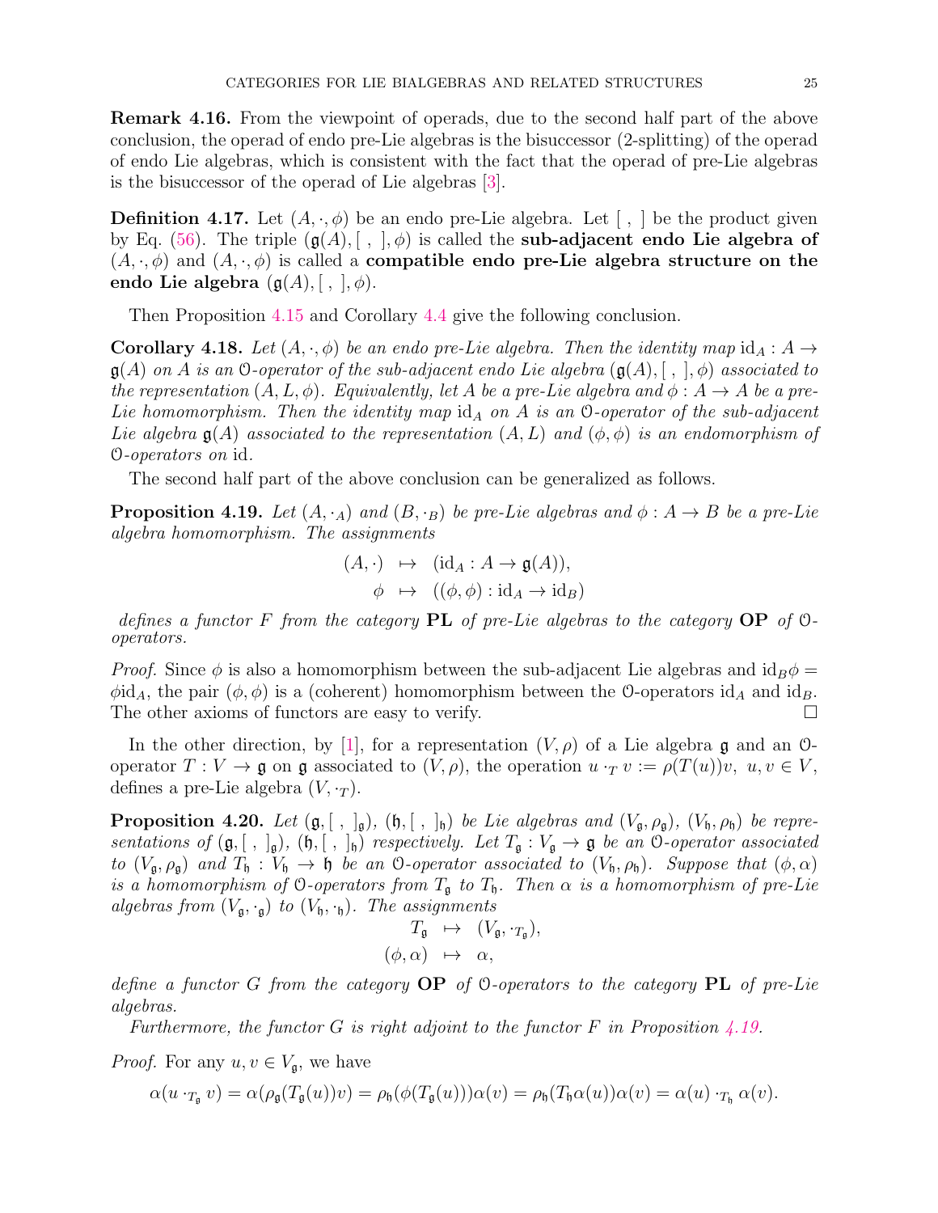**Remark 4.16.** From the viewpoint of operads, due to the second half part of the above conclusion, the operad of endo pre-Lie algebras is the bisuccessor (2-splitting) of the operad of endo Lie algebras, which is consistent with the fact that the operad of pre-Lie algebras is the bisuccessor of the operad of Lie algebras [3].

**Definition 4.17.** Let $(A, \cdot, \phi)$ be an endo pre-Lie algebra. Let $[\ ,\ ]$ be the product given by Eq. (56). The triple $(\mathfrak{g}(A), [\ ,\ ], \phi)$ is called the **sub-adjacent endo Lie algebra of** $(A, \cdot, \phi)$ and $(A, \cdot, \phi)$ is called a **compatible endo pre-Lie algebra structure on the endo Lie algebra** $(\mathfrak{g}(A), [\ ,\ ], \phi)$.

Then Proposition 4.15 and Corollary 4.4 give the following conclusion.

**Corollary 4.18.** *Let $(A, \cdot, \phi)$ be an endo pre-Lie algebra. Then the identity map $\mathrm{id}_A : A \to \mathfrak{g}(A)$ on $A$ is an $\mathcal{O}$-operator of the sub-adjacent endo Lie algebra $(\mathfrak{g}(A), [\ ,\ ], \phi)$ associated to the representation $(A, L, \phi)$. Equivalently, let $A$ be a pre-Lie algebra and $\phi : A \to A$ be a pre-Lie homomorphism. Then the identity map $\mathrm{id}_A$ on $A$ is an $\mathcal{O}$-operator of the sub-adjacent Lie algebra $\mathfrak{g}(A)$ associated to the representation $(A, L)$ and $(\phi, \phi)$ is an endomorphism of $\mathcal{O}$-operators on* id*.*

The second half part of the above conclusion can be generalized as follows.

**Proposition 4.19.** *Let $(A, \cdot_A)$ and $(B, \cdot_B)$ be pre-Lie algebras and $\phi : A \to B$ be a pre-Lie algebra homomorphism. The assignments*

$$\begin{aligned} (A, \cdot) &\mapsto (\mathrm{id}_A : A \to \mathfrak{g}(A)), \\ \phi &\mapsto ((\phi, \phi) : \mathrm{id}_A \to \mathrm{id}_B) \end{aligned}$$

*defines a functor $F$ from the category* **PL** *of pre-Lie algebras to the category* **OP** *of $\mathcal{O}$-operators.*

*Proof.* Since $\phi$ is also a homomorphism between the sub-adjacent Lie algebras and $\mathrm{id}_B \phi = \phi \mathrm{id}_A$, the pair $(\phi, \phi)$ is a (coherent) homomorphism between the $\mathcal{O}$-operators $\mathrm{id}_A$ and $\mathrm{id}_B$. The other axioms of functors are easy to verify. □

In the other direction, by [1], for a representation $(V, \rho)$ of a Lie algebra $\mathfrak{g}$ and an $\mathcal{O}$-operator $T : V \to \mathfrak{g}$ on $\mathfrak{g}$ associated to $(V, \rho)$, the operation $u \cdot_T v := \rho(T(u))v,\ u, v \in V$, defines a pre-Lie algebra $(V, \cdot_T)$.

**Proposition 4.20.** *Let $(\mathfrak{g}, [\ ,\ ]_{\mathfrak{g}})$, $(\mathfrak{h}, [\ ,\ ]_{\mathfrak{h}})$ be Lie algebras and $(V_{\mathfrak{g}}, \rho_{\mathfrak{g}})$, $(V_{\mathfrak{h}}, \rho_{\mathfrak{h}})$ be representations of $(\mathfrak{g}, [\ ,\ ]_{\mathfrak{g}})$, $(\mathfrak{h}, [\ ,\ ]_{\mathfrak{h}})$ respectively. Let $T_{\mathfrak{g}} : V_{\mathfrak{g}} \to \mathfrak{g}$ be an $\mathcal{O}$-operator associated to $(V_{\mathfrak{g}}, \rho_{\mathfrak{g}})$ and $T_{\mathfrak{h}} : V_{\mathfrak{h}} \to \mathfrak{h}$ be an $\mathcal{O}$-operator associated to $(V_{\mathfrak{h}}, \rho_{\mathfrak{h}})$. Suppose that $(\phi, \alpha)$ is a homomorphism of $\mathcal{O}$-operators from $T_{\mathfrak{g}}$ to $T_{\mathfrak{h}}$. Then $\alpha$ is a homomorphism of pre-Lie algebras from $(V_{\mathfrak{g}}, \cdot_{\mathfrak{g}})$ to $(V_{\mathfrak{h}}, \cdot_{\mathfrak{h}})$. The assignments*

$$\begin{aligned} T_{\mathfrak{g}} &\mapsto (V_{\mathfrak{g}}, \cdot_{T_{\mathfrak{g}}}), \\ (\phi, \alpha) &\mapsto \alpha, \end{aligned}$$

*define a functor $G$ from the category* **OP** *of $\mathcal{O}$-operators to the category* **PL** *of pre-Lie algebras.*

*Furthermore, the functor $G$ is right adjoint to the functor $F$ in Proposition 4.19.*

*Proof.* For any $u, v \in V_{\mathfrak{g}}$, we have

$$\alpha(u \cdot_{T_{\mathfrak{g}}} v) = \alpha(\rho_{\mathfrak{g}}(T_{\mathfrak{g}}(u))v) = \rho_{\mathfrak{h}}(\phi(T_{\mathfrak{g}}(u)))\alpha(v) = \rho_{\mathfrak{h}}(T_{\mathfrak{h}}\alpha(u))\alpha(v) = \alpha(u) \cdot_{T_{\mathfrak{h}}} \alpha(v).$$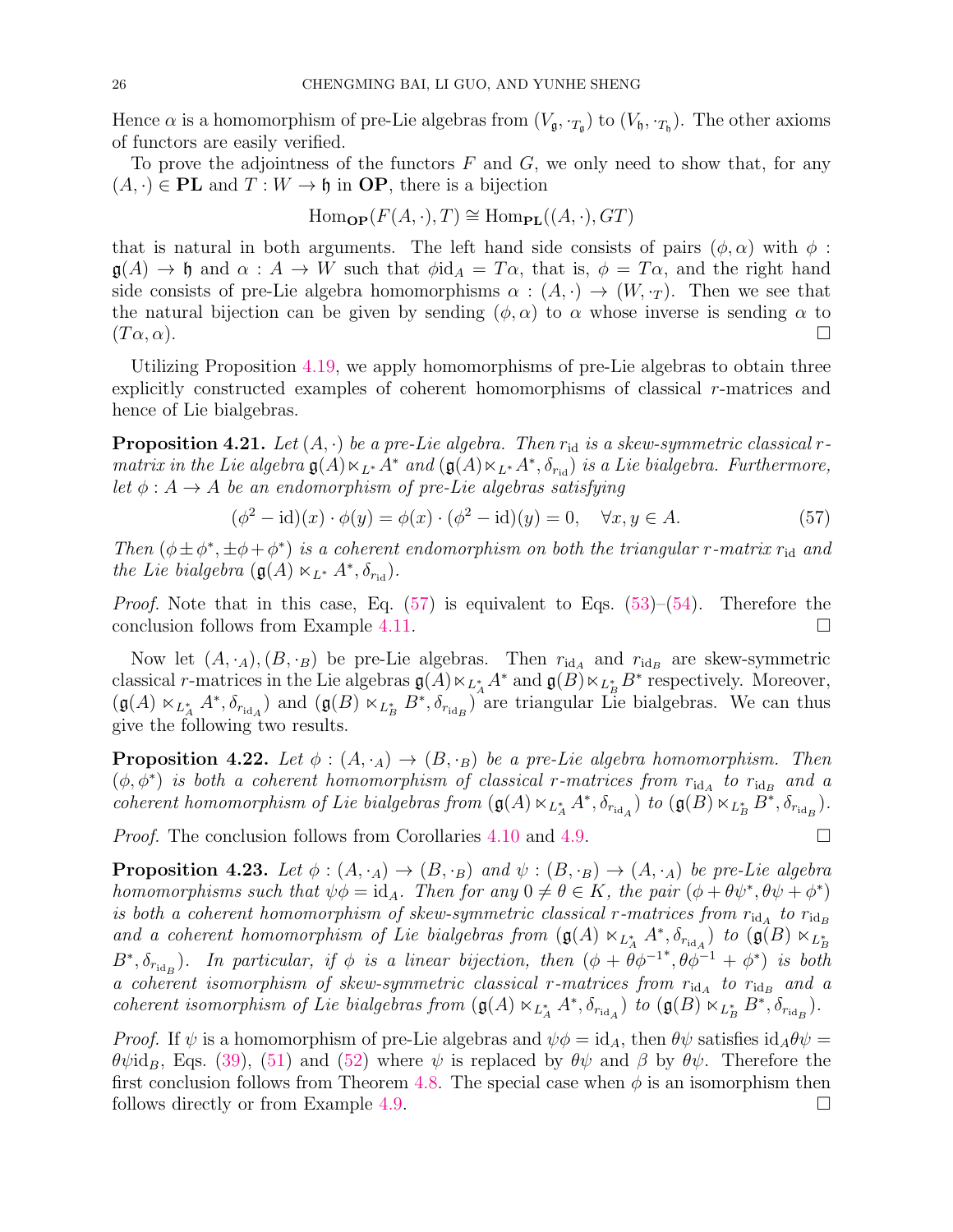Hence $\alpha$ is a homomorphism of pre-Lie algebras from $(V_{\mathfrak{g}}, \cdot_{T_{\mathfrak{g}}})$ to $(V_{\mathfrak{h}}, \cdot_{T_{\mathfrak{h}}})$. The other axioms of functors are easily verified.

To prove the adjointness of the functors $F$ and $G$, we only need to show that, for any $(A, \cdot) \in \mathbf{PL}$ and $T : W \to \mathfrak{h}$ in $\mathbf{OP}$, there is a bijection

$$\mathrm{Hom}_{\mathbf{OP}}(F(A, \cdot), T) \cong \mathrm{Hom}_{\mathbf{PL}}((A, \cdot), GT)$$

that is natural in both arguments. The left hand side consists of pairs $(\phi, \alpha)$ with $\phi : \mathfrak{g}(A) \to \mathfrak{h}$ and $\alpha : A \to W$ such that $\phi \mathrm{id}_A = T\alpha$, that is, $\phi = T\alpha$, and the right hand side consists of pre-Lie algebra homomorphisms $\alpha : (A, \cdot) \to (W, \cdot_T)$. Then we see that the natural bijection can be given by sending $(\phi, \alpha)$ to $\alpha$ whose inverse is sending $\alpha$ to $(T\alpha, \alpha)$. $\square$

Utilizing Proposition 4.19, we apply homomorphisms of pre-Lie algebras to obtain three explicitly constructed examples of coherent homomorphisms of classical $r$-matrices and hence of Lie bialgebras.

**Proposition 4.21.** *Let $(A, \cdot)$ be a pre-Lie algebra. Then $r_{\mathrm{id}}$ is a skew-symmetric classical $r$-matrix in the Lie algebra $\mathfrak{g}(A) \ltimes_{L^*} A^*$ and $(\mathfrak{g}(A) \ltimes_{L^*} A^*, \delta_{r_{\mathrm{id}}})$ is a Lie bialgebra. Furthermore, let $\phi : A \to A$ be an endomorphism of pre-Lie algebras satisfying*

$$(\phi^2 - \mathrm{id})(x) \cdot \phi(y) = \phi(x) \cdot (\phi^2 - \mathrm{id})(y) = 0, \quad \forall x, y \in A. \tag{57}$$

*Then $(\phi \pm \phi^*, \pm\phi + \phi^*)$ is a coherent endomorphism on both the triangular $r$-matrix $r_{\mathrm{id}}$ and the Lie bialgebra $(\mathfrak{g}(A) \ltimes_{L^*} A^*, \delta_{r_{\mathrm{id}}})$.*

*Proof.* Note that in this case, Eq. (57) is equivalent to Eqs. (53)–(54). Therefore the conclusion follows from Example 4.11. $\square$

Now let $(A, \cdot_A), (B, \cdot_B)$ be pre-Lie algebras. Then $r_{\mathrm{id}_A}$ and $r_{\mathrm{id}_B}$ are skew-symmetric classical $r$-matrices in the Lie algebras $\mathfrak{g}(A) \ltimes_{L_A^*} A^*$ and $\mathfrak{g}(B) \ltimes_{L_B^*} B^*$ respectively. Moreover, $(\mathfrak{g}(A) \ltimes_{L_A^*} A^*, \delta_{r_{\mathrm{id}_A}})$ and $(\mathfrak{g}(B) \ltimes_{L_B^*} B^*, \delta_{r_{\mathrm{id}_B}})$ are triangular Lie bialgebras. We can thus give the following two results.

**Proposition 4.22.** *Let $\phi : (A, \cdot_A) \to (B, \cdot_B)$ be a pre-Lie algebra homomorphism. Then $(\phi, \phi^*)$ is both a coherent homomorphism of classical $r$-matrices from $r_{\mathrm{id}_A}$ to $r_{\mathrm{id}_B}$ and a coherent homomorphism of Lie bialgebras from $(\mathfrak{g}(A) \ltimes_{L_A^*} A^*, \delta_{r_{\mathrm{id}_A}})$ to $(\mathfrak{g}(B) \ltimes_{L_B^*} B^*, \delta_{r_{\mathrm{id}_B}})$.*

*Proof.* The conclusion follows from Corollaries 4.10 and 4.9. $\square$

**Proposition 4.23.** *Let $\phi : (A, \cdot_A) \to (B, \cdot_B)$ and $\psi : (B, \cdot_B) \to (A, \cdot_A)$ be pre-Lie algebra homomorphisms such that $\psi\phi = \mathrm{id}_A$. Then for any $0 \neq \theta \in K$, the pair $(\phi + \theta\psi^*, \theta\psi + \phi^*)$ is both a coherent homomorphism of skew-symmetric classical $r$-matrices from $r_{\mathrm{id}_A}$ to $r_{\mathrm{id}_B}$ and a coherent homomorphism of Lie bialgebras from $(\mathfrak{g}(A) \ltimes_{L_A^*} A^*, \delta_{r_{\mathrm{id}_A}})$ to $(\mathfrak{g}(B) \ltimes_{L_B^*} B^*, \delta_{r_{\mathrm{id}_B}})$. In particular, if $\phi$ is a linear bijection, then $(\phi + \theta\phi^{-1*}, \theta\phi^{-1} + \phi^*)$ is both a coherent isomorphism of skew-symmetric classical $r$-matrices from $r_{\mathrm{id}_A}$ to $r_{\mathrm{id}_B}$ and a coherent isomorphism of Lie bialgebras from $(\mathfrak{g}(A) \ltimes_{L_A^*} A^*, \delta_{r_{\mathrm{id}_A}})$ to $(\mathfrak{g}(B) \ltimes_{L_B^*} B^*, \delta_{r_{\mathrm{id}_B}})$.*

*Proof.* If $\psi$ is a homomorphism of pre-Lie algebras and $\psi\phi = \mathrm{id}_A$, then $\theta\psi$ satisfies $\mathrm{id}_A\theta\psi = \theta\psi\mathrm{id}_B$, Eqs. (39), (51) and (52) where $\psi$ is replaced by $\theta\psi$ and $\beta$ by $\theta\psi$. Therefore the first conclusion follows from Theorem 4.8. The special case when $\phi$ is an isomorphism then follows directly or from Example 4.9. $\square$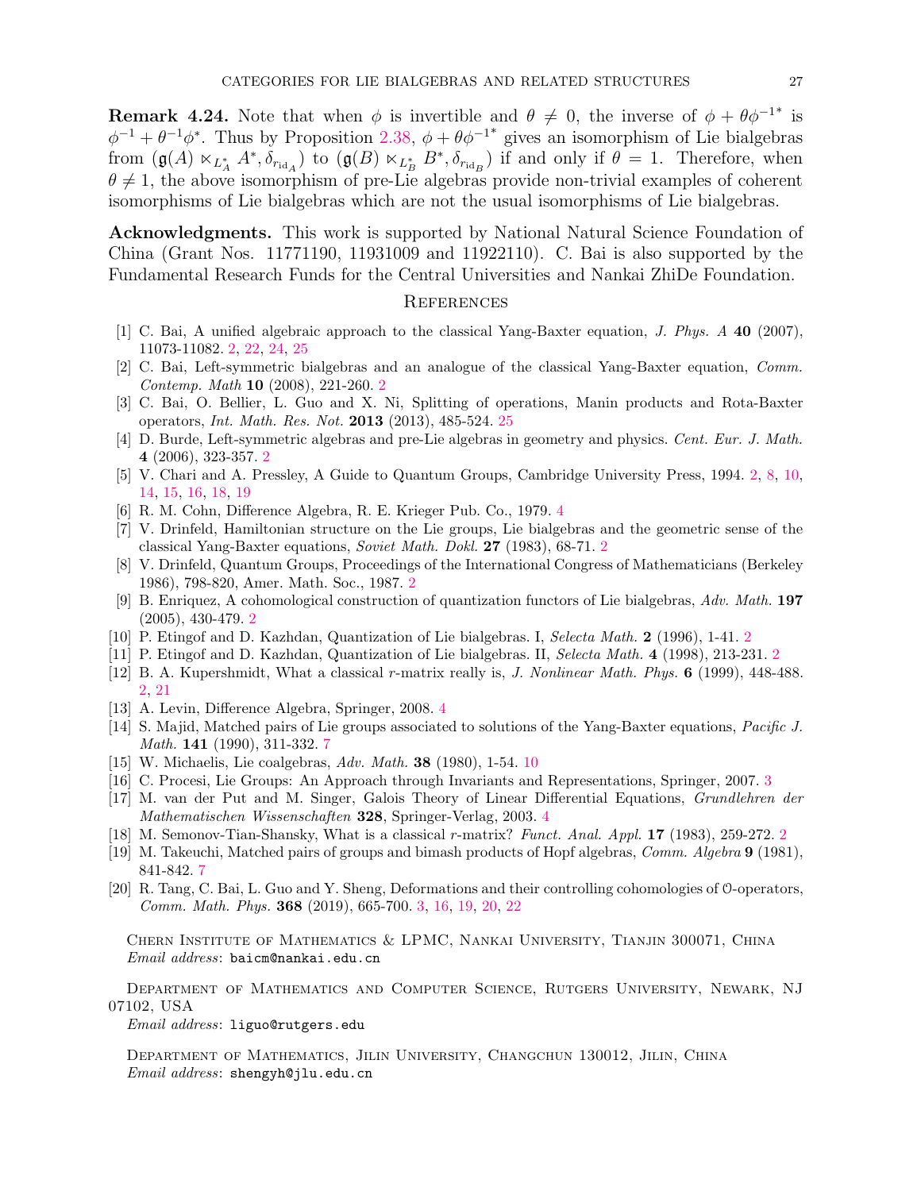**Remark 4.24.** Note that when $\phi$ is invertible and $\theta \neq 0$, the inverse of $\phi + \theta{\phi^{-1}}^*$ is $\phi^{-1} + \theta^{-1}\phi^*$. Thus by Proposition 2.38, $\phi + \theta{\phi^{-1}}^*$ gives an isomorphism of Lie bialgebras from $(\mathfrak{g}(A) \ltimes_{L_A^*} A^*, \delta_{r_{\mathrm{id}_A}})$ to $(\mathfrak{g}(B) \ltimes_{L_B^*} B^*, \delta_{r_{\mathrm{id}_B}})$ if and only if $\theta = 1$. Therefore, when $\theta \neq 1$, the above isomorphism of pre-Lie algebras provide non-trivial examples of coherent isomorphisms of Lie bialgebras which are not the usual isomorphisms of Lie bialgebras.

**Acknowledgments.** This work is supported by National Natural Science Foundation of China (Grant Nos. 11771190, 11931009 and 11922110). C. Bai is also supported by the Fundamental Research Funds for the Central Universities and Nankai ZhiDe Foundation.

## References

[1] C. Bai, A unified algebraic approach to the classical Yang-Baxter equation, *J. Phys. A* **40** (2007), 11073-11082. 2, 22, 24, 25

[2] C. Bai, Left-symmetric bialgebras and an analogue of the classical Yang-Baxter equation, *Comm. Contemp. Math* **10** (2008), 221-260. 2

[3] C. Bai, O. Bellier, L. Guo and X. Ni, Splitting of operations, Manin products and Rota-Baxter operators, *Int. Math. Res. Not.* **2013** (2013), 485-524. 25

[4] D. Burde, Left-symmetric algebras and pre-Lie algebras in geometry and physics. *Cent. Eur. J. Math.* **4** (2006), 323-357. 2

[5] V. Chari and A. Pressley, A Guide to Quantum Groups, Cambridge University Press, 1994. 2, 8, 10, 14, 15, 16, 18, 19

[6] R. M. Cohn, Difference Algebra, R. E. Krieger Pub. Co., 1979. 4

[7] V. Drinfeld, Hamiltonian structure on the Lie groups, Lie bialgebras and the geometric sense of the classical Yang-Baxter equations, *Soviet Math. Dokl.* **27** (1983), 68-71. 2

[8] V. Drinfeld, Quantum Groups, Proceedings of the International Congress of Mathematicians (Berkeley 1986), 798-820, Amer. Math. Soc., 1987. 2

[9] B. Enriquez, A cohomological construction of quantization functors of Lie bialgebras, *Adv. Math.* **197** (2005), 430-479. 2

[10] P. Etingof and D. Kazhdan, Quantization of Lie bialgebras. I, *Selecta Math.* **2** (1996), 1-41. 2

[11] P. Etingof and D. Kazhdan, Quantization of Lie bialgebras. II, *Selecta Math.* **4** (1998), 213-231. 2

[12] B. A. Kupershmidt, What a classical $r$-matrix really is, *J. Nonlinear Math. Phys.* **6** (1999), 448-488. 2, 21

[13] A. Levin, Difference Algebra, Springer, 2008. 4

[14] S. Majid, Matched pairs of Lie groups associated to solutions of the Yang-Baxter equations, *Pacific J. Math.* **141** (1990), 311-332. 7

[15] W. Michaelis, Lie coalgebras, *Adv. Math.* **38** (1980), 1-54. 10

[16] C. Procesi, Lie Groups: An Approach through Invariants and Representations, Springer, 2007. 3

[17] M. van der Put and M. Singer, Galois Theory of Linear Differential Equations, *Grundlehren der Mathematischen Wissenschaften* **328**, Springer-Verlag, 2003. 4

[18] M. Semonov-Tian-Shansky, What is a classical $r$-matrix? *Funct. Anal. Appl.* **17** (1983), 259-272. 2

[19] M. Takeuchi, Matched pairs of groups and bimash products of Hopf algebras, *Comm. Algebra* **9** (1981), 841-842. 7

[20] R. Tang, C. Bai, L. Guo and Y. Sheng, Deformations and their controlling cohomologies of $\mathcal{O}$-operators, *Comm. Math. Phys.* **368** (2019), 665-700. 3, 16, 19, 20, 22

Chern Institute of Mathematics & LPMC, Nankai University, Tianjin 300071, China
*Email address*: baicm@nankai.edu.cn

Department of Mathematics and Computer Science, Rutgers University, Newark, NJ 07102, USA
*Email address*: liguo@rutgers.edu

Department of Mathematics, Jilin University, Changchun 130012, Jilin, China
*Email address*: shengyh@jlu.edu.cn